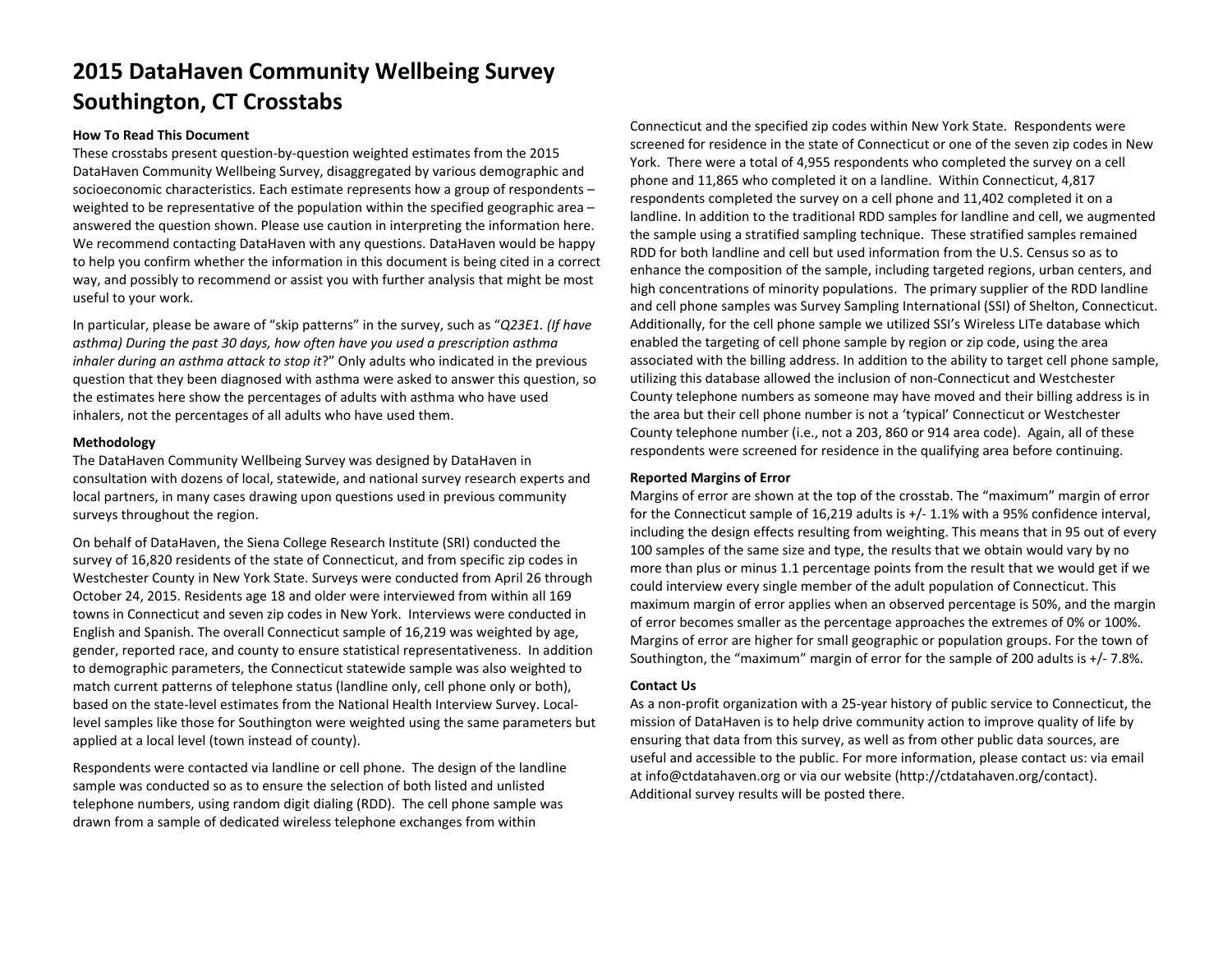# 2015 DataHaven Community Wellbeing Survey
# Southington, CT Crosstabs

### How To Read This Document

These crosstabs present question-by-question weighted estimates from the 2015 DataHaven Community Wellbeing Survey, disaggregated by various demographic and socioeconomic characteristics. Each estimate represents how a group of respondents – weighted to be representative of the population within the specified geographic area – answered the question shown. Please use caution in interpreting the information here. We recommend contacting DataHaven with any questions. DataHaven would be happy to help you confirm whether the information in this document is being cited in a correct way, and possibly to recommend or assist you with further analysis that might be most useful to your work.

In particular, please be aware of "skip patterns" in the survey, such as "*Q23E1. (If have asthma) During the past 30 days, how often have you used a prescription asthma inhaler during an asthma attack to stop it*?" Only adults who indicated in the previous question that they been diagnosed with asthma were asked to answer this question, so the estimates here show the percentages of adults with asthma who have used inhalers, not the percentages of all adults who have used them.

### Methodology

The DataHaven Community Wellbeing Survey was designed by DataHaven in consultation with dozens of local, statewide, and national survey research experts and local partners, in many cases drawing upon questions used in previous community surveys throughout the region.

On behalf of DataHaven, the Siena College Research Institute (SRI) conducted the survey of 16,820 residents of the state of Connecticut, and from specific zip codes in Westchester County in New York State. Surveys were conducted from April 26 through October 24, 2015. Residents age 18 and older were interviewed from within all 169 towns in Connecticut and seven zip codes in New York. Interviews were conducted in English and Spanish. The overall Connecticut sample of 16,219 was weighted by age, gender, reported race, and county to ensure statistical representativeness. In addition to demographic parameters, the Connecticut statewide sample was also weighted to match current patterns of telephone status (landline only, cell phone only or both), based on the state-level estimates from the National Health Interview Survey. Local-level samples like those for Southington were weighted using the same parameters but applied at a local level (town instead of county).

Respondents were contacted via landline or cell phone. The design of the landline sample was conducted so as to ensure the selection of both listed and unlisted telephone numbers, using random digit dialing (RDD). The cell phone sample was drawn from a sample of dedicated wireless telephone exchanges from within Connecticut and the specified zip codes within New York State. Respondents were screened for residence in the state of Connecticut or one of the seven zip codes in New York. There were a total of 4,955 respondents who completed the survey on a cell phone and 11,865 who completed it on a landline. Within Connecticut, 4,817 respondents completed the survey on a cell phone and 11,402 completed it on a landline. In addition to the traditional RDD samples for landline and cell, we augmented the sample using a stratified sampling technique. These stratified samples remained RDD for both landline and cell but used information from the U.S. Census so as to enhance the composition of the sample, including targeted regions, urban centers, and high concentrations of minority populations. The primary supplier of the RDD landline and cell phone samples was Survey Sampling International (SSI) of Shelton, Connecticut. Additionally, for the cell phone sample we utilized SSI's Wireless LITe database which enabled the targeting of cell phone sample by region or zip code, using the area associated with the billing address. In addition to the ability to target cell phone sample, utilizing this database allowed the inclusion of non-Connecticut and Westchester County telephone numbers as someone may have moved and their billing address is in the area but their cell phone number is not a 'typical' Connecticut or Westchester County telephone number (i.e., not a 203, 860 or 914 area code). Again, all of these respondents were screened for residence in the qualifying area before continuing.

### Reported Margins of Error

Margins of error are shown at the top of the crosstab. The "maximum" margin of error for the Connecticut sample of 16,219 adults is +/- 1.1% with a 95% confidence interval, including the design effects resulting from weighting. This means that in 95 out of every 100 samples of the same size and type, the results that we obtain would vary by no more than plus or minus 1.1 percentage points from the result that we would get if we could interview every single member of the adult population of Connecticut. This maximum margin of error applies when an observed percentage is 50%, and the margin of error becomes smaller as the percentage approaches the extremes of 0% or 100%. Margins of error are higher for small geographic or population groups. For the town of Southington, the "maximum" margin of error for the sample of 200 adults is +/- 7.8%.

### Contact Us

As a non-profit organization with a 25-year history of public service to Connecticut, the mission of DataHaven is to help drive community action to improve quality of life by ensuring that data from this survey, as well as from other public data sources, are useful and accessible to the public. For more information, please contact us: via email at info@ctdatahaven.org or via our website (http://ctdatahaven.org/contact). Additional survey results will be posted there.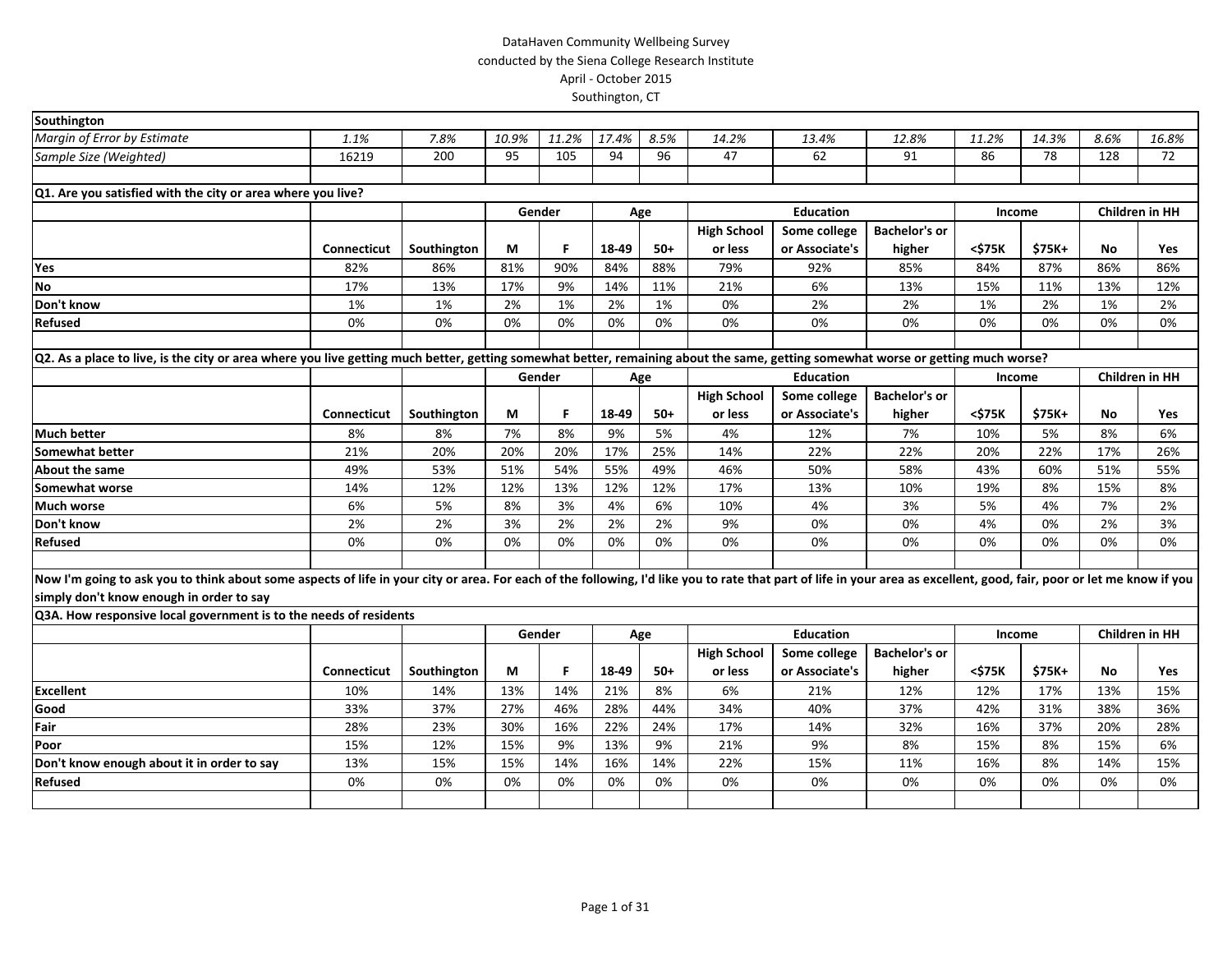DataHaven Community Wellbeing Survey
conducted by the Siena College Research Institute
April - October 2015
Southington, CT

| Southington | | | | | | | | | | | | | |
|---|---|---|---|---|---|---|---|---|---|---|---|---|---|
| *Margin of Error by Estimate* | *1.1%* | *7.8%* | *10.9%* | *11.2%* | *17.4%* | *8.5%* | *14.2%* | *13.4%* | *12.8%* | *11.2%* | *14.3%* | *8.6%* | *16.8%* |
| *Sample Size (Weighted)* | 16219 | 200 | 95 | 105 | 94 | 96 | 47 | 62 | 91 | 86 | 78 | 128 | 72 |

**Q1. Are you satisfied with the city or area where you live?**

| | | | Gender | | Age | | Education | | | Income | | Children in HH | |
|---|---|---|---|---|---|---|---|---|---|---|---|---|---|
| | Connecticut | Southington | M | F | 18-49 | 50+ | High School or less | Some college or Associate's | Bachelor's or higher | <$75K | $75K+ | No | Yes |
| **Yes** | 82% | 86% | 81% | 90% | 84% | 88% | 79% | 92% | 85% | 84% | 87% | 86% | 86% |
| **No** | 17% | 13% | 17% | 9% | 14% | 11% | 21% | 6% | 13% | 15% | 11% | 13% | 12% |
| **Don't know** | 1% | 1% | 2% | 1% | 2% | 1% | 0% | 2% | 2% | 1% | 2% | 1% | 2% |
| **Refused** | 0% | 0% | 0% | 0% | 0% | 0% | 0% | 0% | 0% | 0% | 0% | 0% | 0% |

**Q2. As a place to live, is the city or area where you live getting much better, getting somewhat better, remaining about the same, getting somewhat worse or getting much worse?**

| | | | Gender | | Age | | Education | | | Income | | Children in HH | |
|---|---|---|---|---|---|---|---|---|---|---|---|---|---|
| | Connecticut | Southington | M | F | 18-49 | 50+ | High School or less | Some college or Associate's | Bachelor's or higher | <$75K | $75K+ | No | Yes |
| **Much better** | 8% | 8% | 7% | 8% | 9% | 5% | 4% | 12% | 7% | 10% | 5% | 8% | 6% |
| **Somewhat better** | 21% | 20% | 20% | 20% | 17% | 25% | 14% | 22% | 22% | 20% | 22% | 17% | 26% |
| **About the same** | 49% | 53% | 51% | 54% | 55% | 49% | 46% | 50% | 58% | 43% | 60% | 51% | 55% |
| **Somewhat worse** | 14% | 12% | 12% | 13% | 12% | 12% | 17% | 13% | 10% | 19% | 8% | 15% | 8% |
| **Much worse** | 6% | 5% | 8% | 3% | 4% | 6% | 10% | 4% | 3% | 5% | 4% | 7% | 2% |
| **Don't know** | 2% | 2% | 3% | 2% | 2% | 2% | 9% | 0% | 0% | 4% | 0% | 2% | 3% |
| **Refused** | 0% | 0% | 0% | 0% | 0% | 0% | 0% | 0% | 0% | 0% | 0% | 0% | 0% |

**Now I'm going to ask you to think about some aspects of life in your city or area. For each of the following, I'd like you to rate that part of life in your area as excellent, good, fair, poor or let me know if you simply don't know enough in order to say**

**Q3A. How responsive local government is to the needs of residents**

| | | | Gender | | Age | | Education | | | Income | | Children in HH | |
|---|---|---|---|---|---|---|---|---|---|---|---|---|---|
| | Connecticut | Southington | M | F | 18-49 | 50+ | High School or less | Some college or Associate's | Bachelor's or higher | <$75K | $75K+ | No | Yes |
| **Excellent** | 10% | 14% | 13% | 14% | 21% | 8% | 6% | 21% | 12% | 12% | 17% | 13% | 15% |
| **Good** | 33% | 37% | 27% | 46% | 28% | 44% | 34% | 40% | 37% | 42% | 31% | 38% | 36% |
| **Fair** | 28% | 23% | 30% | 16% | 22% | 24% | 17% | 14% | 32% | 16% | 37% | 20% | 28% |
| **Poor** | 15% | 12% | 15% | 9% | 13% | 9% | 21% | 9% | 8% | 15% | 8% | 15% | 6% |
| **Don't know enough about it in order to say** | 13% | 15% | 15% | 14% | 16% | 14% | 22% | 15% | 11% | 16% | 8% | 14% | 15% |
| **Refused** | 0% | 0% | 0% | 0% | 0% | 0% | 0% | 0% | 0% | 0% | 0% | 0% | 0% |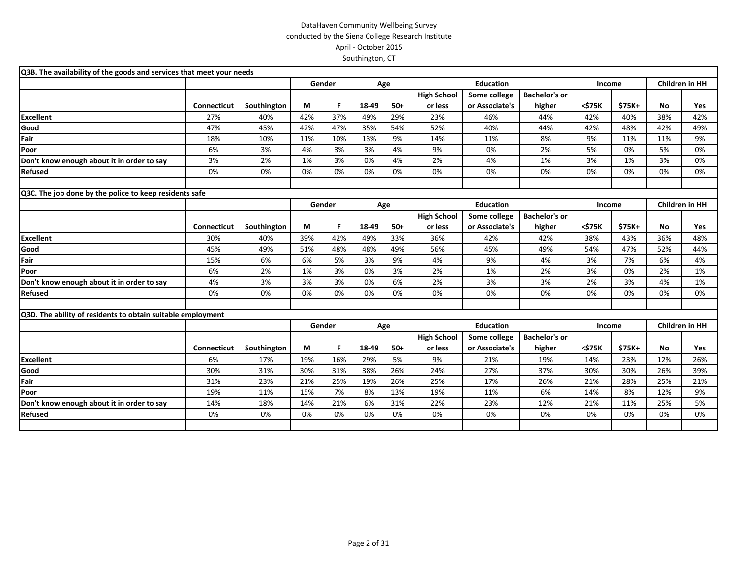DataHaven Community Wellbeing Survey
conducted by the Siena College Research Institute
April - October 2015
Southington, CT

**Q3B. The availability of the goods and services that meet your needs**

| | | | Gender | | Age | | Education | | | Income | | Children in HH | |
|---|---|---|---|---|---|---|---|---|---|---|---|---|---|
| | Connecticut | Southington | M | F | 18-49 | 50+ | High School or less | Some college or Associate's | Bachelor's or higher | <$75K | $75K+ | No | Yes |
| **Excellent** | 27% | 40% | 42% | 37% | 49% | 29% | 23% | 46% | 44% | 42% | 40% | 38% | 42% |
| **Good** | 47% | 45% | 42% | 47% | 35% | 54% | 52% | 40% | 44% | 42% | 48% | 42% | 49% |
| **Fair** | 18% | 10% | 11% | 10% | 13% | 9% | 14% | 11% | 8% | 9% | 11% | 11% | 9% |
| **Poor** | 6% | 3% | 4% | 3% | 3% | 4% | 9% | 0% | 2% | 5% | 0% | 5% | 0% |
| **Don't know enough about it in order to say** | 3% | 2% | 1% | 3% | 0% | 4% | 2% | 4% | 1% | 3% | 1% | 3% | 0% |
| **Refused** | 0% | 0% | 0% | 0% | 0% | 0% | 0% | 0% | 0% | 0% | 0% | 0% | 0% |

**Q3C. The job done by the police to keep residents safe**

| | | | Gender | | Age | | Education | | | Income | | Children in HH | |
|---|---|---|---|---|---|---|---|---|---|---|---|---|---|
| | Connecticut | Southington | M | F | 18-49 | 50+ | High School or less | Some college or Associate's | Bachelor's or higher | <$75K | $75K+ | No | Yes |
| **Excellent** | 30% | 40% | 39% | 42% | 49% | 33% | 36% | 42% | 42% | 38% | 43% | 36% | 48% |
| **Good** | 45% | 49% | 51% | 48% | 48% | 49% | 56% | 45% | 49% | 54% | 47% | 52% | 44% |
| **Fair** | 15% | 6% | 6% | 5% | 3% | 9% | 4% | 9% | 4% | 3% | 7% | 6% | 4% |
| **Poor** | 6% | 2% | 1% | 3% | 0% | 3% | 2% | 1% | 2% | 3% | 0% | 2% | 1% |
| **Don't know enough about it in order to say** | 4% | 3% | 3% | 3% | 0% | 6% | 2% | 3% | 3% | 2% | 3% | 4% | 1% |
| **Refused** | 0% | 0% | 0% | 0% | 0% | 0% | 0% | 0% | 0% | 0% | 0% | 0% | 0% |

**Q3D. The ability of residents to obtain suitable employment**

| | | | Gender | | Age | | Education | | | Income | | Children in HH | |
|---|---|---|---|---|---|---|---|---|---|---|---|---|---|
| | Connecticut | Southington | M | F | 18-49 | 50+ | High School or less | Some college or Associate's | Bachelor's or higher | <$75K | $75K+ | No | Yes |
| **Excellent** | 6% | 17% | 19% | 16% | 29% | 5% | 9% | 21% | 19% | 14% | 23% | 12% | 26% |
| **Good** | 30% | 31% | 30% | 31% | 38% | 26% | 24% | 27% | 37% | 30% | 30% | 26% | 39% |
| **Fair** | 31% | 23% | 21% | 25% | 19% | 26% | 25% | 17% | 26% | 21% | 28% | 25% | 21% |
| **Poor** | 19% | 11% | 15% | 7% | 8% | 13% | 19% | 11% | 6% | 14% | 8% | 12% | 9% |
| **Don't know enough about it in order to say** | 14% | 18% | 14% | 21% | 6% | 31% | 22% | 23% | 12% | 21% | 11% | 25% | 5% |
| **Refused** | 0% | 0% | 0% | 0% | 0% | 0% | 0% | 0% | 0% | 0% | 0% | 0% | 0% |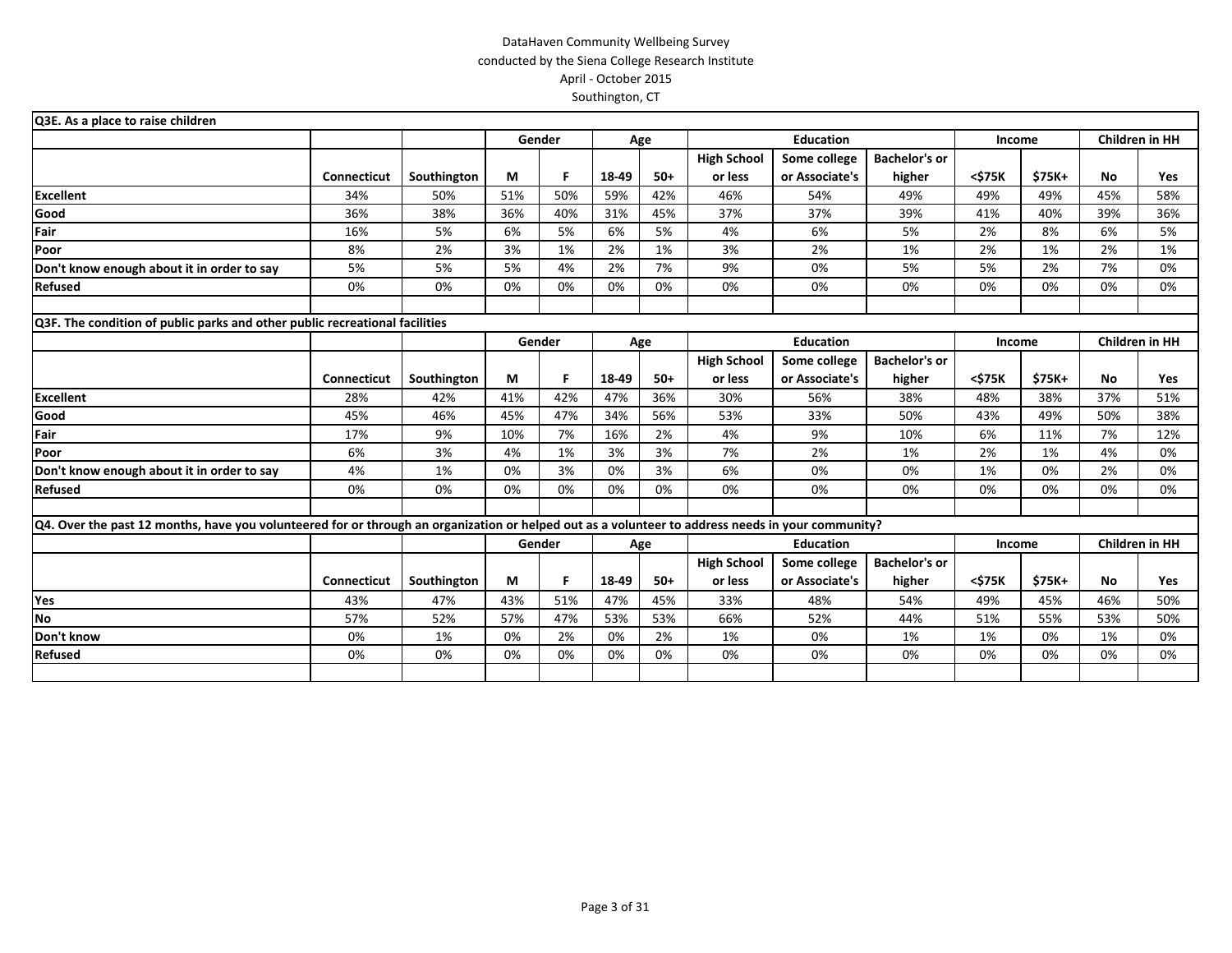DataHaven Community Wellbeing Survey
conducted by the Siena College Research Institute
April - October 2015
Southington, CT

**Q3E. As a place to raise children**

| | | | Gender | | Age | | Education | | | Income | | Children in HH | |
|---|---|---|---|---|---|---|---|---|---|---|---|---|---|
| | Connecticut | Southington | M | F | 18-49 | 50+ | High School or less | Some college or Associate's | Bachelor's or higher | <$75K | $75K+ | No | Yes |
| Excellent | 34% | 50% | 51% | 50% | 59% | 42% | 46% | 54% | 49% | 49% | 49% | 45% | 58% |
| Good | 36% | 38% | 36% | 40% | 31% | 45% | 37% | 37% | 39% | 41% | 40% | 39% | 36% |
| Fair | 16% | 5% | 6% | 5% | 6% | 5% | 4% | 6% | 5% | 2% | 8% | 6% | 5% |
| Poor | 8% | 2% | 3% | 1% | 2% | 1% | 3% | 2% | 1% | 2% | 1% | 2% | 1% |
| Don't know enough about it in order to say | 5% | 5% | 5% | 4% | 2% | 7% | 9% | 0% | 5% | 5% | 2% | 7% | 0% |
| Refused | 0% | 0% | 0% | 0% | 0% | 0% | 0% | 0% | 0% | 0% | 0% | 0% | 0% |

**Q3F. The condition of public parks and other public recreational facilities**

| | | | Gender | | Age | | Education | | | Income | | Children in HH | |
|---|---|---|---|---|---|---|---|---|---|---|---|---|---|
| | Connecticut | Southington | M | F | 18-49 | 50+ | High School or less | Some college or Associate's | Bachelor's or higher | <$75K | $75K+ | No | Yes |
| Excellent | 28% | 42% | 41% | 42% | 47% | 36% | 30% | 56% | 38% | 48% | 38% | 37% | 51% |
| Good | 45% | 46% | 45% | 47% | 34% | 56% | 53% | 33% | 50% | 43% | 49% | 50% | 38% |
| Fair | 17% | 9% | 10% | 7% | 16% | 2% | 4% | 9% | 10% | 6% | 11% | 7% | 12% |
| Poor | 6% | 3% | 4% | 1% | 3% | 3% | 7% | 2% | 1% | 2% | 1% | 4% | 0% |
| Don't know enough about it in order to say | 4% | 1% | 0% | 3% | 0% | 3% | 6% | 0% | 0% | 1% | 0% | 2% | 0% |
| Refused | 0% | 0% | 0% | 0% | 0% | 0% | 0% | 0% | 0% | 0% | 0% | 0% | 0% |

**Q4. Over the past 12 months, have you volunteered for or through an organization or helped out as a volunteer to address needs in your community?**

| | | | Gender | | Age | | Education | | | Income | | Children in HH | |
|---|---|---|---|---|---|---|---|---|---|---|---|---|---|
| | Connecticut | Southington | M | F | 18-49 | 50+ | High School or less | Some college or Associate's | Bachelor's or higher | <$75K | $75K+ | No | Yes |
| Yes | 43% | 47% | 43% | 51% | 47% | 45% | 33% | 48% | 54% | 49% | 45% | 46% | 50% |
| No | 57% | 52% | 57% | 47% | 53% | 53% | 66% | 52% | 44% | 51% | 55% | 53% | 50% |
| Don't know | 0% | 1% | 0% | 2% | 0% | 2% | 1% | 0% | 1% | 1% | 0% | 1% | 0% |
| Refused | 0% | 0% | 0% | 0% | 0% | 0% | 0% | 0% | 0% | 0% | 0% | 0% | 0% |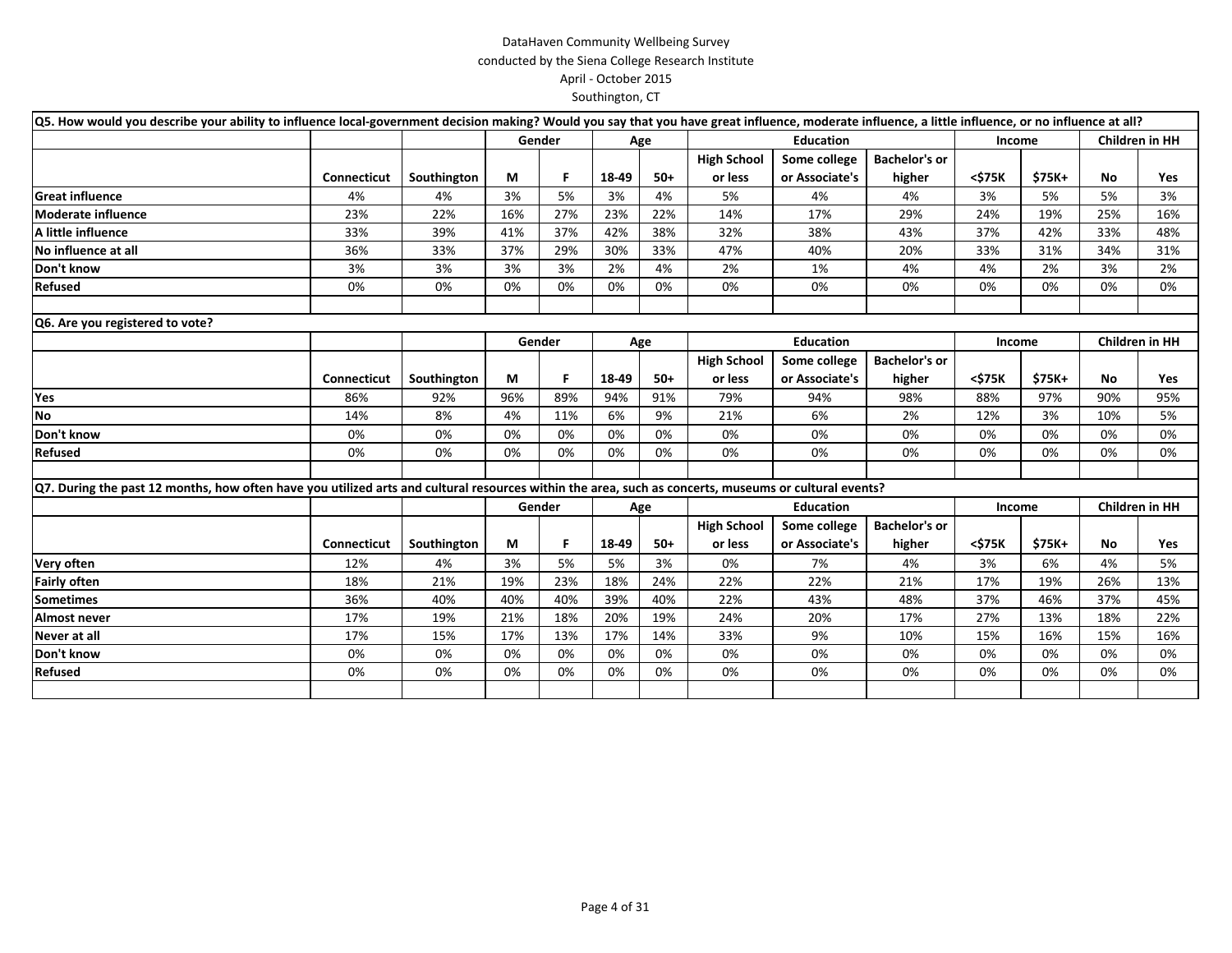DataHaven Community Wellbeing Survey
conducted by the Siena College Research Institute
April - October 2015
Southington, CT

**Q5. How would you describe your ability to influence local-government decision making? Would you say that you have great influence, moderate influence, a little influence, or no influence at all?**

| | | | Gender | | Age | | Education | | | Income | | Children in HH | |
|---|---|---|---|---|---|---|---|---|---|---|---|---|---|
| | Connecticut | Southington | M | F | 18-49 | 50+ | High School or less | Some college or Associate's | Bachelor's or higher | <$75K | $75K+ | No | Yes |
| **Great influence** | 4% | 4% | 3% | 5% | 3% | 4% | 5% | 4% | 4% | 3% | 5% | 5% | 3% |
| **Moderate influence** | 23% | 22% | 16% | 27% | 23% | 22% | 14% | 17% | 29% | 24% | 19% | 25% | 16% |
| **A little influence** | 33% | 39% | 41% | 37% | 42% | 38% | 32% | 38% | 43% | 37% | 42% | 33% | 48% |
| **No influence at all** | 36% | 33% | 37% | 29% | 30% | 33% | 47% | 40% | 20% | 33% | 31% | 34% | 31% |
| **Don't know** | 3% | 3% | 3% | 3% | 2% | 4% | 2% | 1% | 4% | 4% | 2% | 3% | 2% |
| **Refused** | 0% | 0% | 0% | 0% | 0% | 0% | 0% | 0% | 0% | 0% | 0% | 0% | 0% |

**Q6. Are you registered to vote?**

| | | | Gender | | Age | | Education | | | Income | | Children in HH | |
|---|---|---|---|---|---|---|---|---|---|---|---|---|---|
| | Connecticut | Southington | M | F | 18-49 | 50+ | High School or less | Some college or Associate's | Bachelor's or higher | <$75K | $75K+ | No | Yes |
| **Yes** | 86% | 92% | 96% | 89% | 94% | 91% | 79% | 94% | 98% | 88% | 97% | 90% | 95% |
| **No** | 14% | 8% | 4% | 11% | 6% | 9% | 21% | 6% | 2% | 12% | 3% | 10% | 5% |
| **Don't know** | 0% | 0% | 0% | 0% | 0% | 0% | 0% | 0% | 0% | 0% | 0% | 0% | 0% |
| **Refused** | 0% | 0% | 0% | 0% | 0% | 0% | 0% | 0% | 0% | 0% | 0% | 0% | 0% |

**Q7. During the past 12 months, how often have you utilized arts and cultural resources within the area, such as concerts, museums or cultural events?**

| | | | Gender | | Age | | Education | | | Income | | Children in HH | |
|---|---|---|---|---|---|---|---|---|---|---|---|---|---|
| | Connecticut | Southington | M | F | 18-49 | 50+ | High School or less | Some college or Associate's | Bachelor's or higher | <$75K | $75K+ | No | Yes |
| **Very often** | 12% | 4% | 3% | 5% | 5% | 3% | 0% | 7% | 4% | 3% | 6% | 4% | 5% |
| **Fairly often** | 18% | 21% | 19% | 23% | 18% | 24% | 22% | 22% | 21% | 17% | 19% | 26% | 13% |
| **Sometimes** | 36% | 40% | 40% | 40% | 39% | 40% | 22% | 43% | 48% | 37% | 46% | 37% | 45% |
| **Almost never** | 17% | 19% | 21% | 18% | 20% | 19% | 24% | 20% | 17% | 27% | 13% | 18% | 22% |
| **Never at all** | 17% | 15% | 17% | 13% | 17% | 14% | 33% | 9% | 10% | 15% | 16% | 15% | 16% |
| **Don't know** | 0% | 0% | 0% | 0% | 0% | 0% | 0% | 0% | 0% | 0% | 0% | 0% | 0% |
| **Refused** | 0% | 0% | 0% | 0% | 0% | 0% | 0% | 0% | 0% | 0% | 0% | 0% | 0% |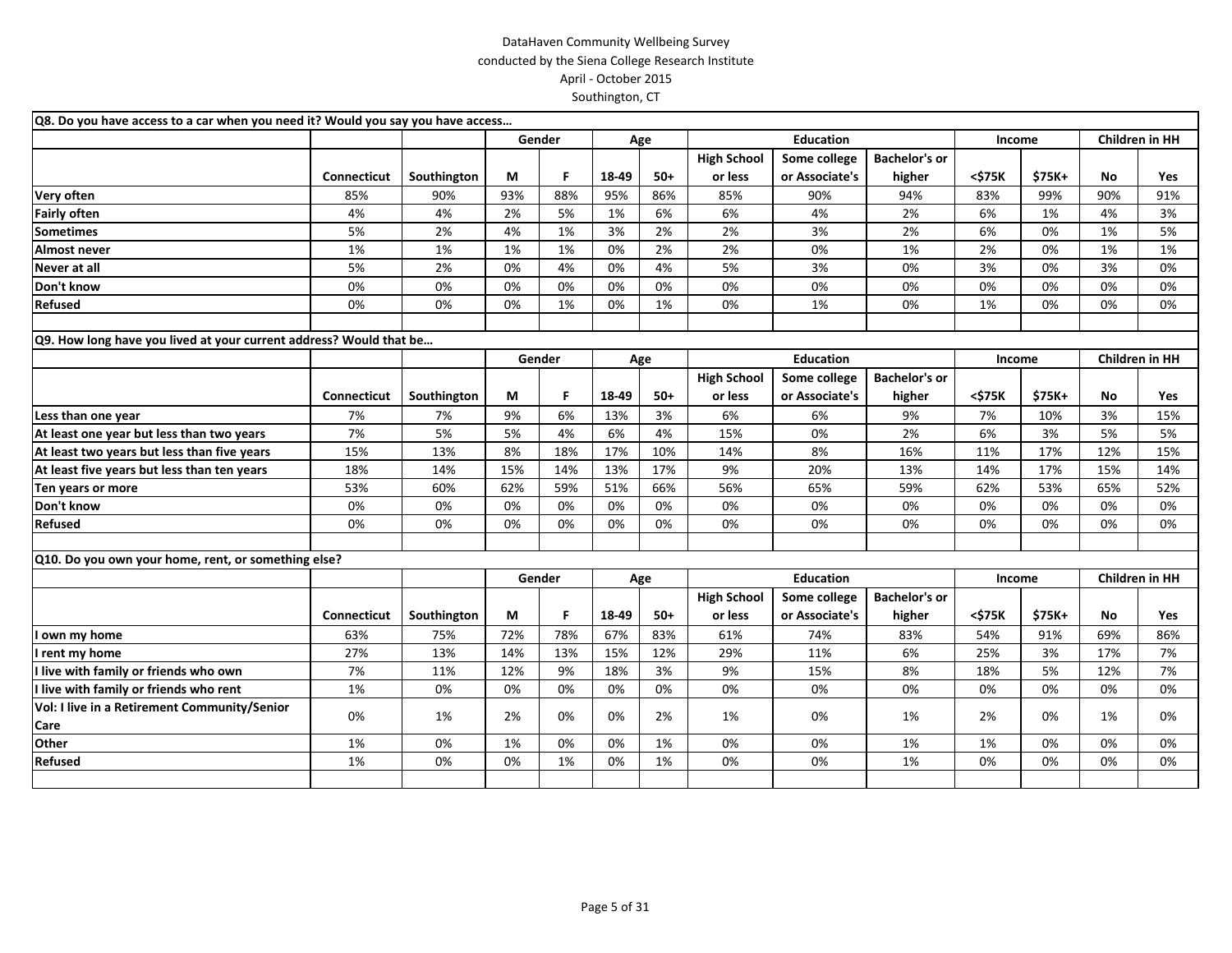DataHaven Community Wellbeing Survey
conducted by the Siena College Research Institute
April - October 2015
Southington, CT

**Q8. Do you have access to a car when you need it? Would you say you have access…**

| | | | Gender | | Age | | Education | | | Income | | Children in HH | |
|---|---|---|---|---|---|---|---|---|---|---|---|---|---|
| | Connecticut | Southington | M | F | 18-49 | 50+ | High School or less | Some college or Associate's | Bachelor's or higher | <$75K | $75K+ | No | Yes |
| Very often | 85% | 90% | 93% | 88% | 95% | 86% | 85% | 90% | 94% | 83% | 99% | 90% | 91% |
| Fairly often | 4% | 4% | 2% | 5% | 1% | 6% | 6% | 4% | 2% | 6% | 1% | 4% | 3% |
| Sometimes | 5% | 2% | 4% | 1% | 3% | 2% | 2% | 3% | 2% | 6% | 0% | 1% | 5% |
| Almost never | 1% | 1% | 1% | 1% | 0% | 2% | 2% | 0% | 1% | 2% | 0% | 1% | 1% |
| Never at all | 5% | 2% | 0% | 4% | 0% | 4% | 5% | 3% | 0% | 3% | 0% | 3% | 0% |
| Don't know | 0% | 0% | 0% | 0% | 0% | 0% | 0% | 0% | 0% | 0% | 0% | 0% | 0% |
| Refused | 0% | 0% | 0% | 1% | 0% | 1% | 0% | 1% | 0% | 1% | 0% | 0% | 0% |

**Q9. How long have you lived at your current address? Would that be…**

| | | | Gender | | Age | | Education | | | Income | | Children in HH | |
|---|---|---|---|---|---|---|---|---|---|---|---|---|---|
| | Connecticut | Southington | M | F | 18-49 | 50+ | High School or less | Some college or Associate's | Bachelor's or higher | <$75K | $75K+ | No | Yes |
| Less than one year | 7% | 7% | 9% | 6% | 13% | 3% | 6% | 6% | 9% | 7% | 10% | 3% | 15% |
| At least one year but less than two years | 7% | 5% | 5% | 4% | 6% | 4% | 15% | 0% | 2% | 6% | 3% | 5% | 5% |
| At least two years but less than five years | 15% | 13% | 8% | 18% | 17% | 10% | 14% | 8% | 16% | 11% | 17% | 12% | 15% |
| At least five years but less than ten years | 18% | 14% | 15% | 14% | 13% | 17% | 9% | 20% | 13% | 14% | 17% | 15% | 14% |
| Ten years or more | 53% | 60% | 62% | 59% | 51% | 66% | 56% | 65% | 59% | 62% | 53% | 65% | 52% |
| Don't know | 0% | 0% | 0% | 0% | 0% | 0% | 0% | 0% | 0% | 0% | 0% | 0% | 0% |
| Refused | 0% | 0% | 0% | 0% | 0% | 0% | 0% | 0% | 0% | 0% | 0% | 0% | 0% |

**Q10. Do you own your home, rent, or something else?**

| | | | Gender | | Age | | Education | | | Income | | Children in HH | |
|---|---|---|---|---|---|---|---|---|---|---|---|---|---|
| | Connecticut | Southington | M | F | 18-49 | 50+ | High School or less | Some college or Associate's | Bachelor's or higher | <$75K | $75K+ | No | Yes |
| I own my home | 63% | 75% | 72% | 78% | 67% | 83% | 61% | 74% | 83% | 54% | 91% | 69% | 86% |
| I rent my home | 27% | 13% | 14% | 13% | 15% | 12% | 29% | 11% | 6% | 25% | 3% | 17% | 7% |
| I live with family or friends who own | 7% | 11% | 12% | 9% | 18% | 3% | 9% | 15% | 8% | 18% | 5% | 12% | 7% |
| I live with family or friends who rent | 1% | 0% | 0% | 0% | 0% | 0% | 0% | 0% | 0% | 0% | 0% | 0% | 0% |
| Vol: I live in a Retirement Community/Senior Care | 0% | 1% | 2% | 0% | 0% | 2% | 1% | 0% | 1% | 2% | 0% | 1% | 0% |
| Other | 1% | 0% | 1% | 0% | 0% | 1% | 0% | 0% | 1% | 1% | 0% | 0% | 0% |
| Refused | 1% | 0% | 0% | 1% | 0% | 1% | 0% | 0% | 1% | 0% | 0% | 0% | 0% |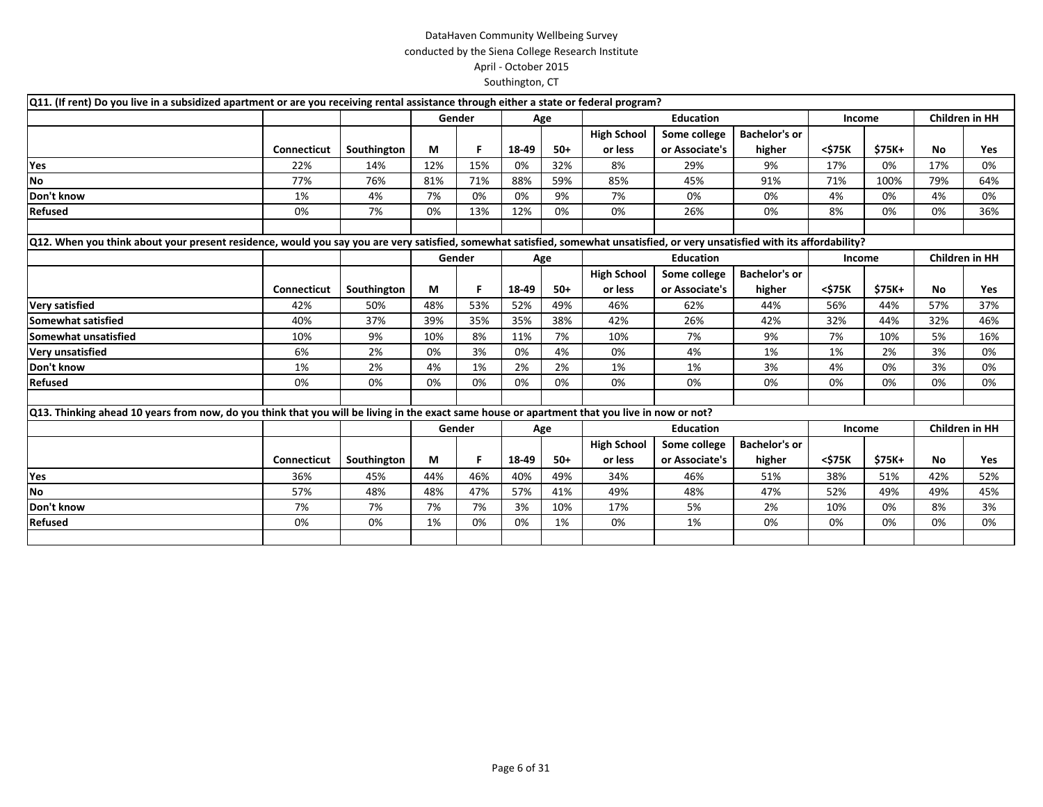DataHaven Community Wellbeing Survey
conducted by the Siena College Research Institute
April - October 2015
Southington, CT

**Q11. (If rent) Do you live in a subsidized apartment or are you receiving rental assistance through either a state or federal program?**

| | | | Gender | | Age | | Education | | | Income | | Children in HH | |
|---|---|---|---|---|---|---|---|---|---|---|---|---|---|
| | Connecticut | Southington | M | F | 18-49 | 50+ | High School or less | Some college or Associate's | Bachelor's or higher | <$75K | $75K+ | No | Yes |
| **Yes** | 22% | 14% | 12% | 15% | 0% | 32% | 8% | 29% | 9% | 17% | 0% | 17% | 0% |
| **No** | 77% | 76% | 81% | 71% | 88% | 59% | 85% | 45% | 91% | 71% | 100% | 79% | 64% |
| **Don't know** | 1% | 4% | 7% | 0% | 0% | 9% | 7% | 0% | 0% | 4% | 0% | 4% | 0% |
| **Refused** | 0% | 7% | 0% | 13% | 12% | 0% | 0% | 26% | 0% | 8% | 0% | 0% | 36% |

**Q12. When you think about your present residence, would you say you are very satisfied, somewhat satisfied, somewhat unsatisfied, or very unsatisfied with its affordability?**

| | | | Gender | | Age | | Education | | | Income | | Children in HH | |
|---|---|---|---|---|---|---|---|---|---|---|---|---|---|
| | Connecticut | Southington | M | F | 18-49 | 50+ | High School or less | Some college or Associate's | Bachelor's or higher | <$75K | $75K+ | No | Yes |
| **Very satisfied** | 42% | 50% | 48% | 53% | 52% | 49% | 46% | 62% | 44% | 56% | 44% | 57% | 37% |
| **Somewhat satisfied** | 40% | 37% | 39% | 35% | 35% | 38% | 42% | 26% | 42% | 32% | 44% | 32% | 46% |
| **Somewhat unsatisfied** | 10% | 9% | 10% | 8% | 11% | 7% | 10% | 7% | 9% | 7% | 10% | 5% | 16% |
| **Very unsatisfied** | 6% | 2% | 0% | 3% | 0% | 4% | 0% | 4% | 1% | 1% | 2% | 3% | 0% |
| **Don't know** | 1% | 2% | 4% | 1% | 2% | 2% | 1% | 1% | 3% | 4% | 0% | 3% | 0% |
| **Refused** | 0% | 0% | 0% | 0% | 0% | 0% | 0% | 0% | 0% | 0% | 0% | 0% | 0% |

**Q13. Thinking ahead 10 years from now, do you think that you will be living in the exact same house or apartment that you live in now or not?**

| | | | Gender | | Age | | Education | | | Income | | Children in HH | |
|---|---|---|---|---|---|---|---|---|---|---|---|---|---|
| | Connecticut | Southington | M | F | 18-49 | 50+ | High School or less | Some college or Associate's | Bachelor's or higher | <$75K | $75K+ | No | Yes |
| **Yes** | 36% | 45% | 44% | 46% | 40% | 49% | 34% | 46% | 51% | 38% | 51% | 42% | 52% |
| **No** | 57% | 48% | 48% | 47% | 57% | 41% | 49% | 48% | 47% | 52% | 49% | 49% | 45% |
| **Don't know** | 7% | 7% | 7% | 7% | 3% | 10% | 17% | 5% | 2% | 10% | 0% | 8% | 3% |
| **Refused** | 0% | 0% | 1% | 0% | 0% | 1% | 0% | 1% | 0% | 0% | 0% | 0% | 0% |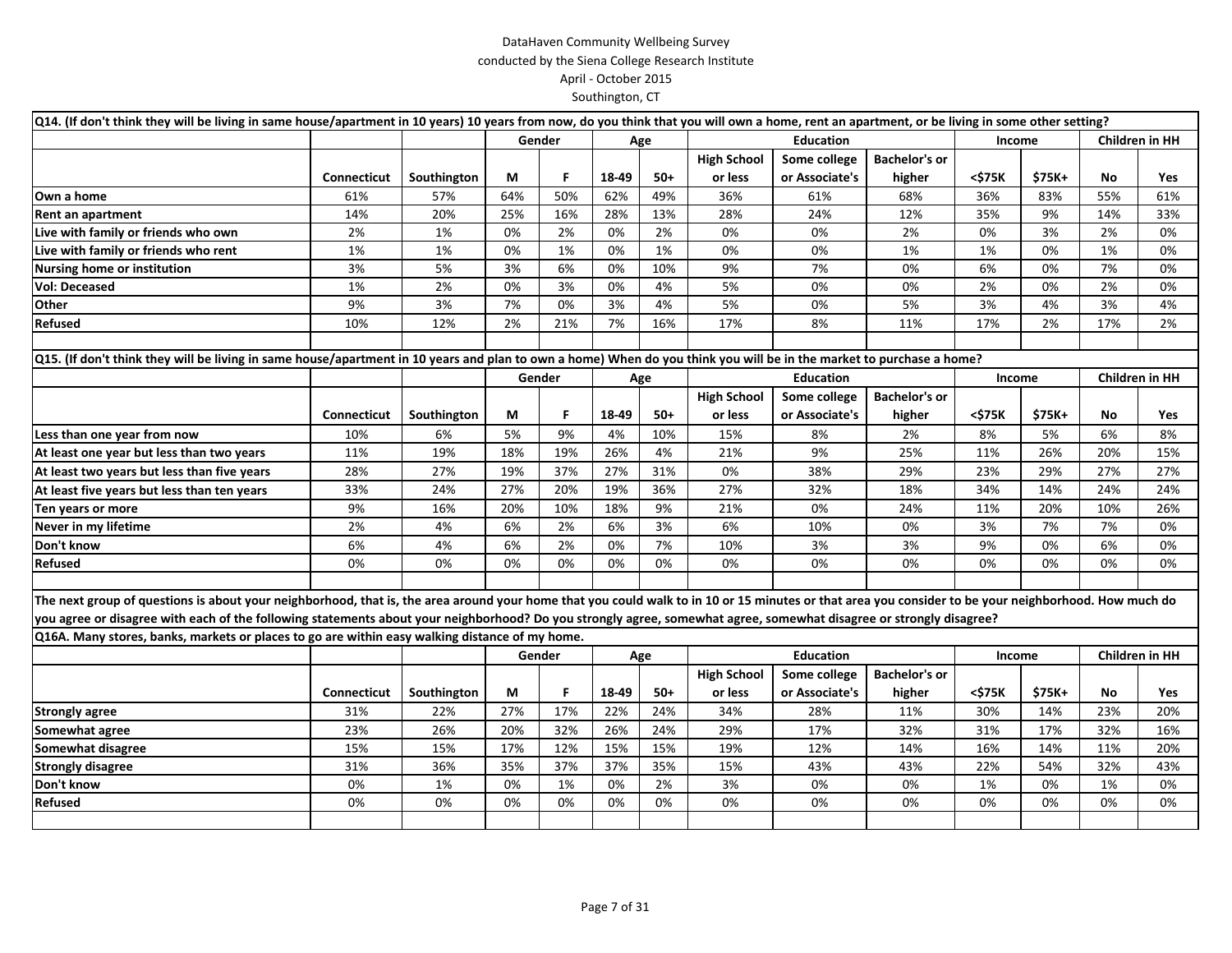DataHaven Community Wellbeing Survey
conducted by the Siena College Research Institute
April - October 2015
Southington, CT

**Q14. (If don't think they will be living in same house/apartment in 10 years) 10 years from now, do you think that you will own a home, rent an apartment, or be living in some other setting?**

| | | | Gender | | Age | | Education | | | Income | | Children in HH | |
|---|---|---|---|---|---|---|---|---|---|---|---|---|---|
| | Connecticut | Southington | M | F | 18-49 | 50+ | High School or less | Some college or Associate's | Bachelor's or higher | <$75K | $75K+ | No | Yes |
| Own a home | 61% | 57% | 64% | 50% | 62% | 49% | 36% | 61% | 68% | 36% | 83% | 55% | 61% |
| Rent an apartment | 14% | 20% | 25% | 16% | 28% | 13% | 28% | 24% | 12% | 35% | 9% | 14% | 33% |
| Live with family or friends who own | 2% | 1% | 0% | 2% | 0% | 2% | 0% | 0% | 2% | 0% | 3% | 2% | 0% |
| Live with family or friends who rent | 1% | 1% | 0% | 1% | 0% | 1% | 0% | 0% | 1% | 1% | 0% | 1% | 0% |
| Nursing home or institution | 3% | 5% | 3% | 6% | 0% | 10% | 9% | 7% | 0% | 6% | 0% | 7% | 0% |
| Vol: Deceased | 1% | 2% | 0% | 3% | 0% | 4% | 5% | 0% | 0% | 2% | 0% | 2% | 0% |
| Other | 9% | 3% | 7% | 0% | 3% | 4% | 5% | 0% | 5% | 3% | 4% | 3% | 4% |
| Refused | 10% | 12% | 2% | 21% | 7% | 16% | 17% | 8% | 11% | 17% | 2% | 17% | 2% |

**Q15. (If don't think they will be living in same house/apartment in 10 years and plan to own a home) When do you think you will be in the market to purchase a home?**

| | | | Gender | | Age | | Education | | | Income | | Children in HH | |
|---|---|---|---|---|---|---|---|---|---|---|---|---|---|
| | Connecticut | Southington | M | F | 18-49 | 50+ | High School or less | Some college or Associate's | Bachelor's or higher | <$75K | $75K+ | No | Yes |
| Less than one year from now | 10% | 6% | 5% | 9% | 4% | 10% | 15% | 8% | 2% | 8% | 5% | 6% | 8% |
| At least one year but less than two years | 11% | 19% | 18% | 19% | 26% | 4% | 21% | 9% | 25% | 11% | 26% | 20% | 15% |
| At least two years but less than five years | 28% | 27% | 19% | 37% | 27% | 31% | 0% | 38% | 29% | 23% | 29% | 27% | 27% |
| At least five years but less than ten years | 33% | 24% | 27% | 20% | 19% | 36% | 27% | 32% | 18% | 34% | 14% | 24% | 24% |
| Ten years or more | 9% | 16% | 20% | 10% | 18% | 9% | 21% | 0% | 24% | 11% | 20% | 10% | 26% |
| Never in my lifetime | 2% | 4% | 6% | 2% | 6% | 3% | 6% | 10% | 0% | 3% | 7% | 7% | 0% |
| Don't know | 6% | 4% | 6% | 2% | 0% | 7% | 10% | 3% | 3% | 9% | 0% | 6% | 0% |
| Refused | 0% | 0% | 0% | 0% | 0% | 0% | 0% | 0% | 0% | 0% | 0% | 0% | 0% |

**The next group of questions is about your neighborhood, that is, the area around your home that you could walk to in 10 or 15 minutes or that area you consider to be your neighborhood. How much do you agree or disagree with each of the following statements about your neighborhood? Do you strongly agree, somewhat agree, somewhat disagree or strongly disagree?**

**Q16A. Many stores, banks, markets or places to go are within easy walking distance of my home.**

| | | | Gender | | Age | | Education | | | Income | | Children in HH | |
|---|---|---|---|---|---|---|---|---|---|---|---|---|---|
| | Connecticut | Southington | M | F | 18-49 | 50+ | High School or less | Some college or Associate's | Bachelor's or higher | <$75K | $75K+ | No | Yes |
| Strongly agree | 31% | 22% | 27% | 17% | 22% | 24% | 34% | 28% | 11% | 30% | 14% | 23% | 20% |
| Somewhat agree | 23% | 26% | 20% | 32% | 26% | 24% | 29% | 17% | 32% | 31% | 17% | 32% | 16% |
| Somewhat disagree | 15% | 15% | 17% | 12% | 15% | 15% | 19% | 12% | 14% | 16% | 14% | 11% | 20% |
| Strongly disagree | 31% | 36% | 35% | 37% | 37% | 35% | 15% | 43% | 43% | 22% | 54% | 32% | 43% |
| Don't know | 0% | 1% | 0% | 1% | 0% | 2% | 3% | 0% | 0% | 1% | 0% | 1% | 0% |
| Refused | 0% | 0% | 0% | 0% | 0% | 0% | 0% | 0% | 0% | 0% | 0% | 0% | 0% |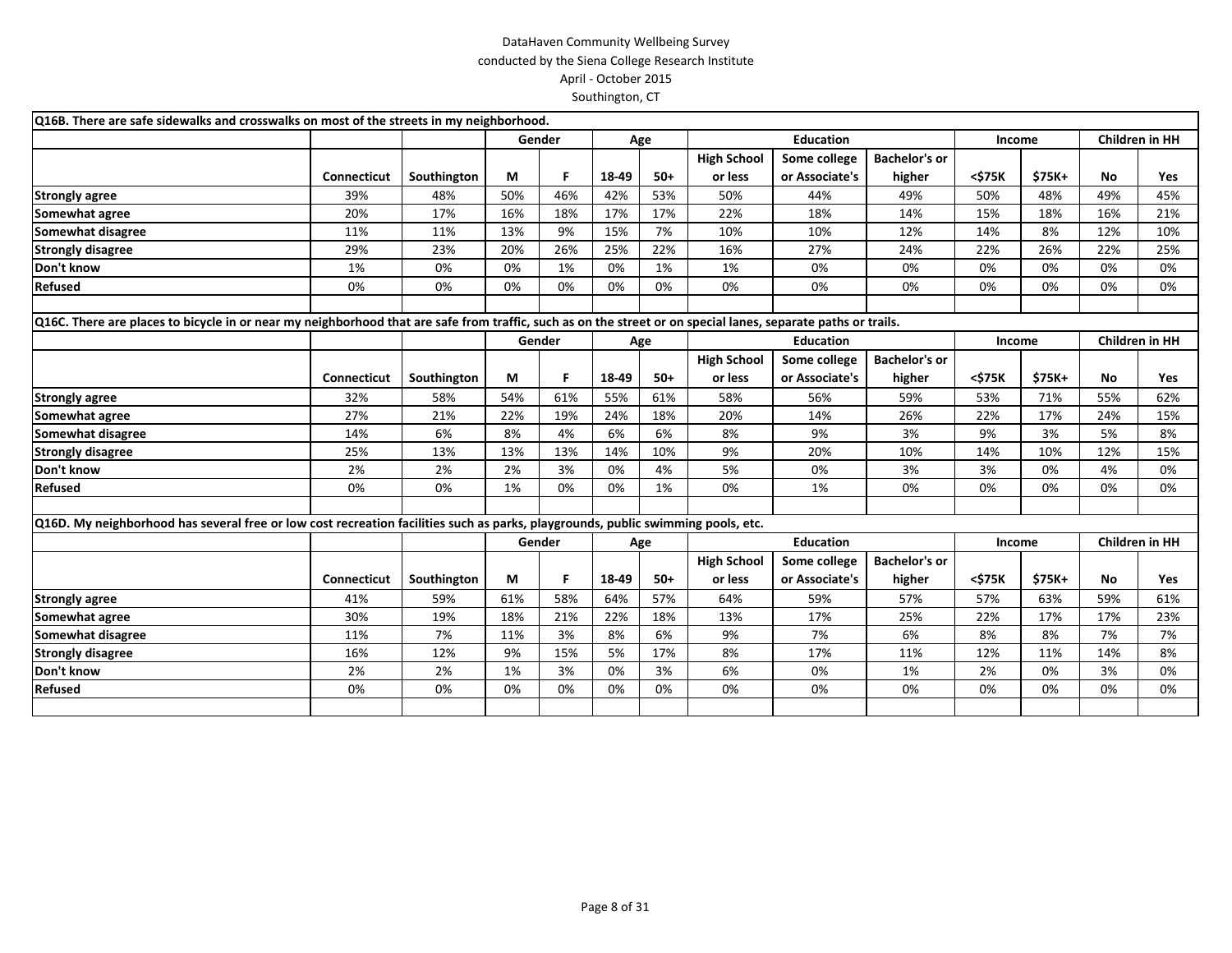DataHaven Community Wellbeing Survey
conducted by the Siena College Research Institute
April - October 2015
Southington, CT

| Q16B. There are safe sidewalks and crosswalks on most of the streets in my neighborhood. | | | | | | | | | | | | | |
|---|---|---|---|---|---|---|---|---|---|---|---|---|---|
| | | | Gender | | Age | | Education | | | Income | | Children in HH | |
| | Connecticut | Southington | M | F | 18-49 | 50+ | High School or less | Some college or Associate's | Bachelor's or higher | <$75K | $75K+ | No | Yes |
| **Strongly agree** | 39% | 48% | 50% | 46% | 42% | 53% | 50% | 44% | 49% | 50% | 48% | 49% | 45% |
| **Somewhat agree** | 20% | 17% | 16% | 18% | 17% | 17% | 22% | 18% | 14% | 15% | 18% | 16% | 21% |
| **Somewhat disagree** | 11% | 11% | 13% | 9% | 15% | 7% | 10% | 10% | 12% | 14% | 8% | 12% | 10% |
| **Strongly disagree** | 29% | 23% | 20% | 26% | 25% | 22% | 16% | 27% | 24% | 22% | 26% | 22% | 25% |
| **Don't know** | 1% | 0% | 0% | 1% | 0% | 1% | 1% | 0% | 0% | 0% | 0% | 0% | 0% |
| **Refused** | 0% | 0% | 0% | 0% | 0% | 0% | 0% | 0% | 0% | 0% | 0% | 0% | 0% |

| Q16C. There are places to bicycle in or near my neighborhood that are safe from traffic, such as on the street or on special lanes, separate paths or trails. | | | | | | | | | | | | | |
|---|---|---|---|---|---|---|---|---|---|---|---|---|---|
| | | | Gender | | Age | | Education | | | Income | | Children in HH | |
| | Connecticut | Southington | M | F | 18-49 | 50+ | High School or less | Some college or Associate's | Bachelor's or higher | <$75K | $75K+ | No | Yes |
| **Strongly agree** | 32% | 58% | 54% | 61% | 55% | 61% | 58% | 56% | 59% | 53% | 71% | 55% | 62% |
| **Somewhat agree** | 27% | 21% | 22% | 19% | 24% | 18% | 20% | 14% | 26% | 22% | 17% | 24% | 15% |
| **Somewhat disagree** | 14% | 6% | 8% | 4% | 6% | 6% | 8% | 9% | 3% | 9% | 3% | 5% | 8% |
| **Strongly disagree** | 25% | 13% | 13% | 13% | 14% | 10% | 9% | 20% | 10% | 14% | 10% | 12% | 15% |
| **Don't know** | 2% | 2% | 2% | 3% | 0% | 4% | 5% | 0% | 3% | 3% | 0% | 4% | 0% |
| **Refused** | 0% | 0% | 1% | 0% | 0% | 1% | 0% | 1% | 0% | 0% | 0% | 0% | 0% |

| Q16D. My neighborhood has several free or low cost recreation facilities such as parks, playgrounds, public swimming pools, etc. | | | | | | | | | | | | | |
|---|---|---|---|---|---|---|---|---|---|---|---|---|---|
| | | | Gender | | Age | | Education | | | Income | | Children in HH | |
| | Connecticut | Southington | M | F | 18-49 | 50+ | High School or less | Some college or Associate's | Bachelor's or higher | <$75K | $75K+ | No | Yes |
| **Strongly agree** | 41% | 59% | 61% | 58% | 64% | 57% | 64% | 59% | 57% | 57% | 63% | 59% | 61% |
| **Somewhat agree** | 30% | 19% | 18% | 21% | 22% | 18% | 13% | 17% | 25% | 22% | 17% | 17% | 23% |
| **Somewhat disagree** | 11% | 7% | 11% | 3% | 8% | 6% | 9% | 7% | 6% | 8% | 8% | 7% | 7% |
| **Strongly disagree** | 16% | 12% | 9% | 15% | 5% | 17% | 8% | 17% | 11% | 12% | 11% | 14% | 8% |
| **Don't know** | 2% | 2% | 1% | 3% | 0% | 3% | 6% | 0% | 1% | 2% | 0% | 3% | 0% |
| **Refused** | 0% | 0% | 0% | 0% | 0% | 0% | 0% | 0% | 0% | 0% | 0% | 0% | 0% |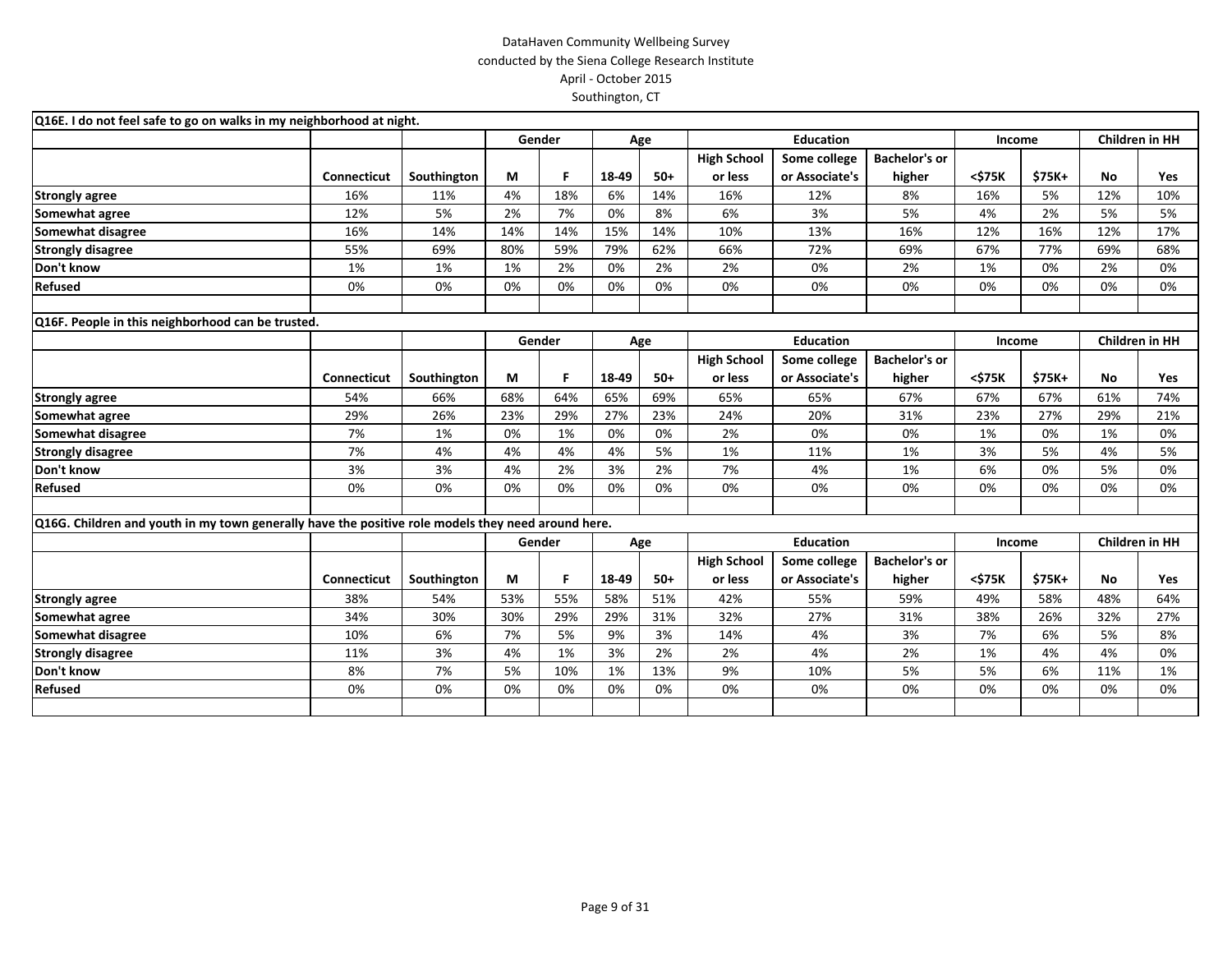DataHaven Community Wellbeing Survey
conducted by the Siena College Research Institute
April - October 2015
Southington, CT

**Q16E. I do not feel safe to go on walks in my neighborhood at night.**

| | | | Gender | | Age | | Education | | | Income | | Children in HH | |
|---|---|---|---|---|---|---|---|---|---|---|---|---|---|
| | Connecticut | Southington | M | F | 18-49 | 50+ | High School or less | Some college or Associate's | Bachelor's or higher | <$75K | $75K+ | No | Yes |
| **Strongly agree** | 16% | 11% | 4% | 18% | 6% | 14% | 16% | 12% | 8% | 16% | 5% | 12% | 10% |
| **Somewhat agree** | 12% | 5% | 2% | 7% | 0% | 8% | 6% | 3% | 5% | 4% | 2% | 5% | 5% |
| **Somewhat disagree** | 16% | 14% | 14% | 14% | 15% | 14% | 10% | 13% | 16% | 12% | 16% | 12% | 17% |
| **Strongly disagree** | 55% | 69% | 80% | 59% | 79% | 62% | 66% | 72% | 69% | 67% | 77% | 69% | 68% |
| **Don't know** | 1% | 1% | 1% | 2% | 0% | 2% | 2% | 0% | 2% | 1% | 0% | 2% | 0% |
| **Refused** | 0% | 0% | 0% | 0% | 0% | 0% | 0% | 0% | 0% | 0% | 0% | 0% | 0% |

**Q16F. People in this neighborhood can be trusted.**

| | | | Gender | | Age | | Education | | | Income | | Children in HH | |
|---|---|---|---|---|---|---|---|---|---|---|---|---|---|
| | Connecticut | Southington | M | F | 18-49 | 50+ | High School or less | Some college or Associate's | Bachelor's or higher | <$75K | $75K+ | No | Yes |
| **Strongly agree** | 54% | 66% | 68% | 64% | 65% | 69% | 65% | 65% | 67% | 67% | 67% | 61% | 74% |
| **Somewhat agree** | 29% | 26% | 23% | 29% | 27% | 23% | 24% | 20% | 31% | 23% | 27% | 29% | 21% |
| **Somewhat disagree** | 7% | 1% | 0% | 1% | 0% | 0% | 2% | 0% | 0% | 1% | 0% | 1% | 0% |
| **Strongly disagree** | 7% | 4% | 4% | 4% | 4% | 5% | 1% | 11% | 1% | 3% | 5% | 4% | 5% |
| **Don't know** | 3% | 3% | 4% | 2% | 3% | 2% | 7% | 4% | 1% | 6% | 0% | 5% | 0% |
| **Refused** | 0% | 0% | 0% | 0% | 0% | 0% | 0% | 0% | 0% | 0% | 0% | 0% | 0% |

**Q16G. Children and youth in my town generally have the positive role models they need around here.**

| | | | Gender | | Age | | Education | | | Income | | Children in HH | |
|---|---|---|---|---|---|---|---|---|---|---|---|---|---|
| | Connecticut | Southington | M | F | 18-49 | 50+ | High School or less | Some college or Associate's | Bachelor's or higher | <$75K | $75K+ | No | Yes |
| **Strongly agree** | 38% | 54% | 53% | 55% | 58% | 51% | 42% | 55% | 59% | 49% | 58% | 48% | 64% |
| **Somewhat agree** | 34% | 30% | 30% | 29% | 29% | 31% | 32% | 27% | 31% | 38% | 26% | 32% | 27% |
| **Somewhat disagree** | 10% | 6% | 7% | 5% | 9% | 3% | 14% | 4% | 3% | 7% | 6% | 5% | 8% |
| **Strongly disagree** | 11% | 3% | 4% | 1% | 3% | 2% | 2% | 4% | 2% | 1% | 4% | 4% | 0% |
| **Don't know** | 8% | 7% | 5% | 10% | 1% | 13% | 9% | 10% | 5% | 5% | 6% | 11% | 1% |
| **Refused** | 0% | 0% | 0% | 0% | 0% | 0% | 0% | 0% | 0% | 0% | 0% | 0% | 0% |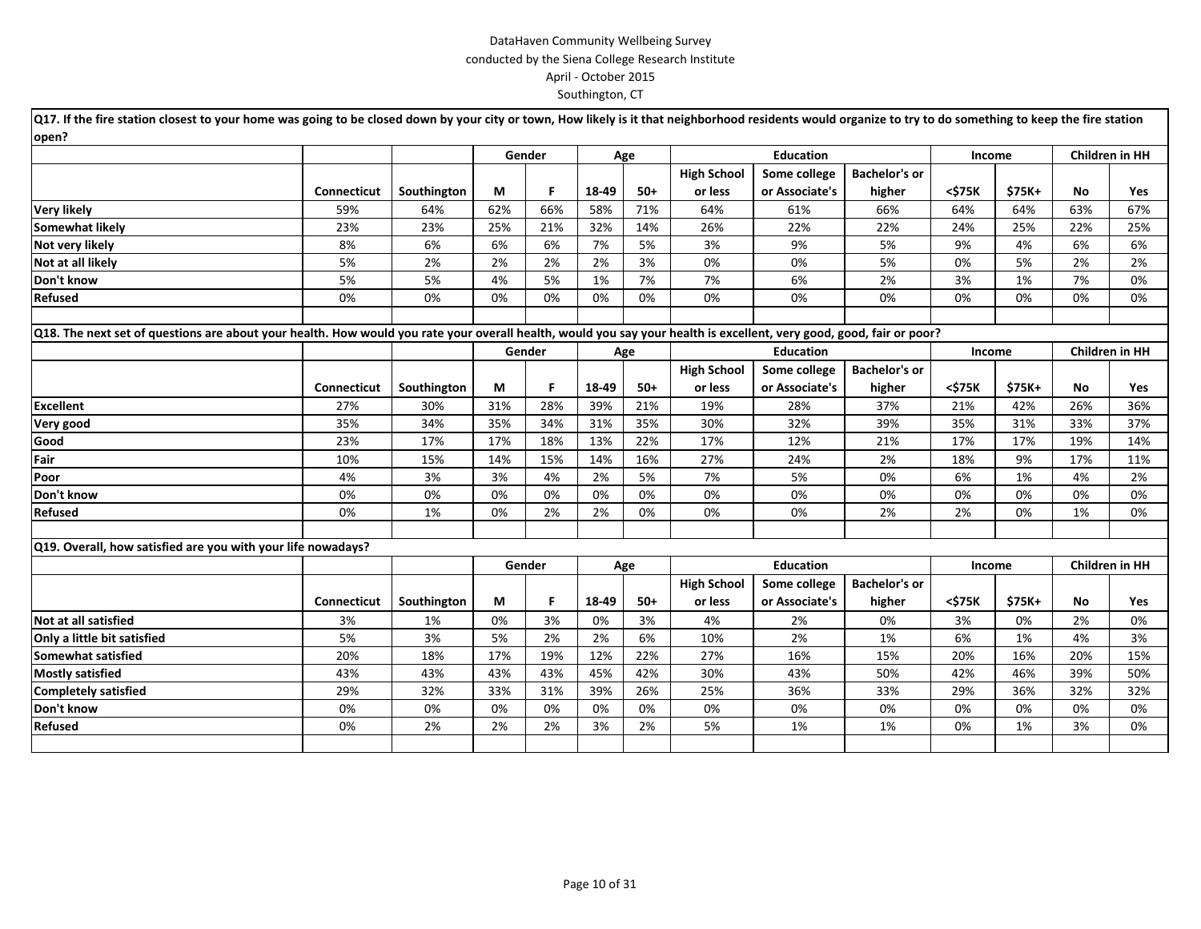DataHaven Community Wellbeing Survey
conducted by the Siena College Research Institute
April - October 2015
Southington, CT

**Q17. If the fire station closest to your home was going to be closed down by your city or town, How likely is it that neighborhood residents would organize to try to do something to keep the fire station open?**

| | | | Gender | | Age | | Education | | | Income | | Children in HH | |
|---|---|---|---|---|---|---|---|---|---|---|---|---|---|
| | Connecticut | Southington | M | F | 18-49 | 50+ | High School or less | Some college or Associate's | Bachelor's or higher | <$75K | $75K+ | No | Yes |
| **Very likely** | 59% | 64% | 62% | 66% | 58% | 71% | 64% | 61% | 66% | 64% | 64% | 63% | 67% |
| **Somewhat likely** | 23% | 23% | 25% | 21% | 32% | 14% | 26% | 22% | 22% | 24% | 25% | 22% | 25% |
| **Not very likely** | 8% | 6% | 6% | 6% | 7% | 5% | 3% | 9% | 5% | 9% | 4% | 6% | 6% |
| **Not at all likely** | 5% | 2% | 2% | 2% | 2% | 3% | 0% | 0% | 5% | 0% | 5% | 2% | 2% |
| **Don't know** | 5% | 5% | 4% | 5% | 1% | 7% | 7% | 6% | 2% | 3% | 1% | 7% | 0% |
| **Refused** | 0% | 0% | 0% | 0% | 0% | 0% | 0% | 0% | 0% | 0% | 0% | 0% | 0% |

**Q18. The next set of questions are about your health. How would you rate your overall health, would you say your health is excellent, very good, good, fair or poor?**

| | | | Gender | | Age | | Education | | | Income | | Children in HH | |
|---|---|---|---|---|---|---|---|---|---|---|---|---|---|
| | Connecticut | Southington | M | F | 18-49 | 50+ | High School or less | Some college or Associate's | Bachelor's or higher | <$75K | $75K+ | No | Yes |
| **Excellent** | 27% | 30% | 31% | 28% | 39% | 21% | 19% | 28% | 37% | 21% | 42% | 26% | 36% |
| **Very good** | 35% | 34% | 35% | 34% | 31% | 35% | 30% | 32% | 39% | 35% | 31% | 33% | 37% |
| **Good** | 23% | 17% | 17% | 18% | 13% | 22% | 17% | 12% | 21% | 17% | 17% | 19% | 14% |
| **Fair** | 10% | 15% | 14% | 15% | 14% | 16% | 27% | 24% | 2% | 18% | 9% | 17% | 11% |
| **Poor** | 4% | 3% | 3% | 4% | 2% | 5% | 7% | 5% | 0% | 6% | 1% | 4% | 2% |
| **Don't know** | 0% | 0% | 0% | 0% | 0% | 0% | 0% | 0% | 0% | 0% | 0% | 0% | 0% |
| **Refused** | 0% | 1% | 0% | 2% | 2% | 0% | 0% | 0% | 2% | 2% | 0% | 1% | 0% |

**Q19. Overall, how satisfied are you with your life nowadays?**

| | | | Gender | | Age | | Education | | | Income | | Children in HH | |
|---|---|---|---|---|---|---|---|---|---|---|---|---|---|
| | Connecticut | Southington | M | F | 18-49 | 50+ | High School or less | Some college or Associate's | Bachelor's or higher | <$75K | $75K+ | No | Yes |
| **Not at all satisfied** | 3% | 1% | 0% | 3% | 0% | 3% | 4% | 2% | 0% | 3% | 0% | 2% | 0% |
| **Only a little bit satisfied** | 5% | 3% | 5% | 2% | 2% | 6% | 10% | 2% | 1% | 6% | 1% | 4% | 3% |
| **Somewhat satisfied** | 20% | 18% | 17% | 19% | 12% | 22% | 27% | 16% | 15% | 20% | 16% | 20% | 15% |
| **Mostly satisfied** | 43% | 43% | 43% | 43% | 45% | 42% | 30% | 43% | 50% | 42% | 46% | 39% | 50% |
| **Completely satisfied** | 29% | 32% | 33% | 31% | 39% | 26% | 25% | 36% | 33% | 29% | 36% | 32% | 32% |
| **Don't know** | 0% | 0% | 0% | 0% | 0% | 0% | 0% | 0% | 0% | 0% | 0% | 0% | 0% |
| **Refused** | 0% | 2% | 2% | 2% | 3% | 2% | 5% | 1% | 1% | 0% | 1% | 3% | 0% |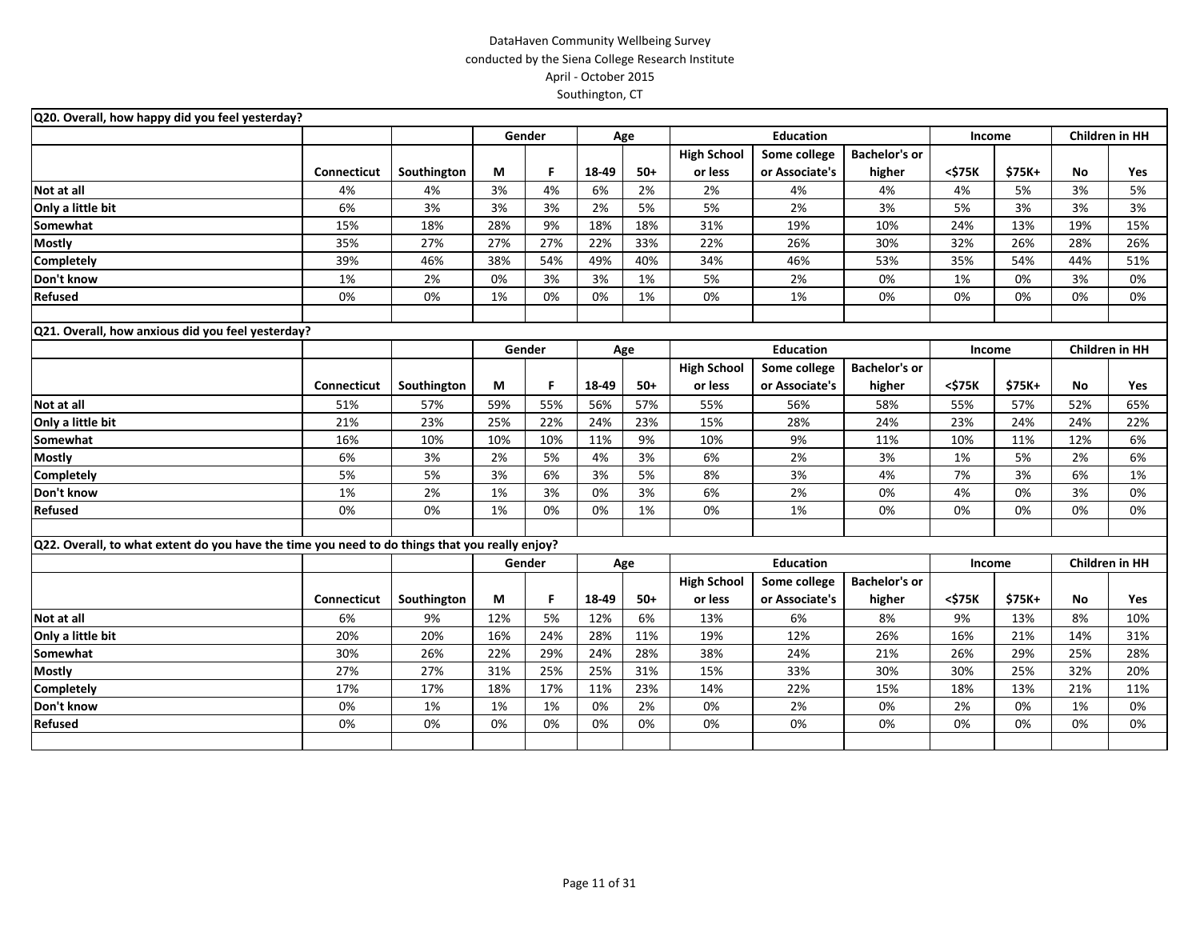DataHaven Community Wellbeing Survey
conducted by the Siena College Research Institute
April - October 2015
Southington, CT

**Q20. Overall, how happy did you feel yesterday?**

| | | | Gender | | Age | | Education | | | Income | | Children in HH | |
|---|---|---|---|---|---|---|---|---|---|---|---|---|---|
| | Connecticut | Southington | M | F | 18-49 | 50+ | High School or less | Some college or Associate's | Bachelor's or higher | <$75K | $75K+ | No | Yes |
| Not at all | 4% | 4% | 3% | 4% | 6% | 2% | 2% | 4% | 4% | 4% | 5% | 3% | 5% |
| Only a little bit | 6% | 3% | 3% | 3% | 2% | 5% | 5% | 2% | 3% | 5% | 3% | 3% | 3% |
| Somewhat | 15% | 18% | 28% | 9% | 18% | 18% | 31% | 19% | 10% | 24% | 13% | 19% | 15% |
| Mostly | 35% | 27% | 27% | 27% | 22% | 33% | 22% | 26% | 30% | 32% | 26% | 28% | 26% |
| Completely | 39% | 46% | 38% | 54% | 49% | 40% | 34% | 46% | 53% | 35% | 54% | 44% | 51% |
| Don't know | 1% | 2% | 0% | 3% | 3% | 1% | 5% | 2% | 0% | 1% | 0% | 3% | 0% |
| Refused | 0% | 0% | 1% | 0% | 0% | 1% | 0% | 1% | 0% | 0% | 0% | 0% | 0% |

**Q21. Overall, how anxious did you feel yesterday?**

| | | | Gender | | Age | | Education | | | Income | | Children in HH | |
|---|---|---|---|---|---|---|---|---|---|---|---|---|---|
| | Connecticut | Southington | M | F | 18-49 | 50+ | High School or less | Some college or Associate's | Bachelor's or higher | <$75K | $75K+ | No | Yes |
| Not at all | 51% | 57% | 59% | 55% | 56% | 57% | 55% | 56% | 58% | 55% | 57% | 52% | 65% |
| Only a little bit | 21% | 23% | 25% | 22% | 24% | 23% | 15% | 28% | 24% | 23% | 24% | 24% | 22% |
| Somewhat | 16% | 10% | 10% | 10% | 11% | 9% | 10% | 9% | 11% | 10% | 11% | 12% | 6% |
| Mostly | 6% | 3% | 2% | 5% | 4% | 3% | 6% | 2% | 3% | 1% | 5% | 2% | 6% |
| Completely | 5% | 5% | 3% | 6% | 3% | 5% | 8% | 3% | 4% | 7% | 3% | 6% | 1% |
| Don't know | 1% | 2% | 1% | 3% | 0% | 3% | 6% | 2% | 0% | 4% | 0% | 3% | 0% |
| Refused | 0% | 0% | 1% | 0% | 0% | 1% | 0% | 1% | 0% | 0% | 0% | 0% | 0% |

**Q22. Overall, to what extent do you have the time you need to do things that you really enjoy?**

| | | | Gender | | Age | | Education | | | Income | | Children in HH | |
|---|---|---|---|---|---|---|---|---|---|---|---|---|---|
| | Connecticut | Southington | M | F | 18-49 | 50+ | High School or less | Some college or Associate's | Bachelor's or higher | <$75K | $75K+ | No | Yes |
| Not at all | 6% | 9% | 12% | 5% | 12% | 6% | 13% | 6% | 8% | 9% | 13% | 8% | 10% |
| Only a little bit | 20% | 20% | 16% | 24% | 28% | 11% | 19% | 12% | 26% | 16% | 21% | 14% | 31% |
| Somewhat | 30% | 26% | 22% | 29% | 24% | 28% | 38% | 24% | 21% | 26% | 29% | 25% | 28% |
| Mostly | 27% | 27% | 31% | 25% | 25% | 31% | 15% | 33% | 30% | 30% | 25% | 32% | 20% |
| Completely | 17% | 17% | 18% | 17% | 11% | 23% | 14% | 22% | 15% | 18% | 13% | 21% | 11% |
| Don't know | 0% | 1% | 1% | 1% | 0% | 2% | 0% | 2% | 0% | 2% | 0% | 1% | 0% |
| Refused | 0% | 0% | 0% | 0% | 0% | 0% | 0% | 0% | 0% | 0% | 0% | 0% | 0% |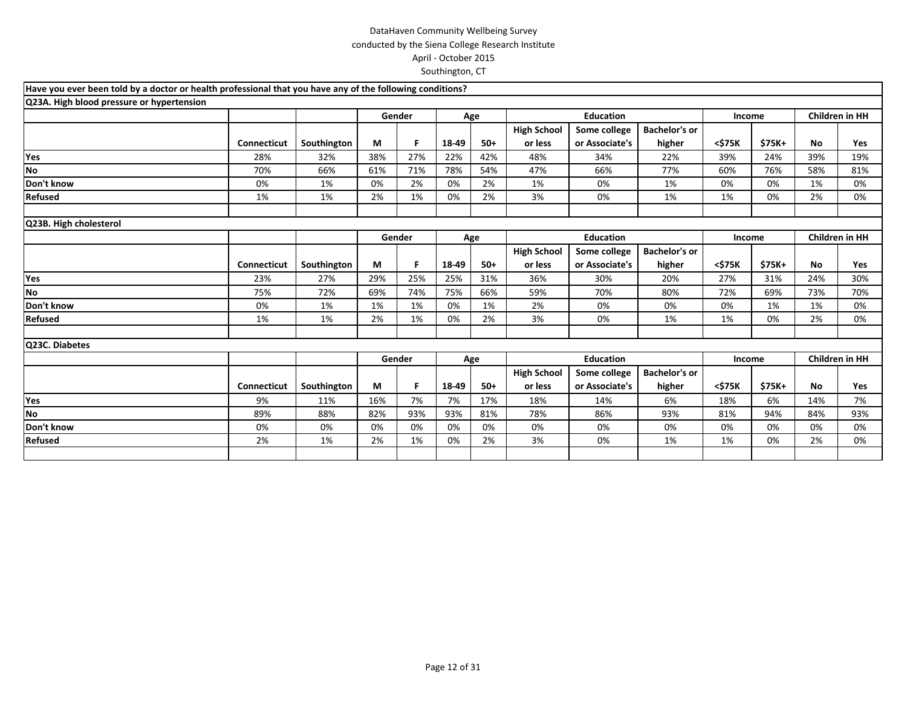DataHaven Community Wellbeing Survey
conducted by the Siena College Research Institute
April - October 2015
Southington, CT

**Have you ever been told by a doctor or health professional that you have any of the following conditions?**

**Q23A. High blood pressure or hypertension**

| | | | Gender | | Age | | Education | | | Income | | Children in HH | |
|---|---|---|---|---|---|---|---|---|---|---|---|---|---|
| | Connecticut | Southington | M | F | 18-49 | 50+ | High School or less | Some college or Associate's | Bachelor's or higher | <$75K | $75K+ | No | Yes |
| Yes | 28% | 32% | 38% | 27% | 22% | 42% | 48% | 34% | 22% | 39% | 24% | 39% | 19% |
| No | 70% | 66% | 61% | 71% | 78% | 54% | 47% | 66% | 77% | 60% | 76% | 58% | 81% |
| Don't know | 0% | 1% | 0% | 2% | 0% | 2% | 1% | 0% | 1% | 0% | 0% | 1% | 0% |
| Refused | 1% | 1% | 2% | 1% | 0% | 2% | 3% | 0% | 1% | 1% | 0% | 2% | 0% |

**Q23B. High cholesterol**

| | | | Gender | | Age | | Education | | | Income | | Children in HH | |
|---|---|---|---|---|---|---|---|---|---|---|---|---|---|
| | Connecticut | Southington | M | F | 18-49 | 50+ | High School or less | Some college or Associate's | Bachelor's or higher | <$75K | $75K+ | No | Yes |
| Yes | 23% | 27% | 29% | 25% | 25% | 31% | 36% | 30% | 20% | 27% | 31% | 24% | 30% |
| No | 75% | 72% | 69% | 74% | 75% | 66% | 59% | 70% | 80% | 72% | 69% | 73% | 70% |
| Don't know | 0% | 1% | 1% | 1% | 0% | 1% | 2% | 0% | 0% | 0% | 1% | 1% | 0% |
| Refused | 1% | 1% | 2% | 1% | 0% | 2% | 3% | 0% | 1% | 1% | 0% | 2% | 0% |

**Q23C. Diabetes**

| | | | Gender | | Age | | Education | | | Income | | Children in HH | |
|---|---|---|---|---|---|---|---|---|---|---|---|---|---|
| | Connecticut | Southington | M | F | 18-49 | 50+ | High School or less | Some college or Associate's | Bachelor's or higher | <$75K | $75K+ | No | Yes |
| Yes | 9% | 11% | 16% | 7% | 7% | 17% | 18% | 14% | 6% | 18% | 6% | 14% | 7% |
| No | 89% | 88% | 82% | 93% | 93% | 81% | 78% | 86% | 93% | 81% | 94% | 84% | 93% |
| Don't know | 0% | 0% | 0% | 0% | 0% | 0% | 0% | 0% | 0% | 0% | 0% | 0% | 0% |
| Refused | 2% | 1% | 2% | 1% | 0% | 2% | 3% | 0% | 1% | 1% | 0% | 2% | 0% |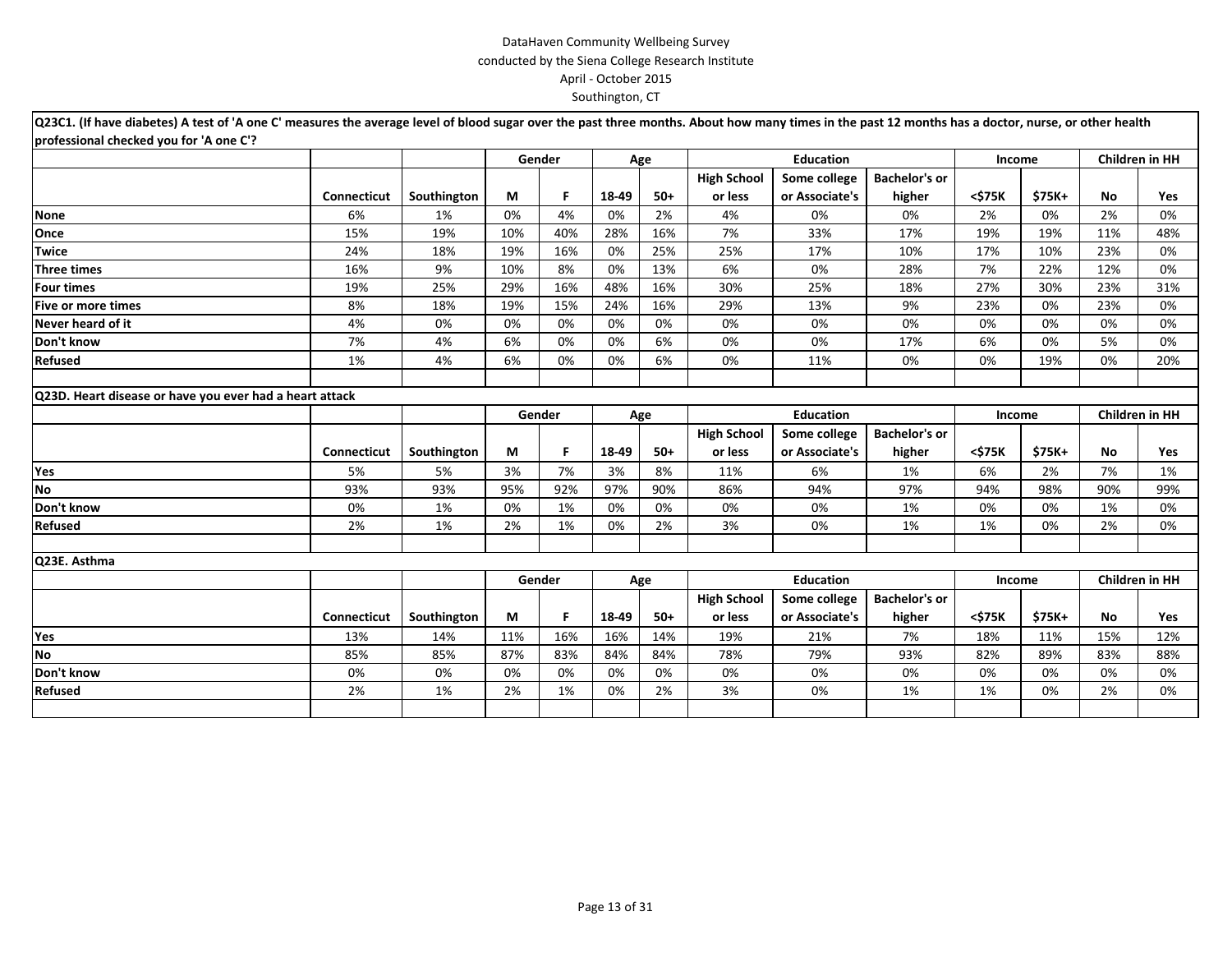DataHaven Community Wellbeing Survey
conducted by the Siena College Research Institute
April - October 2015
Southington, CT

**Q23C1. (If have diabetes) A test of 'A one C' measures the average level of blood sugar over the past three months. About how many times in the past 12 months has a doctor, nurse, or other health professional checked you for 'A one C'?**

| | | | Gender | | Age | | Education | | | Income | | Children in HH | |
|---|---|---|---|---|---|---|---|---|---|---|---|---|---|
| | Connecticut | Southington | M | F | 18-49 | 50+ | High School or less | Some college or Associate's | Bachelor's or higher | <$75K | $75K+ | No | Yes |
| None | 6% | 1% | 0% | 4% | 0% | 2% | 4% | 0% | 0% | 2% | 0% | 2% | 0% |
| Once | 15% | 19% | 10% | 40% | 28% | 16% | 7% | 33% | 17% | 19% | 19% | 11% | 48% |
| Twice | 24% | 18% | 19% | 16% | 0% | 25% | 25% | 17% | 10% | 17% | 10% | 23% | 0% |
| Three times | 16% | 9% | 10% | 8% | 0% | 13% | 6% | 0% | 28% | 7% | 22% | 12% | 0% |
| Four times | 19% | 25% | 29% | 16% | 48% | 16% | 30% | 25% | 18% | 27% | 30% | 23% | 31% |
| Five or more times | 8% | 18% | 19% | 15% | 24% | 16% | 29% | 13% | 9% | 23% | 0% | 23% | 0% |
| Never heard of it | 4% | 0% | 0% | 0% | 0% | 0% | 0% | 0% | 0% | 0% | 0% | 0% | 0% |
| Don't know | 7% | 4% | 6% | 0% | 0% | 6% | 0% | 0% | 17% | 6% | 0% | 5% | 0% |
| Refused | 1% | 4% | 6% | 0% | 0% | 6% | 0% | 11% | 0% | 0% | 19% | 0% | 20% |

**Q23D. Heart disease or have you ever had a heart attack**

| | | | Gender | | Age | | Education | | | Income | | Children in HH | |
|---|---|---|---|---|---|---|---|---|---|---|---|---|---|
| | Connecticut | Southington | M | F | 18-49 | 50+ | High School or less | Some college or Associate's | Bachelor's or higher | <$75K | $75K+ | No | Yes |
| Yes | 5% | 5% | 3% | 7% | 3% | 8% | 11% | 6% | 1% | 6% | 2% | 7% | 1% |
| No | 93% | 93% | 95% | 92% | 97% | 90% | 86% | 94% | 97% | 94% | 98% | 90% | 99% |
| Don't know | 0% | 1% | 0% | 1% | 0% | 0% | 0% | 0% | 1% | 0% | 0% | 1% | 0% |
| Refused | 2% | 1% | 2% | 1% | 0% | 2% | 3% | 0% | 1% | 1% | 0% | 2% | 0% |

**Q23E. Asthma**

| | | | Gender | | Age | | Education | | | Income | | Children in HH | |
|---|---|---|---|---|---|---|---|---|---|---|---|---|---|
| | Connecticut | Southington | M | F | 18-49 | 50+ | High School or less | Some college or Associate's | Bachelor's or higher | <$75K | $75K+ | No | Yes |
| Yes | 13% | 14% | 11% | 16% | 16% | 14% | 19% | 21% | 7% | 18% | 11% | 15% | 12% |
| No | 85% | 85% | 87% | 83% | 84% | 84% | 78% | 79% | 93% | 82% | 89% | 83% | 88% |
| Don't know | 0% | 0% | 0% | 0% | 0% | 0% | 0% | 0% | 0% | 0% | 0% | 0% | 0% |
| Refused | 2% | 1% | 2% | 1% | 0% | 2% | 3% | 0% | 1% | 1% | 0% | 2% | 0% |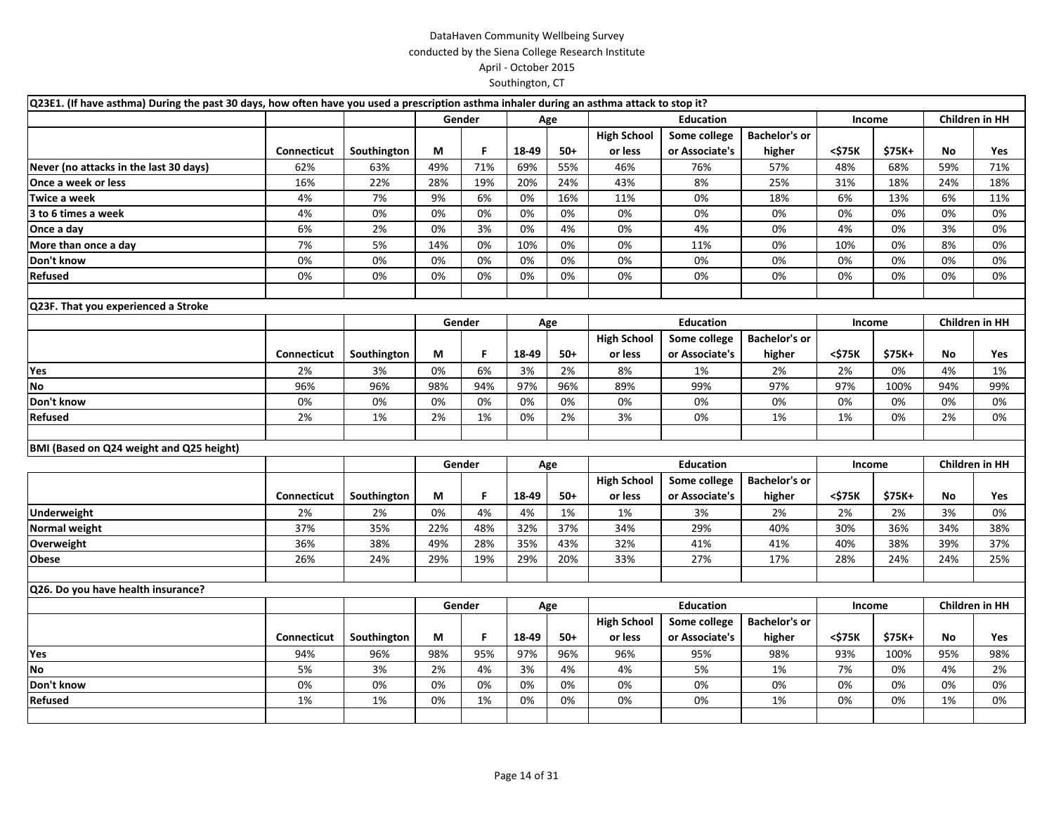DataHaven Community Wellbeing Survey
conducted by the Siena College Research Institute
April - October 2015
Southington, CT

**Q23E1. (If have asthma) During the past 30 days, how often have you used a prescription asthma inhaler during an asthma attack to stop it?**

| | | | Gender | | Age | | Education | | | Income | | Children in HH | |
|---|---|---|---|---|---|---|---|---|---|---|---|---|---|
| | Connecticut | Southington | M | F | 18-49 | 50+ | High School or less | Some college or Associate's | Bachelor's or higher | <$75K | $75K+ | No | Yes |
| **Never (no attacks in the last 30 days)** | 62% | 63% | 49% | 71% | 69% | 55% | 46% | 76% | 57% | 48% | 68% | 59% | 71% |
| **Once a week or less** | 16% | 22% | 28% | 19% | 20% | 24% | 43% | 8% | 25% | 31% | 18% | 24% | 18% |
| **Twice a week** | 4% | 7% | 9% | 6% | 0% | 16% | 11% | 0% | 18% | 6% | 13% | 6% | 11% |
| **3 to 6 times a week** | 4% | 0% | 0% | 0% | 0% | 0% | 0% | 0% | 0% | 0% | 0% | 0% | 0% |
| **Once a day** | 6% | 2% | 0% | 3% | 0% | 4% | 0% | 4% | 0% | 4% | 0% | 3% | 0% |
| **More than once a day** | 7% | 5% | 14% | 0% | 10% | 0% | 0% | 11% | 0% | 10% | 0% | 8% | 0% |
| **Don't know** | 0% | 0% | 0% | 0% | 0% | 0% | 0% | 0% | 0% | 0% | 0% | 0% | 0% |
| **Refused** | 0% | 0% | 0% | 0% | 0% | 0% | 0% | 0% | 0% | 0% | 0% | 0% | 0% |

**Q23F. That you experienced a Stroke**

| | | | Gender | | Age | | Education | | | Income | | Children in HH | |
|---|---|---|---|---|---|---|---|---|---|---|---|---|---|
| | Connecticut | Southington | M | F | 18-49 | 50+ | High School or less | Some college or Associate's | Bachelor's or higher | <$75K | $75K+ | No | Yes |
| **Yes** | 2% | 3% | 0% | 6% | 3% | 2% | 8% | 1% | 2% | 2% | 0% | 4% | 1% |
| **No** | 96% | 96% | 98% | 94% | 97% | 96% | 89% | 99% | 97% | 97% | 100% | 94% | 99% |
| **Don't know** | 0% | 0% | 0% | 0% | 0% | 0% | 0% | 0% | 0% | 0% | 0% | 0% | 0% |
| **Refused** | 2% | 1% | 2% | 1% | 0% | 2% | 3% | 0% | 1% | 1% | 0% | 2% | 0% |

**BMI (Based on Q24 weight and Q25 height)**

| | | | Gender | | Age | | Education | | | Income | | Children in HH | |
|---|---|---|---|---|---|---|---|---|---|---|---|---|---|
| | Connecticut | Southington | M | F | 18-49 | 50+ | High School or less | Some college or Associate's | Bachelor's or higher | <$75K | $75K+ | No | Yes |
| **Underweight** | 2% | 2% | 0% | 4% | 4% | 1% | 1% | 3% | 2% | 2% | 2% | 3% | 0% |
| **Normal weight** | 37% | 35% | 22% | 48% | 32% | 37% | 34% | 29% | 40% | 30% | 36% | 34% | 38% |
| **Overweight** | 36% | 38% | 49% | 28% | 35% | 43% | 32% | 41% | 41% | 40% | 38% | 39% | 37% |
| **Obese** | 26% | 24% | 29% | 19% | 29% | 20% | 33% | 27% | 17% | 28% | 24% | 24% | 25% |

**Q26. Do you have health insurance?**

| | | | Gender | | Age | | Education | | | Income | | Children in HH | |
|---|---|---|---|---|---|---|---|---|---|---|---|---|---|
| | Connecticut | Southington | M | F | 18-49 | 50+ | High School or less | Some college or Associate's | Bachelor's or higher | <$75K | $75K+ | No | Yes |
| **Yes** | 94% | 96% | 98% | 95% | 97% | 96% | 96% | 95% | 98% | 93% | 100% | 95% | 98% |
| **No** | 5% | 3% | 2% | 4% | 3% | 4% | 4% | 5% | 1% | 7% | 0% | 4% | 2% |
| **Don't know** | 0% | 0% | 0% | 0% | 0% | 0% | 0% | 0% | 0% | 0% | 0% | 0% | 0% |
| **Refused** | 1% | 1% | 0% | 1% | 0% | 0% | 0% | 0% | 1% | 0% | 0% | 1% | 0% |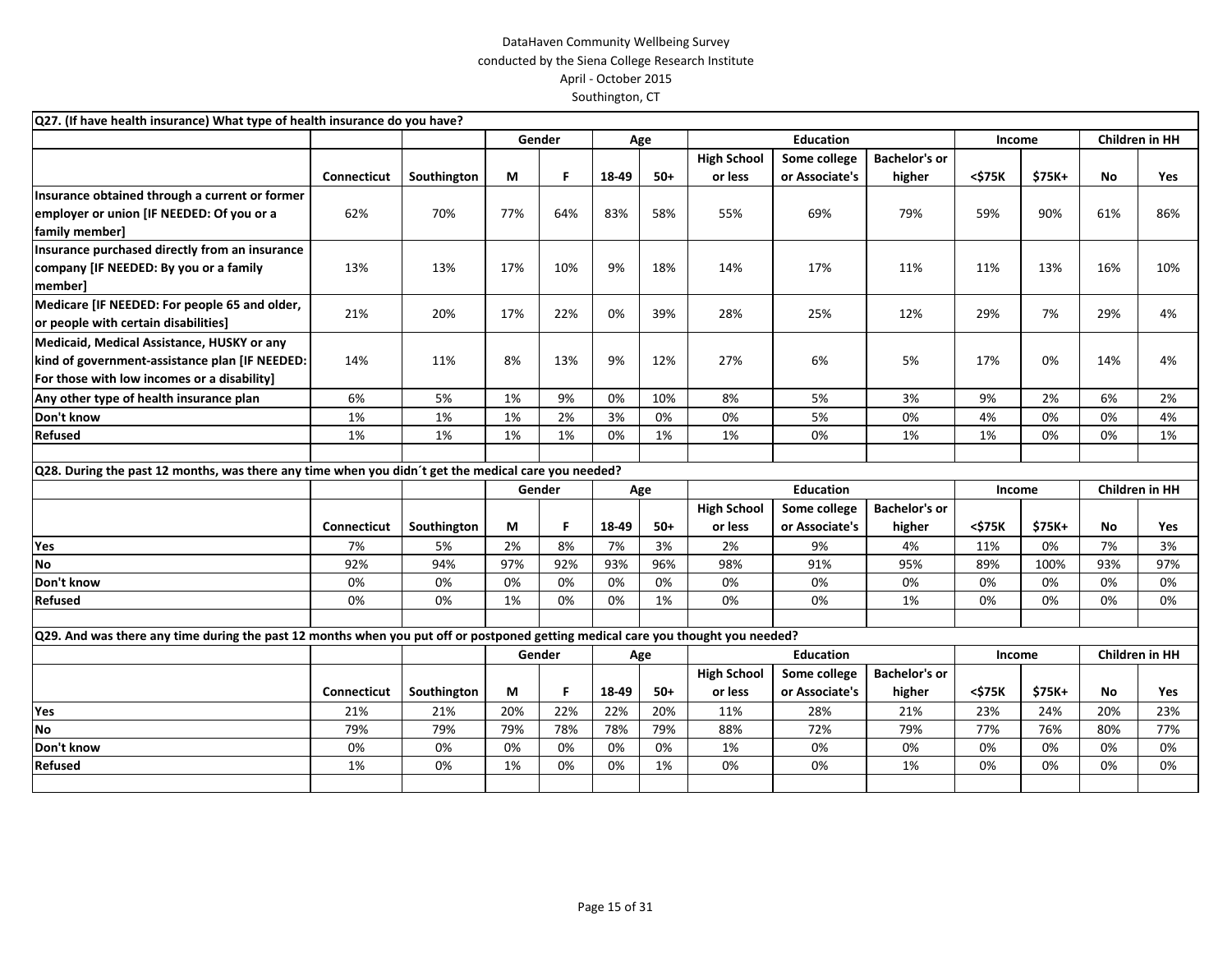DataHaven Community Wellbeing Survey
conducted by the Siena College Research Institute
April - October 2015
Southington, CT

**Q27. (If have health insurance) What type of health insurance do you have?**

| | | | Gender | | Age | | Education | | | Income | | Children in HH | |
|---|---|---|---|---|---|---|---|---|---|---|---|---|---|
| | Connecticut | Southington | M | F | 18-49 | 50+ | High School or less | Some college or Associate's | Bachelor's or higher | <$75K | $75K+ | No | Yes |
| **Insurance obtained through a current or former employer or union [IF NEEDED: Of you or a family member]** | 62% | 70% | 77% | 64% | 83% | 58% | 55% | 69% | 79% | 59% | 90% | 61% | 86% |
| **Insurance purchased directly from an insurance company [IF NEEDED: By you or a family member]** | 13% | 13% | 17% | 10% | 9% | 18% | 14% | 17% | 11% | 11% | 13% | 16% | 10% |
| **Medicare [IF NEEDED: For people 65 and older, or people with certain disabilities]** | 21% | 20% | 17% | 22% | 0% | 39% | 28% | 25% | 12% | 29% | 7% | 29% | 4% |
| **Medicaid, Medical Assistance, HUSKY or any kind of government-assistance plan [IF NEEDED: For those with low incomes or a disability]** | 14% | 11% | 8% | 13% | 9% | 12% | 27% | 6% | 5% | 17% | 0% | 14% | 4% |
| **Any other type of health insurance plan** | 6% | 5% | 1% | 9% | 0% | 10% | 8% | 5% | 3% | 9% | 2% | 6% | 2% |
| **Don't know** | 1% | 1% | 1% | 2% | 3% | 0% | 0% | 5% | 0% | 4% | 0% | 0% | 4% |
| **Refused** | 1% | 1% | 1% | 0% | 0% | 1% | 1% | 0% | 1% | 1% | 0% | 0% | 1% |

**Q28. During the past 12 months, was there any time when you didn´t get the medical care you needed?**

| | | | Gender | | Age | | Education | | | Income | | Children in HH | |
|---|---|---|---|---|---|---|---|---|---|---|---|---|---|
| | Connecticut | Southington | M | F | 18-49 | 50+ | High School or less | Some college or Associate's | Bachelor's or higher | <$75K | $75K+ | No | Yes |
| **Yes** | 7% | 5% | 2% | 8% | 7% | 3% | 2% | 9% | 4% | 11% | 0% | 7% | 3% |
| **No** | 92% | 94% | 97% | 92% | 93% | 96% | 98% | 91% | 95% | 89% | 100% | 93% | 97% |
| **Don't know** | 0% | 0% | 0% | 0% | 0% | 0% | 0% | 0% | 0% | 0% | 0% | 0% | 0% |
| **Refused** | 0% | 0% | 1% | 0% | 0% | 1% | 0% | 0% | 1% | 0% | 0% | 0% | 0% |

**Q29. And was there any time during the past 12 months when you put off or postponed getting medical care you thought you needed?**

| | | | Gender | | Age | | Education | | | Income | | Children in HH | |
|---|---|---|---|---|---|---|---|---|---|---|---|---|---|
| | Connecticut | Southington | M | F | 18-49 | 50+ | High School or less | Some college or Associate's | Bachelor's or higher | <$75K | $75K+ | No | Yes |
| **Yes** | 21% | 21% | 20% | 22% | 22% | 20% | 11% | 28% | 21% | 23% | 24% | 20% | 23% |
| **No** | 79% | 79% | 79% | 78% | 78% | 79% | 88% | 72% | 79% | 77% | 76% | 80% | 77% |
| **Don't know** | 0% | 0% | 0% | 0% | 0% | 0% | 1% | 0% | 0% | 0% | 0% | 0% | 0% |
| **Refused** | 1% | 0% | 1% | 0% | 0% | 1% | 0% | 0% | 1% | 0% | 0% | 0% | 0% |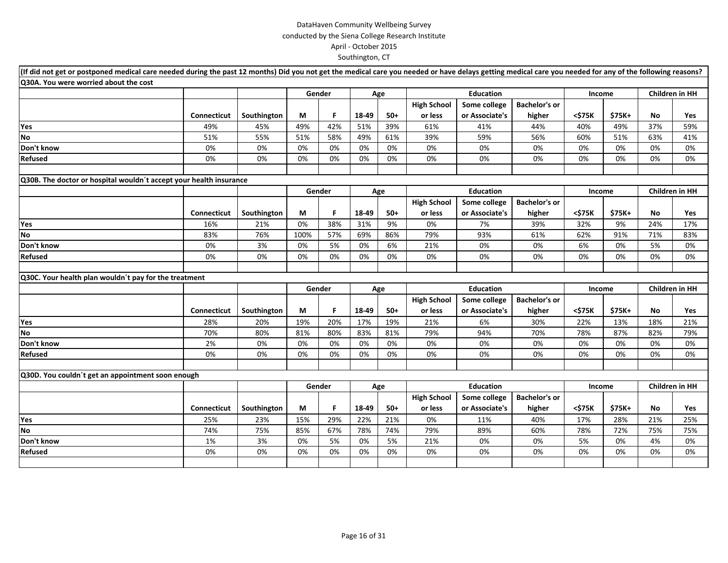DataHaven Community Wellbeing Survey
conducted by the Siena College Research Institute
April - October 2015
Southington, CT

**(If did not get or postponed medical care needed during the past 12 months) Did you not get the medical care you needed or have delays getting medical care you needed for any of the following reasons?**

**Q30A. You were worried about the cost**

| | | | Gender | | Age | | Education | | | Income | | Children in HH | |
|---|---|---|---|---|---|---|---|---|---|---|---|---|---|
| | Connecticut | Southington | M | F | 18-49 | 50+ | High School or less | Some college or Associate's | Bachelor's or higher | <$75K | $75K+ | No | Yes |
| Yes | 49% | 45% | 49% | 42% | 51% | 39% | 61% | 41% | 44% | 40% | 49% | 37% | 59% |
| No | 51% | 55% | 51% | 58% | 49% | 61% | 39% | 59% | 56% | 60% | 51% | 63% | 41% |
| Don't know | 0% | 0% | 0% | 0% | 0% | 0% | 0% | 0% | 0% | 0% | 0% | 0% | 0% |
| Refused | 0% | 0% | 0% | 0% | 0% | 0% | 0% | 0% | 0% | 0% | 0% | 0% | 0% |

**Q30B. The doctor or hospital wouldn´t accept your health insurance**

| | | | Gender | | Age | | Education | | | Income | | Children in HH | |
|---|---|---|---|---|---|---|---|---|---|---|---|---|---|
| | Connecticut | Southington | M | F | 18-49 | 50+ | High School or less | Some college or Associate's | Bachelor's or higher | <$75K | $75K+ | No | Yes |
| Yes | 16% | 21% | 0% | 38% | 31% | 9% | 0% | 7% | 39% | 32% | 9% | 24% | 17% |
| No | 83% | 76% | 100% | 57% | 69% | 86% | 79% | 93% | 61% | 62% | 91% | 71% | 83% |
| Don't know | 0% | 3% | 0% | 5% | 0% | 6% | 21% | 0% | 0% | 6% | 0% | 5% | 0% |
| Refused | 0% | 0% | 0% | 0% | 0% | 0% | 0% | 0% | 0% | 0% | 0% | 0% | 0% |

**Q30C. Your health plan wouldn´t pay for the treatment**

| | | | Gender | | Age | | Education | | | Income | | Children in HH | |
|---|---|---|---|---|---|---|---|---|---|---|---|---|---|
| | Connecticut | Southington | M | F | 18-49 | 50+ | High School or less | Some college or Associate's | Bachelor's or higher | <$75K | $75K+ | No | Yes |
| Yes | 28% | 20% | 19% | 20% | 17% | 19% | 21% | 6% | 30% | 22% | 13% | 18% | 21% |
| No | 70% | 80% | 81% | 80% | 83% | 81% | 79% | 94% | 70% | 78% | 87% | 82% | 79% |
| Don't know | 2% | 0% | 0% | 0% | 0% | 0% | 0% | 0% | 0% | 0% | 0% | 0% | 0% |
| Refused | 0% | 0% | 0% | 0% | 0% | 0% | 0% | 0% | 0% | 0% | 0% | 0% | 0% |

**Q30D. You couldn´t get an appointment soon enough**

| | | | Gender | | Age | | Education | | | Income | | Children in HH | |
|---|---|---|---|---|---|---|---|---|---|---|---|---|---|
| | Connecticut | Southington | M | F | 18-49 | 50+ | High School or less | Some college or Associate's | Bachelor's or higher | <$75K | $75K+ | No | Yes |
| Yes | 25% | 23% | 15% | 29% | 22% | 21% | 0% | 11% | 40% | 17% | 28% | 21% | 25% |
| No | 74% | 75% | 85% | 67% | 78% | 74% | 79% | 89% | 60% | 78% | 72% | 75% | 75% |
| Don't know | 1% | 3% | 0% | 5% | 0% | 5% | 21% | 0% | 0% | 5% | 0% | 4% | 0% |
| Refused | 0% | 0% | 0% | 0% | 0% | 0% | 0% | 0% | 0% | 0% | 0% | 0% | 0% |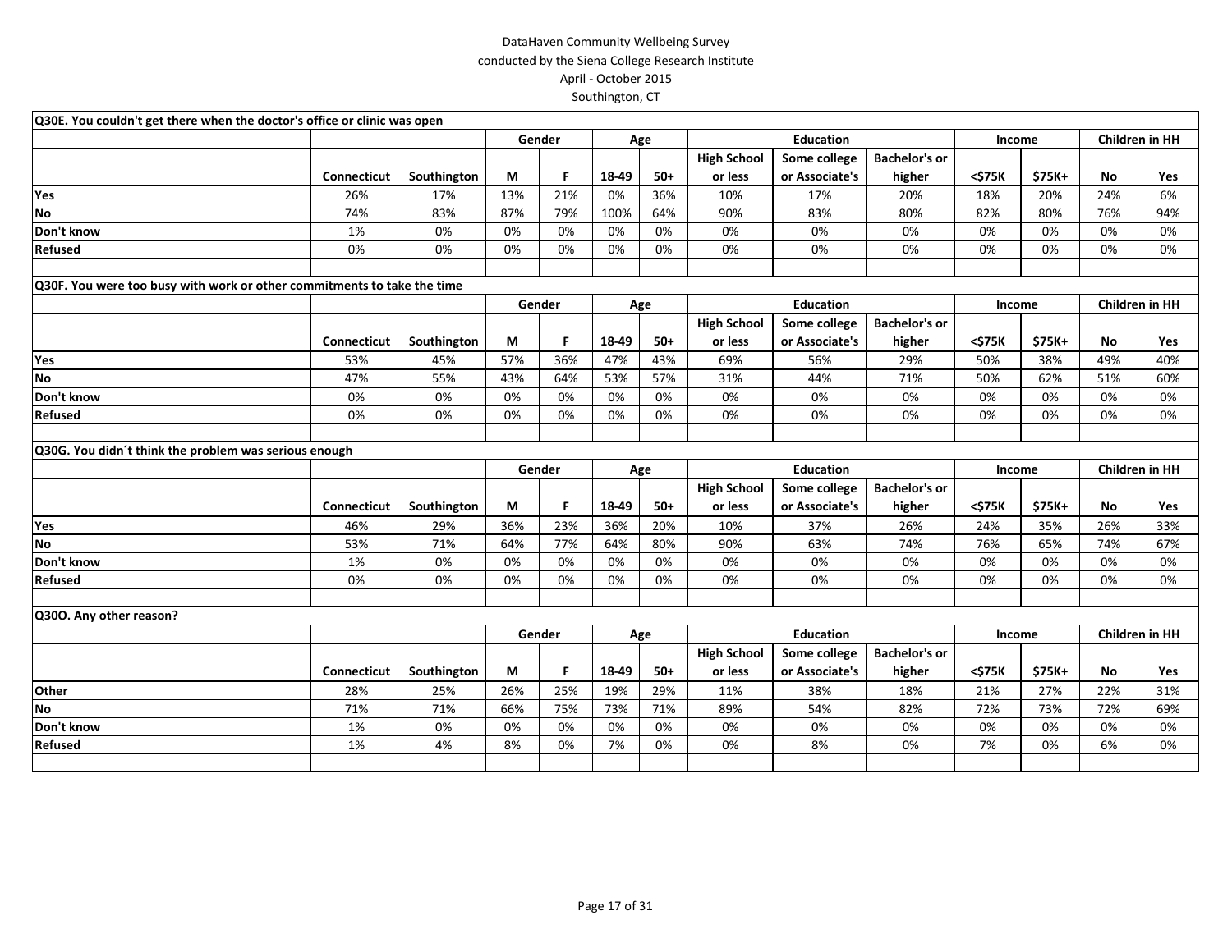DataHaven Community Wellbeing Survey
conducted by the Siena College Research Institute
April - October 2015
Southington, CT

**Q30E. You couldn't get there when the doctor's office or clinic was open**

| | | | Gender | | Age | | Education | | | Income | | Children in HH | |
|---|---|---|---|---|---|---|---|---|---|---|---|---|---|
| | Connecticut | Southington | M | F | 18-49 | 50+ | High School or less | Some college or Associate's | Bachelor's or higher | <$75K | $75K+ | No | Yes |
| **Yes** | 26% | 17% | 13% | 21% | 0% | 36% | 10% | 17% | 20% | 18% | 20% | 24% | 6% |
| **No** | 74% | 83% | 87% | 79% | 100% | 64% | 90% | 83% | 80% | 82% | 80% | 76% | 94% |
| **Don't know** | 1% | 0% | 0% | 0% | 0% | 0% | 0% | 0% | 0% | 0% | 0% | 0% | 0% |
| **Refused** | 0% | 0% | 0% | 0% | 0% | 0% | 0% | 0% | 0% | 0% | 0% | 0% | 0% |

**Q30F. You were too busy with work or other commitments to take the time**

| | | | Gender | | Age | | Education | | | Income | | Children in HH | |
|---|---|---|---|---|---|---|---|---|---|---|---|---|---|
| | Connecticut | Southington | M | F | 18-49 | 50+ | High School or less | Some college or Associate's | Bachelor's or higher | <$75K | $75K+ | No | Yes |
| **Yes** | 53% | 45% | 57% | 36% | 47% | 43% | 69% | 56% | 29% | 50% | 38% | 49% | 40% |
| **No** | 47% | 55% | 43% | 64% | 53% | 57% | 31% | 44% | 71% | 50% | 62% | 51% | 60% |
| **Don't know** | 0% | 0% | 0% | 0% | 0% | 0% | 0% | 0% | 0% | 0% | 0% | 0% | 0% |
| **Refused** | 0% | 0% | 0% | 0% | 0% | 0% | 0% | 0% | 0% | 0% | 0% | 0% | 0% |

**Q30G. You didn´t think the problem was serious enough**

| | | | Gender | | Age | | Education | | | Income | | Children in HH | |
|---|---|---|---|---|---|---|---|---|---|---|---|---|---|
| | Connecticut | Southington | M | F | 18-49 | 50+ | High School or less | Some college or Associate's | Bachelor's or higher | <$75K | $75K+ | No | Yes |
| **Yes** | 46% | 29% | 36% | 23% | 36% | 20% | 10% | 37% | 26% | 24% | 35% | 26% | 33% |
| **No** | 53% | 71% | 64% | 77% | 64% | 80% | 90% | 63% | 74% | 76% | 65% | 74% | 67% |
| **Don't know** | 1% | 0% | 0% | 0% | 0% | 0% | 0% | 0% | 0% | 0% | 0% | 0% | 0% |
| **Refused** | 0% | 0% | 0% | 0% | 0% | 0% | 0% | 0% | 0% | 0% | 0% | 0% | 0% |

**Q30O. Any other reason?**

| | | | Gender | | Age | | Education | | | Income | | Children in HH | |
|---|---|---|---|---|---|---|---|---|---|---|---|---|---|
| | Connecticut | Southington | M | F | 18-49 | 50+ | High School or less | Some college or Associate's | Bachelor's or higher | <$75K | $75K+ | No | Yes |
| **Other** | 28% | 25% | 26% | 25% | 19% | 29% | 11% | 38% | 18% | 21% | 27% | 22% | 31% |
| **No** | 71% | 71% | 66% | 75% | 73% | 71% | 89% | 54% | 82% | 72% | 73% | 72% | 69% |
| **Don't know** | 1% | 0% | 0% | 0% | 0% | 0% | 0% | 0% | 0% | 0% | 0% | 0% | 0% |
| **Refused** | 1% | 4% | 8% | 0% | 7% | 0% | 0% | 8% | 0% | 7% | 0% | 6% | 0% |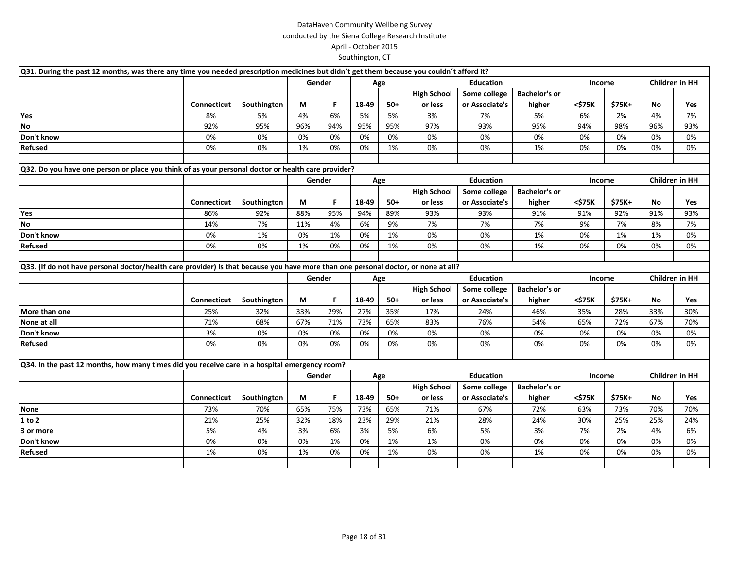DataHaven Community Wellbeing Survey
conducted by the Siena College Research Institute
April - October 2015
Southington, CT

**Q31. During the past 12 months, was there any time you needed prescription medicines but didn´t get them because you couldn´t afford it?**

| | | | Gender | | Age | | Education | | | Income | | Children in HH | |
|---|---|---|---|---|---|---|---|---|---|---|---|---|---|
| | Connecticut | Southington | M | F | 18-49 | 50+ | High School or less | Some college or Associate's | Bachelor's or higher | <$75K | $75K+ | No | Yes |
| **Yes** | 8% | 5% | 4% | 6% | 5% | 5% | 3% | 7% | 5% | 6% | 2% | 4% | 7% |
| **No** | 92% | 95% | 96% | 94% | 95% | 95% | 97% | 93% | 95% | 94% | 98% | 96% | 93% |
| **Don't know** | 0% | 0% | 0% | 0% | 0% | 0% | 0% | 0% | 0% | 0% | 0% | 0% | 0% |
| **Refused** | 0% | 0% | 1% | 0% | 0% | 1% | 0% | 0% | 1% | 0% | 0% | 0% | 0% |

**Q32. Do you have one person or place you think of as your personal doctor or health care provider?**

| | | | Gender | | Age | | Education | | | Income | | Children in HH | |
|---|---|---|---|---|---|---|---|---|---|---|---|---|---|
| | Connecticut | Southington | M | F | 18-49 | 50+ | High School or less | Some college or Associate's | Bachelor's or higher | <$75K | $75K+ | No | Yes |
| **Yes** | 86% | 92% | 88% | 95% | 94% | 89% | 93% | 93% | 91% | 91% | 92% | 91% | 93% |
| **No** | 14% | 7% | 11% | 4% | 6% | 9% | 7% | 7% | 7% | 9% | 7% | 8% | 7% |
| **Don't know** | 0% | 1% | 0% | 1% | 0% | 1% | 0% | 0% | 1% | 0% | 1% | 1% | 0% |
| **Refused** | 0% | 0% | 1% | 0% | 0% | 1% | 0% | 0% | 1% | 0% | 0% | 0% | 0% |

**Q33. (If do not have personal doctor/health care provider) Is that because you have more than one personal doctor, or none at all?**

| | | | Gender | | Age | | Education | | | Income | | Children in HH | |
|---|---|---|---|---|---|---|---|---|---|---|---|---|---|
| | Connecticut | Southington | M | F | 18-49 | 50+ | High School or less | Some college or Associate's | Bachelor's or higher | <$75K | $75K+ | No | Yes |
| **More than one** | 25% | 32% | 33% | 29% | 27% | 35% | 17% | 24% | 46% | 35% | 28% | 33% | 30% |
| **None at all** | 71% | 68% | 67% | 71% | 73% | 65% | 83% | 76% | 54% | 65% | 72% | 67% | 70% |
| **Don't know** | 3% | 0% | 0% | 0% | 0% | 0% | 0% | 0% | 0% | 0% | 0% | 0% | 0% |
| **Refused** | 0% | 0% | 0% | 0% | 0% | 0% | 0% | 0% | 0% | 0% | 0% | 0% | 0% |

**Q34. In the past 12 months, how many times did you receive care in a hospital emergency room?**

| | | | Gender | | Age | | Education | | | Income | | Children in HH | |
|---|---|---|---|---|---|---|---|---|---|---|---|---|---|
| | Connecticut | Southington | M | F | 18-49 | 50+ | High School or less | Some college or Associate's | Bachelor's or higher | <$75K | $75K+ | No | Yes |
| **None** | 73% | 70% | 65% | 75% | 73% | 65% | 71% | 67% | 72% | 63% | 73% | 70% | 70% |
| **1 to 2** | 21% | 25% | 32% | 18% | 23% | 29% | 21% | 28% | 24% | 30% | 25% | 25% | 24% |
| **3 or more** | 5% | 4% | 3% | 6% | 3% | 5% | 6% | 5% | 3% | 7% | 2% | 4% | 6% |
| **Don't know** | 0% | 0% | 0% | 1% | 0% | 1% | 1% | 0% | 0% | 0% | 0% | 0% | 0% |
| **Refused** | 1% | 0% | 1% | 0% | 0% | 1% | 0% | 0% | 1% | 0% | 0% | 0% | 0% |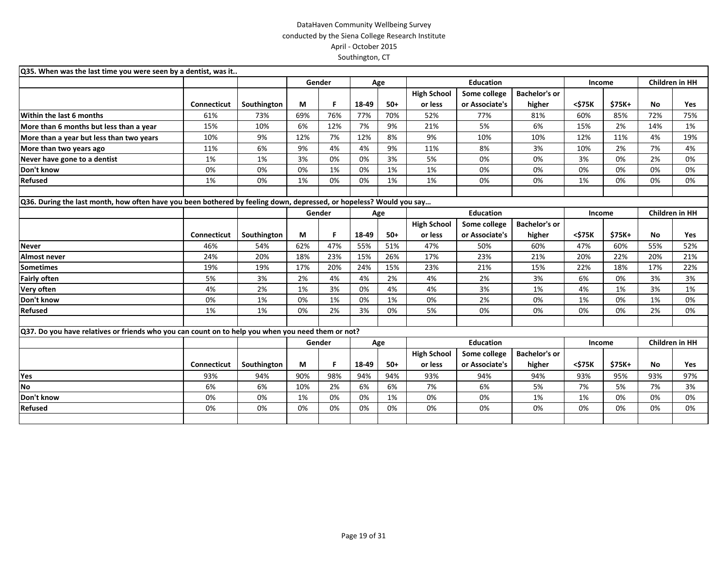DataHaven Community Wellbeing Survey
conducted by the Siena College Research Institute
April - October 2015
Southington, CT

| Q35. When was the last time you were seen by a dentist, was it.. | | | | | | | | | | | | | |
|---|---|---|---|---|---|---|---|---|---|---|---|---|---|
| | | | Gender | | Age | | Education | | | Income | | Children in HH | |
| | Connecticut | Southington | M | F | 18-49 | 50+ | High School or less | Some college or Associate's | Bachelor's or higher | <$75K | $75K+ | No | Yes |
| Within the last 6 months | 61% | 73% | 69% | 76% | 77% | 70% | 52% | 77% | 81% | 60% | 85% | 72% | 75% |
| More than 6 months but less than a year | 15% | 10% | 6% | 12% | 7% | 9% | 21% | 5% | 6% | 15% | 2% | 14% | 1% |
| More than a year but less than two years | 10% | 9% | 12% | 7% | 12% | 8% | 9% | 10% | 10% | 12% | 11% | 4% | 19% |
| More than two years ago | 11% | 6% | 9% | 4% | 4% | 9% | 11% | 8% | 3% | 10% | 2% | 7% | 4% |
| Never have gone to a dentist | 1% | 1% | 3% | 0% | 0% | 3% | 5% | 0% | 0% | 3% | 0% | 2% | 0% |
| Don't know | 0% | 0% | 0% | 1% | 0% | 1% | 1% | 0% | 0% | 0% | 0% | 0% | 0% |
| Refused | 1% | 0% | 1% | 0% | 0% | 1% | 1% | 0% | 0% | 1% | 0% | 0% | 0% |

| Q36. During the last month, how often have you been bothered by feeling down, depressed, or hopeless? Would you say… | | | | | | | | | | | | | |
|---|---|---|---|---|---|---|---|---|---|---|---|---|---|
| | | | Gender | | Age | | Education | | | Income | | Children in HH | |
| | Connecticut | Southington | M | F | 18-49 | 50+ | High School or less | Some college or Associate's | Bachelor's or higher | <$75K | $75K+ | No | Yes |
| Never | 46% | 54% | 62% | 47% | 55% | 51% | 47% | 50% | 60% | 47% | 60% | 55% | 52% |
| Almost never | 24% | 20% | 18% | 23% | 15% | 26% | 17% | 23% | 21% | 20% | 22% | 20% | 21% |
| Sometimes | 19% | 19% | 17% | 20% | 24% | 15% | 23% | 21% | 15% | 22% | 18% | 17% | 22% |
| Fairly often | 5% | 3% | 2% | 4% | 4% | 2% | 4% | 2% | 3% | 6% | 0% | 3% | 3% |
| Very often | 4% | 2% | 1% | 3% | 0% | 4% | 4% | 3% | 1% | 4% | 1% | 3% | 1% |
| Don't know | 0% | 1% | 0% | 1% | 0% | 1% | 0% | 2% | 0% | 1% | 0% | 1% | 0% |
| Refused | 1% | 1% | 0% | 2% | 3% | 0% | 5% | 0% | 0% | 0% | 0% | 2% | 0% |

| Q37. Do you have relatives or friends who you can count on to help you when you need them or not? | | | | | | | | | | | | | |
|---|---|---|---|---|---|---|---|---|---|---|---|---|---|
| | | | Gender | | Age | | Education | | | Income | | Children in HH | |
| | Connecticut | Southington | M | F | 18-49 | 50+ | High School or less | Some college or Associate's | Bachelor's or higher | <$75K | $75K+ | No | Yes |
| Yes | 93% | 94% | 90% | 98% | 94% | 94% | 93% | 94% | 94% | 93% | 95% | 93% | 97% |
| No | 6% | 6% | 10% | 2% | 6% | 6% | 7% | 6% | 5% | 7% | 5% | 7% | 3% |
| Don't know | 0% | 0% | 1% | 0% | 0% | 1% | 0% | 0% | 1% | 1% | 0% | 0% | 0% |
| Refused | 0% | 0% | 0% | 0% | 0% | 0% | 0% | 0% | 0% | 0% | 0% | 0% | 0% |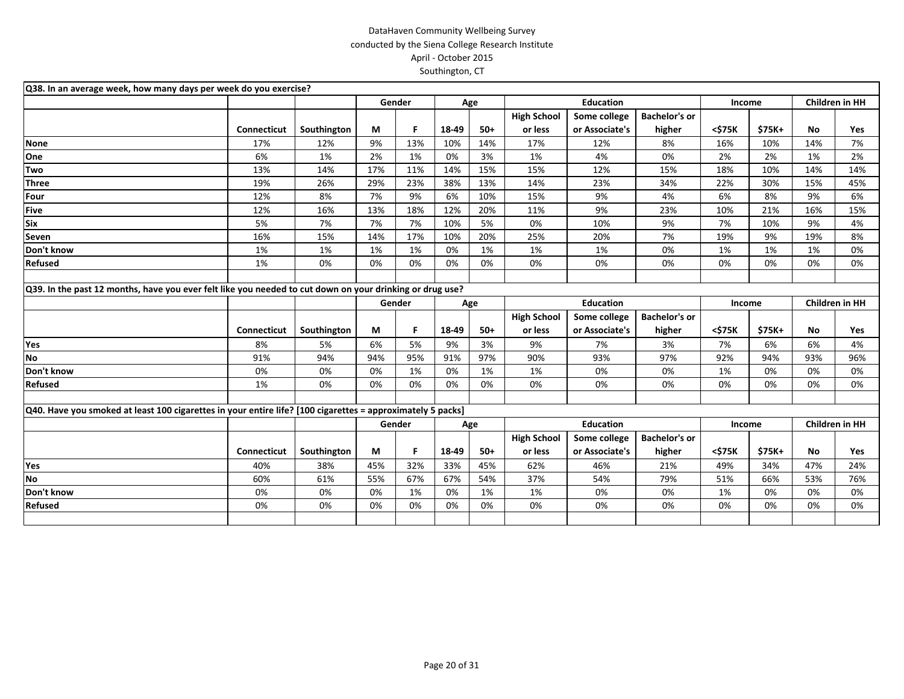DataHaven Community Wellbeing Survey
conducted by the Siena College Research Institute
April - October 2015
Southington, CT

| Q38. In an average week, how many days per week do you exercise? | | | | | | | | | | | | | |
|---|---|---|---|---|---|---|---|---|---|---|---|---|---|
| | | | Gender | | Age | | Education | | | Income | | Children in HH | |
| | Connecticut | Southington | M | F | 18-49 | 50+ | High School or less | Some college or Associate's | Bachelor's or higher | <$75K | $75K+ | No | Yes |
| None | 17% | 12% | 9% | 13% | 10% | 14% | 17% | 12% | 8% | 16% | 10% | 14% | 7% |
| One | 6% | 1% | 2% | 1% | 0% | 3% | 1% | 4% | 0% | 2% | 2% | 1% | 2% |
| Two | 13% | 14% | 17% | 11% | 14% | 15% | 15% | 12% | 15% | 18% | 10% | 14% | 14% |
| Three | 19% | 26% | 29% | 23% | 38% | 13% | 14% | 23% | 34% | 22% | 30% | 15% | 45% |
| Four | 12% | 8% | 7% | 9% | 6% | 10% | 15% | 9% | 4% | 6% | 8% | 9% | 6% |
| Five | 12% | 16% | 13% | 18% | 12% | 20% | 11% | 9% | 23% | 10% | 21% | 16% | 15% |
| Six | 5% | 7% | 7% | 7% | 10% | 5% | 0% | 10% | 9% | 7% | 10% | 9% | 4% |
| Seven | 16% | 15% | 14% | 17% | 10% | 20% | 25% | 20% | 7% | 19% | 9% | 19% | 8% |
| Don't know | 1% | 1% | 1% | 1% | 0% | 1% | 1% | 1% | 0% | 1% | 1% | 1% | 0% |
| Refused | 1% | 0% | 0% | 0% | 0% | 0% | 0% | 0% | 0% | 0% | 0% | 0% | 0% |

| Q39. In the past 12 months, have you ever felt like you needed to cut down on your drinking or drug use? | | | | | | | | | | | | | |
|---|---|---|---|---|---|---|---|---|---|---|---|---|---|
| | | | Gender | | Age | | Education | | | Income | | Children in HH | |
| | Connecticut | Southington | M | F | 18-49 | 50+ | High School or less | Some college or Associate's | Bachelor's or higher | <$75K | $75K+ | No | Yes |
| Yes | 8% | 5% | 6% | 5% | 9% | 3% | 9% | 7% | 3% | 7% | 6% | 6% | 4% |
| No | 91% | 94% | 94% | 95% | 91% | 97% | 90% | 93% | 97% | 92% | 94% | 93% | 96% |
| Don't know | 0% | 0% | 0% | 1% | 0% | 1% | 1% | 0% | 0% | 1% | 0% | 0% | 0% |
| Refused | 1% | 0% | 0% | 0% | 0% | 0% | 0% | 0% | 0% | 0% | 0% | 0% | 0% |

| Q40. Have you smoked at least 100 cigarettes in your entire life? [100 cigarettes = approximately 5 packs] | | | | | | | | | | | | | |
|---|---|---|---|---|---|---|---|---|---|---|---|---|---|
| | | | Gender | | Age | | Education | | | Income | | Children in HH | |
| | Connecticut | Southington | M | F | 18-49 | 50+ | High School or less | Some college or Associate's | Bachelor's or higher | <$75K | $75K+ | No | Yes |
| Yes | 40% | 38% | 45% | 32% | 33% | 45% | 62% | 46% | 21% | 49% | 34% | 47% | 24% |
| No | 60% | 61% | 55% | 67% | 67% | 54% | 37% | 54% | 79% | 51% | 66% | 53% | 76% |
| Don't know | 0% | 0% | 0% | 1% | 0% | 1% | 1% | 0% | 0% | 1% | 0% | 0% | 0% |
| Refused | 0% | 0% | 0% | 0% | 0% | 0% | 0% | 0% | 0% | 0% | 0% | 0% | 0% |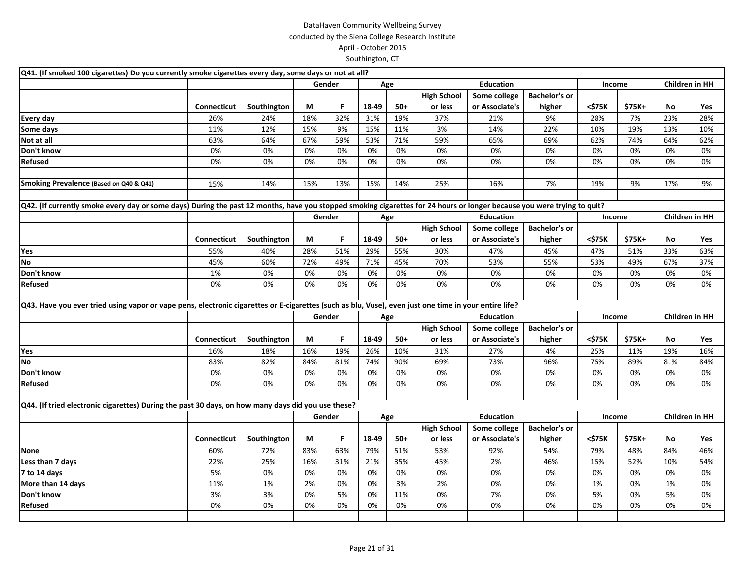DataHaven Community Wellbeing Survey
conducted by the Siena College Research Institute
April - October 2015
Southington, CT

**Q41. (If smoked 100 cigarettes) Do you currently smoke cigarettes every day, some days or not at all?**

| | | | Gender | | Age | | Education | | | Income | | Children in HH | |
|---|---|---|---|---|---|---|---|---|---|---|---|---|---|
| | Connecticut | Southington | M | F | 18-49 | 50+ | High School or less | Some college or Associate's | Bachelor's or higher | <$75K | $75K+ | No | Yes |
| Every day | 26% | 24% | 18% | 32% | 31% | 19% | 37% | 21% | 9% | 28% | 7% | 23% | 28% |
| Some days | 11% | 12% | 15% | 9% | 15% | 11% | 3% | 14% | 22% | 10% | 19% | 13% | 10% |
| Not at all | 63% | 64% | 67% | 59% | 53% | 71% | 59% | 65% | 69% | 62% | 74% | 64% | 62% |
| Don't know | 0% | 0% | 0% | 0% | 0% | 0% | 0% | 0% | 0% | 0% | 0% | 0% | 0% |
| Refused | 0% | 0% | 0% | 0% | 0% | 0% | 0% | 0% | 0% | 0% | 0% | 0% | 0% |
| | | | | | | | | | | | | | |
| Smoking Prevalence (Based on Q40 & Q41) | 15% | 14% | 15% | 13% | 15% | 14% | 25% | 16% | 7% | 19% | 9% | 17% | 9% |

**Q42. (If currently smoke every day or some days) During the past 12 months, have you stopped smoking cigarettes for 24 hours or longer because you were trying to quit?**

| | | | Gender | | Age | | Education | | | Income | | Children in HH | |
|---|---|---|---|---|---|---|---|---|---|---|---|---|---|
| | Connecticut | Southington | M | F | 18-49 | 50+ | High School or less | Some college or Associate's | Bachelor's or higher | <$75K | $75K+ | No | Yes |
| Yes | 55% | 40% | 28% | 51% | 29% | 55% | 30% | 47% | 45% | 47% | 51% | 33% | 63% |
| No | 45% | 60% | 72% | 49% | 71% | 45% | 70% | 53% | 55% | 53% | 49% | 67% | 37% |
| Don't know | 1% | 0% | 0% | 0% | 0% | 0% | 0% | 0% | 0% | 0% | 0% | 0% | 0% |
| Refused | 0% | 0% | 0% | 0% | 0% | 0% | 0% | 0% | 0% | 0% | 0% | 0% | 0% |

**Q43. Have you ever tried using vapor or vape pens, electronic cigarettes or E-cigarettes (such as blu, Vuse), even just one time in your entire life?**

| | | | Gender | | Age | | Education | | | Income | | Children in HH | |
|---|---|---|---|---|---|---|---|---|---|---|---|---|---|
| | Connecticut | Southington | M | F | 18-49 | 50+ | High School or less | Some college or Associate's | Bachelor's or higher | <$75K | $75K+ | No | Yes |
| Yes | 16% | 18% | 16% | 19% | 26% | 10% | 31% | 27% | 4% | 25% | 11% | 19% | 16% |
| No | 83% | 82% | 84% | 81% | 74% | 90% | 69% | 73% | 96% | 75% | 89% | 81% | 84% |
| Don't know | 0% | 0% | 0% | 0% | 0% | 0% | 0% | 0% | 0% | 0% | 0% | 0% | 0% |
| Refused | 0% | 0% | 0% | 0% | 0% | 0% | 0% | 0% | 0% | 0% | 0% | 0% | 0% |

**Q44. (If tried electronic cigarettes) During the past 30 days, on how many days did you use these?**

| | | | Gender | | Age | | Education | | | Income | | Children in HH | |
|---|---|---|---|---|---|---|---|---|---|---|---|---|---|
| | Connecticut | Southington | M | F | 18-49 | 50+ | High School or less | Some college or Associate's | Bachelor's or higher | <$75K | $75K+ | No | Yes |
| None | 60% | 72% | 83% | 63% | 79% | 51% | 53% | 92% | 54% | 79% | 48% | 84% | 46% |
| Less than 7 days | 22% | 25% | 16% | 31% | 21% | 35% | 45% | 2% | 46% | 15% | 52% | 10% | 54% |
| 7 to 14 days | 5% | 0% | 0% | 0% | 0% | 0% | 0% | 0% | 0% | 0% | 0% | 0% | 0% |
| More than 14 days | 11% | 1% | 2% | 0% | 0% | 3% | 2% | 0% | 0% | 1% | 0% | 1% | 0% |
| Don't know | 3% | 3% | 0% | 5% | 0% | 11% | 0% | 7% | 0% | 5% | 0% | 5% | 0% |
| Refused | 0% | 0% | 0% | 0% | 0% | 0% | 0% | 0% | 0% | 0% | 0% | 0% | 0% |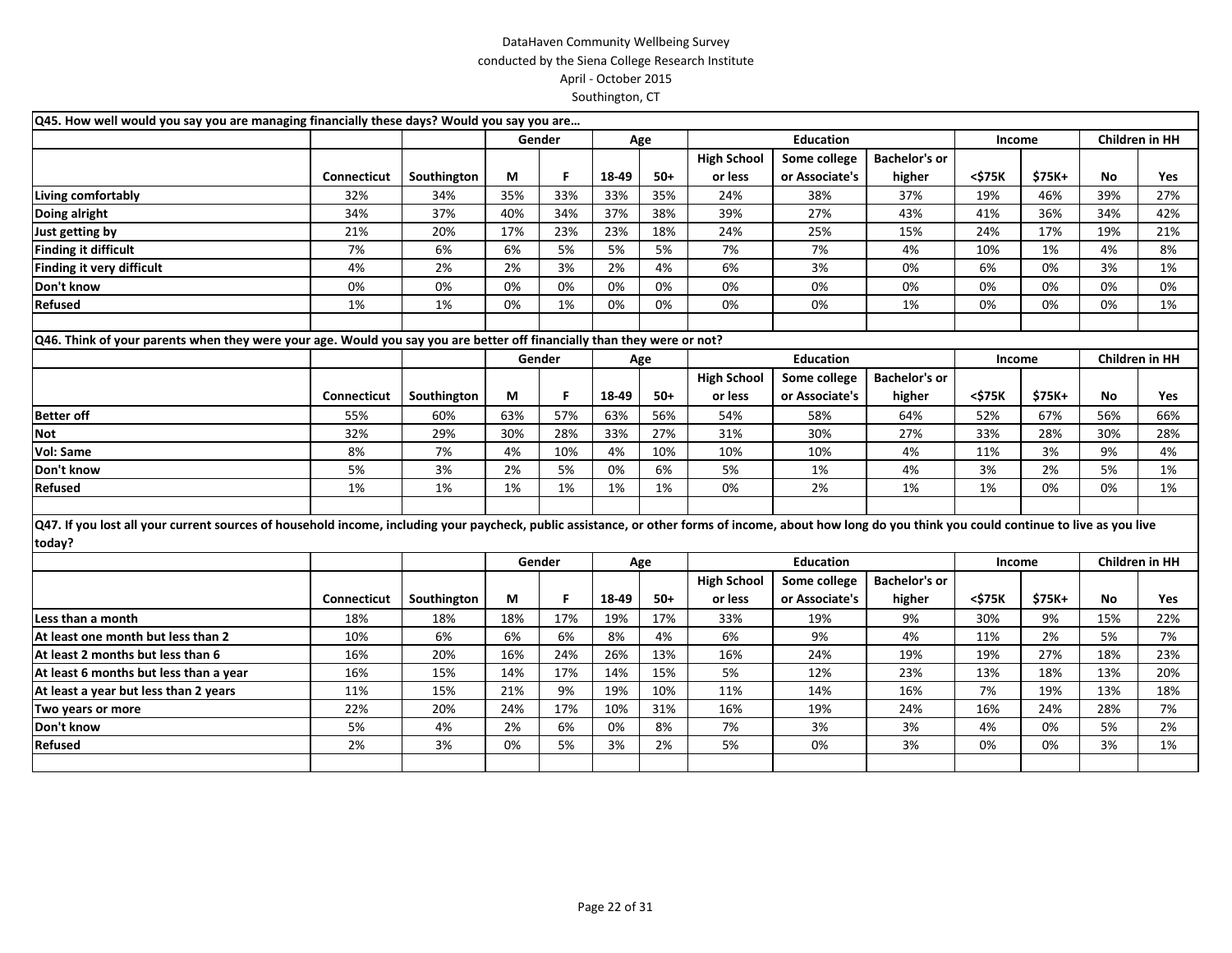DataHaven Community Wellbeing Survey
conducted by the Siena College Research Institute
April - October 2015
Southington, CT

**Q45. How well would you say you are managing financially these days? Would you say you are…**

| | | | Gender | | Age | | Education | | | Income | | Children in HH | |
|---|---|---|---|---|---|---|---|---|---|---|---|---|---|
| | Connecticut | Southington | M | F | 18-49 | 50+ | High School or less | Some college or Associate's | Bachelor's or higher | <$75K | $75K+ | No | Yes |
| **Living comfortably** | 32% | 34% | 35% | 33% | 33% | 35% | 24% | 38% | 37% | 19% | 46% | 39% | 27% |
| **Doing alright** | 34% | 37% | 40% | 34% | 37% | 38% | 39% | 27% | 43% | 41% | 36% | 34% | 42% |
| **Just getting by** | 21% | 20% | 17% | 23% | 23% | 18% | 24% | 25% | 15% | 24% | 17% | 19% | 21% |
| **Finding it difficult** | 7% | 6% | 6% | 5% | 5% | 5% | 7% | 7% | 4% | 10% | 1% | 4% | 8% |
| **Finding it very difficult** | 4% | 2% | 2% | 3% | 2% | 4% | 6% | 3% | 0% | 6% | 0% | 3% | 1% |
| **Don't know** | 0% | 0% | 0% | 0% | 0% | 0% | 0% | 0% | 0% | 0% | 0% | 0% | 0% |
| **Refused** | 1% | 1% | 0% | 1% | 0% | 0% | 0% | 0% | 1% | 0% | 0% | 0% | 1% |

**Q46. Think of your parents when they were your age. Would you say you are better off financially than they were or not?**

| | | | Gender | | Age | | Education | | | Income | | Children in HH | |
|---|---|---|---|---|---|---|---|---|---|---|---|---|---|
| | Connecticut | Southington | M | F | 18-49 | 50+ | High School or less | Some college or Associate's | Bachelor's or higher | <$75K | $75K+ | No | Yes |
| **Better off** | 55% | 60% | 63% | 57% | 63% | 56% | 54% | 58% | 64% | 52% | 67% | 56% | 66% |
| **Not** | 32% | 29% | 30% | 28% | 33% | 27% | 31% | 30% | 27% | 33% | 28% | 30% | 28% |
| **Vol: Same** | 8% | 7% | 4% | 10% | 4% | 10% | 10% | 10% | 4% | 11% | 3% | 9% | 4% |
| **Don't know** | 5% | 3% | 2% | 5% | 0% | 6% | 5% | 1% | 4% | 3% | 2% | 5% | 1% |
| **Refused** | 1% | 1% | 1% | 1% | 1% | 1% | 0% | 2% | 1% | 1% | 0% | 0% | 1% |

**Q47. If you lost all your current sources of household income, including your paycheck, public assistance, or other forms of income, about how long do you think you could continue to live as you live today?**

| | | | Gender | | Age | | Education | | | Income | | Children in HH | |
|---|---|---|---|---|---|---|---|---|---|---|---|---|---|
| | Connecticut | Southington | M | F | 18-49 | 50+ | High School or less | Some college or Associate's | Bachelor's or higher | <$75K | $75K+ | No | Yes |
| **Less than a month** | 18% | 18% | 18% | 17% | 19% | 17% | 33% | 19% | 9% | 30% | 9% | 15% | 22% |
| **At least one month but less than 2** | 10% | 6% | 6% | 6% | 8% | 4% | 6% | 9% | 4% | 11% | 2% | 5% | 7% |
| **At least 2 months but less than 6** | 16% | 20% | 16% | 24% | 26% | 13% | 16% | 24% | 19% | 19% | 27% | 18% | 23% |
| **At least 6 months but less than a year** | 16% | 15% | 14% | 17% | 14% | 15% | 5% | 12% | 23% | 13% | 18% | 13% | 20% |
| **At least a year but less than 2 years** | 11% | 15% | 21% | 9% | 19% | 10% | 11% | 14% | 16% | 7% | 19% | 13% | 18% |
| **Two years or more** | 22% | 20% | 24% | 17% | 10% | 31% | 16% | 19% | 24% | 16% | 24% | 28% | 7% |
| **Don't know** | 5% | 4% | 2% | 6% | 0% | 8% | 7% | 3% | 3% | 4% | 0% | 5% | 2% |
| **Refused** | 2% | 3% | 0% | 5% | 3% | 2% | 5% | 0% | 3% | 0% | 0% | 3% | 1% |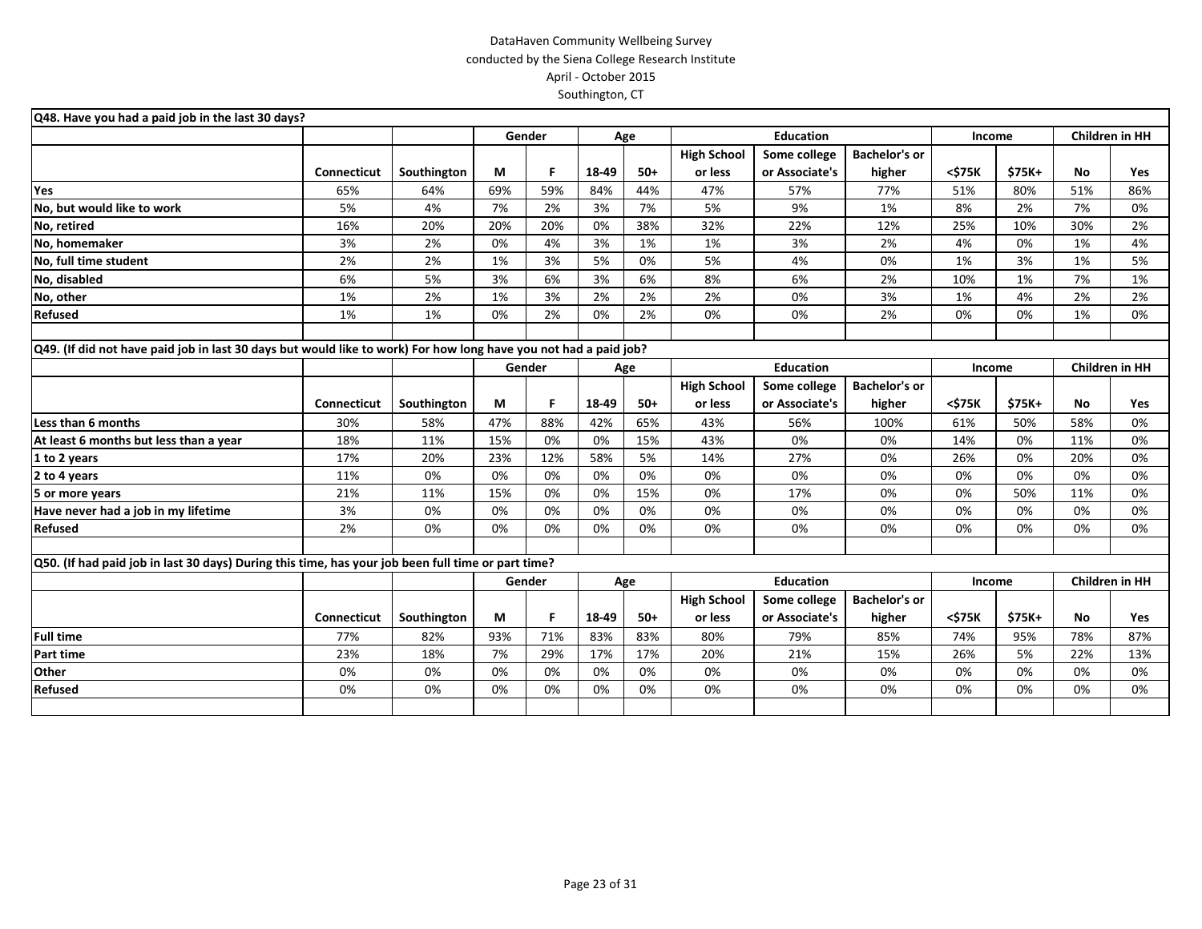DataHaven Community Wellbeing Survey
conducted by the Siena College Research Institute
April - October 2015
Southington, CT

**Q48. Have you had a paid job in the last 30 days?**

| | | | Gender | | Age | | Education | | | Income | | Children in HH | |
|---|---|---|---|---|---|---|---|---|---|---|---|---|---|
| | Connecticut | Southington | M | F | 18-49 | 50+ | High School or less | Some college or Associate's | Bachelor's or higher | <$75K | $75K+ | No | Yes |
| Yes | 65% | 64% | 69% | 59% | 84% | 44% | 47% | 57% | 77% | 51% | 80% | 51% | 86% |
| No, but would like to work | 5% | 4% | 7% | 2% | 3% | 7% | 5% | 9% | 1% | 8% | 2% | 7% | 0% |
| No, retired | 16% | 20% | 20% | 20% | 0% | 38% | 32% | 22% | 12% | 25% | 10% | 30% | 2% |
| No, homemaker | 3% | 2% | 0% | 4% | 3% | 1% | 1% | 3% | 2% | 4% | 0% | 1% | 4% |
| No, full time student | 2% | 2% | 1% | 3% | 5% | 0% | 5% | 4% | 0% | 1% | 3% | 1% | 5% |
| No, disabled | 6% | 5% | 3% | 6% | 3% | 6% | 8% | 6% | 2% | 10% | 1% | 7% | 1% |
| No, other | 1% | 2% | 1% | 3% | 2% | 2% | 2% | 0% | 3% | 1% | 4% | 2% | 2% |
| Refused | 1% | 1% | 0% | 2% | 0% | 2% | 0% | 0% | 2% | 0% | 0% | 1% | 0% |

**Q49. (If did not have paid job in last 30 days but would like to work) For how long have you not had a paid job?**

| | | | Gender | | Age | | Education | | | Income | | Children in HH | |
|---|---|---|---|---|---|---|---|---|---|---|---|---|---|
| | Connecticut | Southington | M | F | 18-49 | 50+ | High School or less | Some college or Associate's | Bachelor's or higher | <$75K | $75K+ | No | Yes |
| Less than 6 months | 30% | 58% | 47% | 88% | 42% | 65% | 43% | 56% | 100% | 61% | 50% | 58% | 0% |
| At least 6 months but less than a year | 18% | 11% | 15% | 0% | 0% | 15% | 43% | 0% | 0% | 14% | 0% | 11% | 0% |
| 1 to 2 years | 17% | 20% | 23% | 12% | 58% | 5% | 14% | 27% | 0% | 26% | 0% | 20% | 0% |
| 2 to 4 years | 11% | 0% | 0% | 0% | 0% | 0% | 0% | 0% | 0% | 0% | 0% | 0% | 0% |
| 5 or more years | 21% | 11% | 15% | 0% | 0% | 15% | 0% | 17% | 0% | 0% | 50% | 11% | 0% |
| Have never had a job in my lifetime | 3% | 0% | 0% | 0% | 0% | 0% | 0% | 0% | 0% | 0% | 0% | 0% | 0% |
| Refused | 2% | 0% | 0% | 0% | 0% | 0% | 0% | 0% | 0% | 0% | 0% | 0% | 0% |

**Q50. (If had paid job in last 30 days) During this time, has your job been full time or part time?**

| | | | Gender | | Age | | Education | | | Income | | Children in HH | |
|---|---|---|---|---|---|---|---|---|---|---|---|---|---|
| | Connecticut | Southington | M | F | 18-49 | 50+ | High School or less | Some college or Associate's | Bachelor's or higher | <$75K | $75K+ | No | Yes |
| Full time | 77% | 82% | 93% | 71% | 83% | 83% | 80% | 79% | 85% | 74% | 95% | 78% | 87% |
| Part time | 23% | 18% | 7% | 29% | 17% | 17% | 20% | 21% | 15% | 26% | 5% | 22% | 13% |
| Other | 0% | 0% | 0% | 0% | 0% | 0% | 0% | 0% | 0% | 0% | 0% | 0% | 0% |
| Refused | 0% | 0% | 0% | 0% | 0% | 0% | 0% | 0% | 0% | 0% | 0% | 0% | 0% |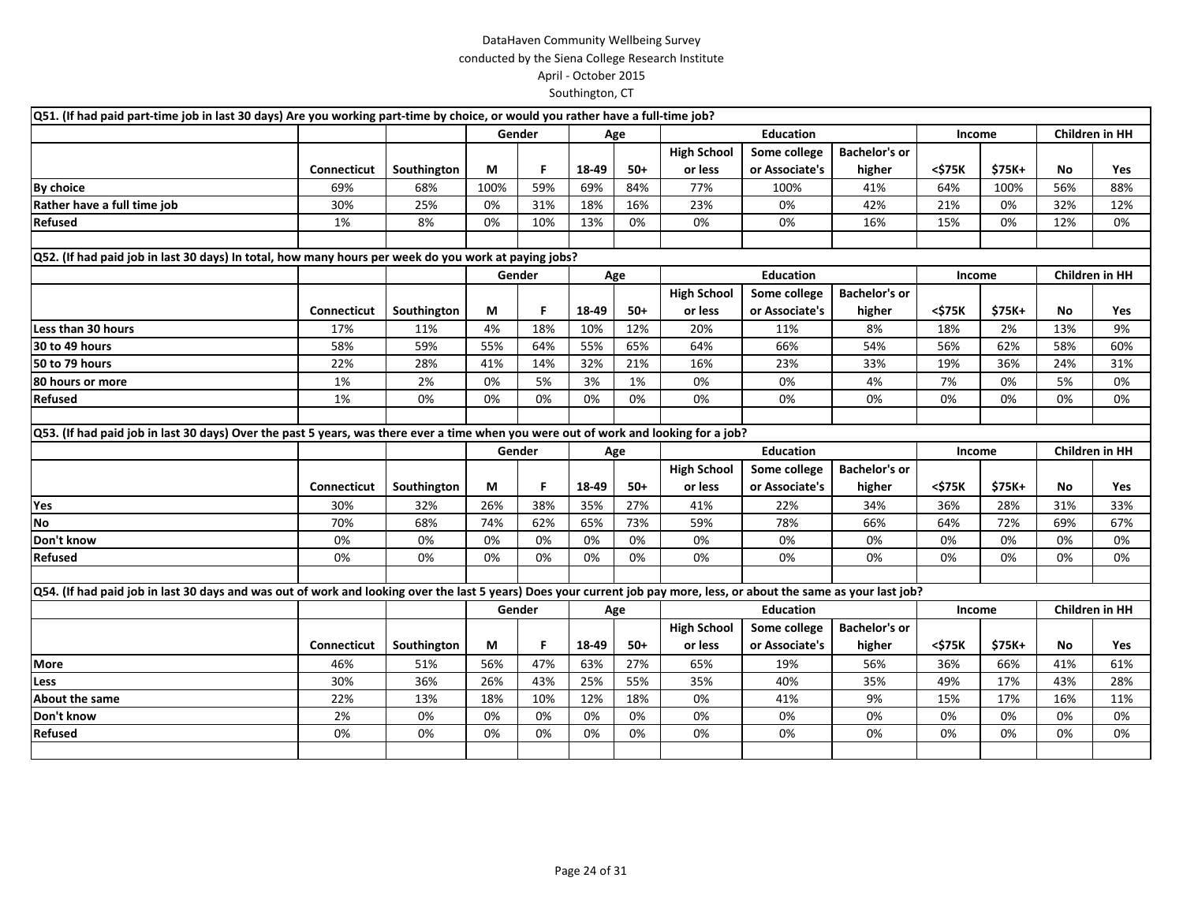DataHaven Community Wellbeing Survey
conducted by the Siena College Research Institute
April - October 2015
Southington, CT

**Q51. (If had paid part-time job in last 30 days) Are you working part-time by choice, or would you rather have a full-time job?**

| | | | Gender | | Age | | Education | | | Income | | Children in HH | |
|---|---|---|---|---|---|---|---|---|---|---|---|---|---|
| | Connecticut | Southington | M | F | 18-49 | 50+ | High School or less | Some college or Associate's | Bachelor's or higher | <$75K | $75K+ | No | Yes |
| By choice | 69% | 68% | 100% | 59% | 69% | 84% | 77% | 100% | 41% | 64% | 100% | 56% | 88% |
| Rather have a full time job | 30% | 25% | 0% | 31% | 18% | 16% | 23% | 0% | 42% | 21% | 0% | 32% | 12% |
| Refused | 1% | 8% | 0% | 10% | 13% | 0% | 0% | 0% | 16% | 15% | 0% | 12% | 0% |

**Q52. (If had paid job in last 30 days) In total, how many hours per week do you work at paying jobs?**

| | | | Gender | | Age | | Education | | | Income | | Children in HH | |
|---|---|---|---|---|---|---|---|---|---|---|---|---|---|
| | Connecticut | Southington | M | F | 18-49 | 50+ | High School or less | Some college or Associate's | Bachelor's or higher | <$75K | $75K+ | No | Yes |
| Less than 30 hours | 17% | 11% | 4% | 18% | 10% | 12% | 20% | 11% | 8% | 18% | 2% | 13% | 9% |
| 30 to 49 hours | 58% | 59% | 55% | 64% | 55% | 65% | 64% | 66% | 54% | 56% | 62% | 58% | 60% |
| 50 to 79 hours | 22% | 28% | 41% | 14% | 32% | 21% | 16% | 23% | 33% | 19% | 36% | 24% | 31% |
| 80 hours or more | 1% | 2% | 0% | 5% | 3% | 1% | 0% | 0% | 4% | 7% | 0% | 5% | 0% |
| Refused | 1% | 0% | 0% | 0% | 0% | 0% | 0% | 0% | 0% | 0% | 0% | 0% | 0% |

**Q53. (If had paid job in last 30 days) Over the past 5 years, was there ever a time when you were out of work and looking for a job?**

| | | | Gender | | Age | | Education | | | Income | | Children in HH | |
|---|---|---|---|---|---|---|---|---|---|---|---|---|---|
| | Connecticut | Southington | M | F | 18-49 | 50+ | High School or less | Some college or Associate's | Bachelor's or higher | <$75K | $75K+ | No | Yes |
| Yes | 30% | 32% | 26% | 38% | 35% | 27% | 41% | 22% | 34% | 36% | 28% | 31% | 33% |
| No | 70% | 68% | 74% | 62% | 65% | 73% | 59% | 78% | 66% | 64% | 72% | 69% | 67% |
| Don't know | 0% | 0% | 0% | 0% | 0% | 0% | 0% | 0% | 0% | 0% | 0% | 0% | 0% |
| Refused | 0% | 0% | 0% | 0% | 0% | 0% | 0% | 0% | 0% | 0% | 0% | 0% | 0% |

**Q54. (If had paid job in last 30 days and was out of work and looking over the last 5 years) Does your current job pay more, less, or about the same as your last job?**

| | | | Gender | | Age | | Education | | | Income | | Children in HH | |
|---|---|---|---|---|---|---|---|---|---|---|---|---|---|
| | Connecticut | Southington | M | F | 18-49 | 50+ | High School or less | Some college or Associate's | Bachelor's or higher | <$75K | $75K+ | No | Yes |
| More | 46% | 51% | 56% | 47% | 63% | 27% | 65% | 19% | 56% | 36% | 66% | 41% | 61% |
| Less | 30% | 36% | 26% | 43% | 25% | 55% | 35% | 40% | 35% | 49% | 17% | 43% | 28% |
| About the same | 22% | 13% | 18% | 10% | 12% | 18% | 0% | 41% | 9% | 15% | 17% | 16% | 11% |
| Don't know | 2% | 0% | 0% | 0% | 0% | 0% | 0% | 0% | 0% | 0% | 0% | 0% | 0% |
| Refused | 0% | 0% | 0% | 0% | 0% | 0% | 0% | 0% | 0% | 0% | 0% | 0% | 0% |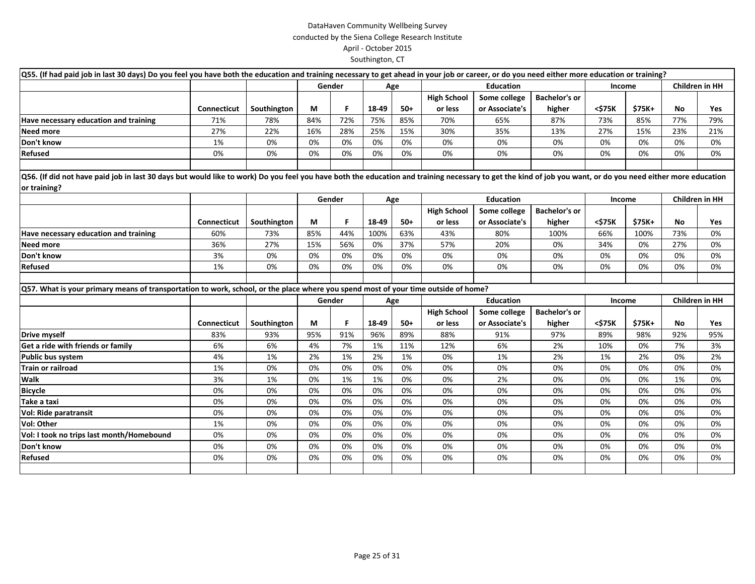DataHaven Community Wellbeing Survey
conducted by the Siena College Research Institute
April - October 2015
Southington, CT

**Q55. (If had paid job in last 30 days) Do you feel you have both the education and training necessary to get ahead in your job or career, or do you need either more education or training?**

| | | | Gender | | Age | | Education | | | Income | | Children in HH | |
|---|---|---|---|---|---|---|---|---|---|---|---|---|---|
| | Connecticut | Southington | M | F | 18-49 | 50+ | High School or less | Some college or Associate's | Bachelor's or higher | <$75K | $75K+ | No | Yes |
| **Have necessary education and training** | 71% | 78% | 84% | 72% | 75% | 85% | 70% | 65% | 87% | 73% | 85% | 77% | 79% |
| **Need more** | 27% | 22% | 16% | 28% | 25% | 15% | 30% | 35% | 13% | 27% | 15% | 23% | 21% |
| **Don't know** | 1% | 0% | 0% | 0% | 0% | 0% | 0% | 0% | 0% | 0% | 0% | 0% | 0% |
| **Refused** | 0% | 0% | 0% | 0% | 0% | 0% | 0% | 0% | 0% | 0% | 0% | 0% | 0% |

**Q56. (If did not have paid job in last 30 days but would like to work) Do you feel you have both the education and training necessary to get the kind of job you want, or do you need either more education or training?**

| | | | Gender | | Age | | Education | | | Income | | Children in HH | |
|---|---|---|---|---|---|---|---|---|---|---|---|---|---|
| | Connecticut | Southington | M | F | 18-49 | 50+ | High School or less | Some college or Associate's | Bachelor's or higher | <$75K | $75K+ | No | Yes |
| **Have necessary education and training** | 60% | 73% | 85% | 44% | 100% | 63% | 43% | 80% | 100% | 66% | 100% | 73% | 0% |
| **Need more** | 36% | 27% | 15% | 56% | 0% | 37% | 57% | 20% | 0% | 34% | 0% | 27% | 0% |
| **Don't know** | 3% | 0% | 0% | 0% | 0% | 0% | 0% | 0% | 0% | 0% | 0% | 0% | 0% |
| **Refused** | 1% | 0% | 0% | 0% | 0% | 0% | 0% | 0% | 0% | 0% | 0% | 0% | 0% |

**Q57. What is your primary means of transportation to work, school, or the place where you spend most of your time outside of home?**

| | | | Gender | | Age | | Education | | | Income | | Children in HH | |
|---|---|---|---|---|---|---|---|---|---|---|---|---|---|
| | Connecticut | Southington | M | F | 18-49 | 50+ | High School or less | Some college or Associate's | Bachelor's or higher | <$75K | $75K+ | No | Yes |
| **Drive myself** | 83% | 93% | 95% | 91% | 96% | 89% | 88% | 91% | 97% | 89% | 98% | 92% | 95% |
| **Get a ride with friends or family** | 6% | 6% | 4% | 7% | 1% | 11% | 12% | 6% | 2% | 10% | 0% | 7% | 3% |
| **Public bus system** | 4% | 1% | 2% | 1% | 2% | 1% | 0% | 1% | 2% | 1% | 2% | 0% | 2% |
| **Train or railroad** | 1% | 0% | 0% | 0% | 0% | 0% | 0% | 0% | 0% | 0% | 0% | 0% | 0% |
| **Walk** | 3% | 1% | 0% | 1% | 1% | 0% | 0% | 2% | 0% | 0% | 0% | 1% | 0% |
| **Bicycle** | 0% | 0% | 0% | 0% | 0% | 0% | 0% | 0% | 0% | 0% | 0% | 0% | 0% |
| **Take a taxi** | 0% | 0% | 0% | 0% | 0% | 0% | 0% | 0% | 0% | 0% | 0% | 0% | 0% |
| **Vol: Ride paratransit** | 0% | 0% | 0% | 0% | 0% | 0% | 0% | 0% | 0% | 0% | 0% | 0% | 0% |
| **Vol: Other** | 1% | 0% | 0% | 0% | 0% | 0% | 0% | 0% | 0% | 0% | 0% | 0% | 0% |
| **Vol: I took no trips last month/Homebound** | 0% | 0% | 0% | 0% | 0% | 0% | 0% | 0% | 0% | 0% | 0% | 0% | 0% |
| **Don't know** | 0% | 0% | 0% | 0% | 0% | 0% | 0% | 0% | 0% | 0% | 0% | 0% | 0% |
| **Refused** | 0% | 0% | 0% | 0% | 0% | 0% | 0% | 0% | 0% | 0% | 0% | 0% | 0% |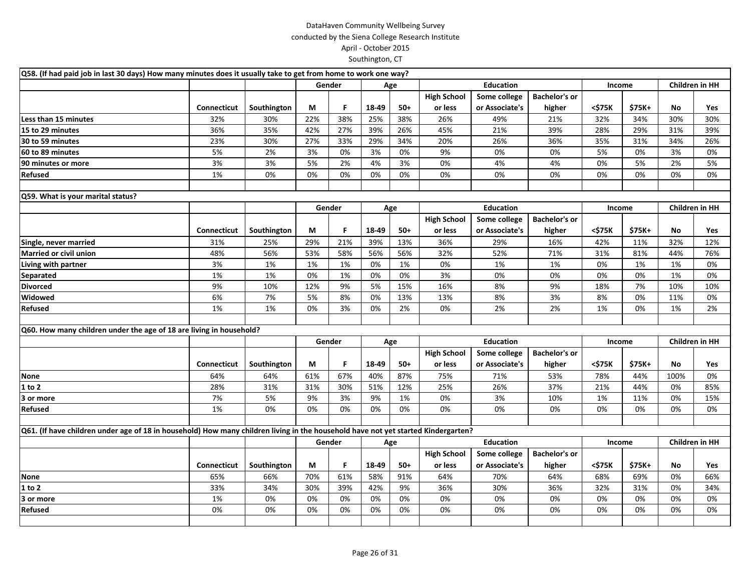DataHaven Community Wellbeing Survey
conducted by the Siena College Research Institute
April - October 2015
Southington, CT

**Q58. (If had paid job in last 30 days) How many minutes does it usually take to get from home to work one way?**

| | | | Gender | | Age | | Education | | | Income | | Children in HH | |
|---|---|---|---|---|---|---|---|---|---|---|---|---|---|
| | Connecticut | Southington | M | F | 18-49 | 50+ | High School or less | Some college or Associate's | Bachelor's or higher | <$75K | $75K+ | No | Yes |
| Less than 15 minutes | 32% | 30% | 22% | 38% | 25% | 38% | 26% | 49% | 21% | 32% | 34% | 30% | 30% |
| 15 to 29 minutes | 36% | 35% | 42% | 27% | 39% | 26% | 45% | 21% | 39% | 28% | 29% | 31% | 39% |
| 30 to 59 minutes | 23% | 30% | 27% | 33% | 29% | 34% | 20% | 26% | 36% | 35% | 31% | 34% | 26% |
| 60 to 89 minutes | 5% | 2% | 3% | 0% | 3% | 0% | 9% | 0% | 0% | 5% | 0% | 3% | 0% |
| 90 minutes or more | 3% | 3% | 5% | 2% | 4% | 3% | 0% | 4% | 4% | 0% | 5% | 2% | 5% |
| Refused | 1% | 0% | 0% | 0% | 0% | 0% | 0% | 0% | 0% | 0% | 0% | 0% | 0% |

**Q59. What is your marital status?**

| | | | Gender | | Age | | Education | | | Income | | Children in HH | |
|---|---|---|---|---|---|---|---|---|---|---|---|---|---|
| | Connecticut | Southington | M | F | 18-49 | 50+ | High School or less | Some college or Associate's | Bachelor's or higher | <$75K | $75K+ | No | Yes |
| Single, never married | 31% | 25% | 29% | 21% | 39% | 13% | 36% | 29% | 16% | 42% | 11% | 32% | 12% |
| Married or civil union | 48% | 56% | 53% | 58% | 56% | 56% | 32% | 52% | 71% | 31% | 81% | 44% | 76% |
| Living with partner | 3% | 1% | 1% | 1% | 0% | 1% | 0% | 1% | 1% | 0% | 1% | 1% | 0% |
| Separated | 1% | 1% | 0% | 1% | 0% | 0% | 3% | 0% | 0% | 0% | 0% | 1% | 0% |
| Divorced | 9% | 10% | 12% | 9% | 5% | 15% | 16% | 8% | 9% | 18% | 7% | 10% | 10% |
| Widowed | 6% | 7% | 5% | 8% | 0% | 13% | 13% | 8% | 3% | 8% | 0% | 11% | 0% |
| Refused | 1% | 1% | 0% | 3% | 0% | 2% | 0% | 2% | 2% | 1% | 0% | 1% | 2% |

**Q60. How many children under the age of 18 are living in household?**

| | | | Gender | | Age | | Education | | | Income | | Children in HH | |
|---|---|---|---|---|---|---|---|---|---|---|---|---|---|
| | Connecticut | Southington | M | F | 18-49 | 50+ | High School or less | Some college or Associate's | Bachelor's or higher | <$75K | $75K+ | No | Yes |
| None | 64% | 64% | 61% | 67% | 40% | 87% | 75% | 71% | 53% | 78% | 44% | 100% | 0% |
| 1 to 2 | 28% | 31% | 31% | 30% | 51% | 12% | 25% | 26% | 37% | 21% | 44% | 0% | 85% |
| 3 or more | 7% | 5% | 9% | 3% | 9% | 1% | 0% | 3% | 10% | 1% | 11% | 0% | 15% |
| Refused | 1% | 0% | 0% | 0% | 0% | 0% | 0% | 0% | 0% | 0% | 0% | 0% | 0% |

**Q61. (If have children under age of 18 in household) How many children living in the household have not yet started Kindergarten?**

| | | | Gender | | Age | | Education | | | Income | | Children in HH | |
|---|---|---|---|---|---|---|---|---|---|---|---|---|---|
| | Connecticut | Southington | M | F | 18-49 | 50+ | High School or less | Some college or Associate's | Bachelor's or higher | <$75K | $75K+ | No | Yes |
| None | 65% | 66% | 70% | 61% | 58% | 91% | 64% | 70% | 64% | 68% | 69% | 0% | 66% |
| 1 to 2 | 33% | 34% | 30% | 39% | 42% | 9% | 36% | 30% | 36% | 32% | 31% | 0% | 34% |
| 3 or more | 1% | 0% | 0% | 0% | 0% | 0% | 0% | 0% | 0% | 0% | 0% | 0% | 0% |
| Refused | 0% | 0% | 0% | 0% | 0% | 0% | 0% | 0% | 0% | 0% | 0% | 0% | 0% |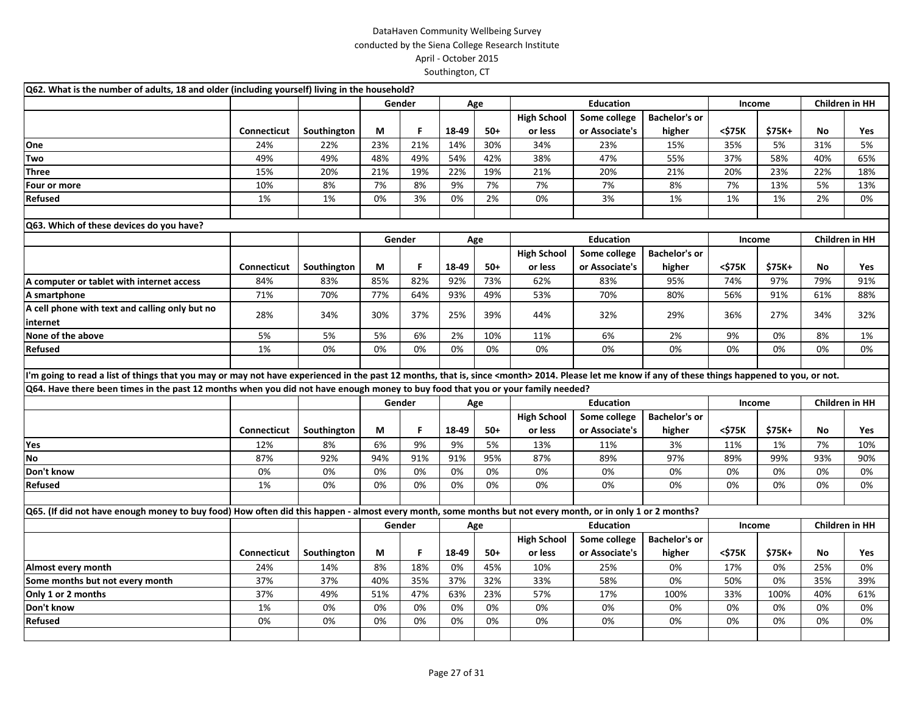DataHaven Community Wellbeing Survey
conducted by the Siena College Research Institute
April - October 2015
Southington, CT

**Q62. What is the number of adults, 18 and older (including yourself) living in the household?**

| | | | Gender | | Age | | Education | | | Income | | Children in HH | |
|---|---|---|---|---|---|---|---|---|---|---|---|---|---|
| | Connecticut | Southington | M | F | 18-49 | 50+ | High School or less | Some college or Associate's | Bachelor's or higher | <$75K | $75K+ | No | Yes |
| One | 24% | 22% | 23% | 21% | 14% | 30% | 34% | 23% | 15% | 35% | 5% | 31% | 5% |
| Two | 49% | 49% | 48% | 49% | 54% | 42% | 38% | 47% | 55% | 37% | 58% | 40% | 65% |
| Three | 15% | 20% | 21% | 19% | 22% | 19% | 21% | 20% | 21% | 20% | 23% | 22% | 18% |
| Four or more | 10% | 8% | 7% | 8% | 9% | 7% | 7% | 7% | 8% | 7% | 13% | 5% | 13% |
| Refused | 1% | 1% | 0% | 3% | 0% | 2% | 0% | 3% | 1% | 1% | 1% | 2% | 0% |

**Q63. Which of these devices do you have?**

| | | | Gender | | Age | | Education | | | Income | | Children in HH | |
|---|---|---|---|---|---|---|---|---|---|---|---|---|---|
| | Connecticut | Southington | M | F | 18-49 | 50+ | High School or less | Some college or Associate's | Bachelor's or higher | <$75K | $75K+ | No | Yes |
| A computer or tablet with internet access | 84% | 83% | 85% | 82% | 92% | 73% | 62% | 83% | 95% | 74% | 97% | 79% | 91% |
| A smartphone | 71% | 70% | 77% | 64% | 93% | 49% | 53% | 70% | 80% | 56% | 91% | 61% | 88% |
| A cell phone with text and calling only but no internet | 28% | 34% | 30% | 37% | 25% | 39% | 44% | 32% | 29% | 36% | 27% | 34% | 32% |
| None of the above | 5% | 5% | 5% | 6% | 2% | 10% | 11% | 6% | 2% | 9% | 0% | 8% | 1% |
| Refused | 1% | 0% | 0% | 0% | 0% | 0% | 0% | 0% | 0% | 0% | 0% | 0% | 0% |

I'm going to read a list of things that you may or may not have experienced in the past 12 months, that is, since <month> 2014. Please let me know if any of these things happened to you, or not.

**Q64. Have there been times in the past 12 months when you did not have enough money to buy food that you or your family needed?**

| | | | Gender | | Age | | Education | | | Income | | Children in HH | |
|---|---|---|---|---|---|---|---|---|---|---|---|---|---|
| | Connecticut | Southington | M | F | 18-49 | 50+ | High School or less | Some college or Associate's | Bachelor's or higher | <$75K | $75K+ | No | Yes |
| Yes | 12% | 8% | 6% | 9% | 9% | 5% | 13% | 11% | 3% | 11% | 1% | 7% | 10% |
| No | 87% | 92% | 94% | 91% | 91% | 95% | 87% | 89% | 97% | 89% | 99% | 93% | 90% |
| Don't know | 0% | 0% | 0% | 0% | 0% | 0% | 0% | 0% | 0% | 0% | 0% | 0% | 0% |
| Refused | 1% | 0% | 0% | 0% | 0% | 0% | 0% | 0% | 0% | 0% | 0% | 0% | 0% |

**Q65. (If did not have enough money to buy food) How often did this happen - almost every month, some months but not every month, or in only 1 or 2 months?**

| | | | Gender | | Age | | Education | | | Income | | Children in HH | |
|---|---|---|---|---|---|---|---|---|---|---|---|---|---|
| | Connecticut | Southington | M | F | 18-49 | 50+ | High School or less | Some college or Associate's | Bachelor's or higher | <$75K | $75K+ | No | Yes |
| Almost every month | 24% | 14% | 8% | 18% | 0% | 45% | 10% | 25% | 0% | 17% | 0% | 25% | 0% |
| Some months but not every month | 37% | 37% | 40% | 35% | 37% | 32% | 33% | 58% | 0% | 50% | 0% | 35% | 39% |
| Only 1 or 2 months | 37% | 49% | 51% | 47% | 63% | 23% | 57% | 17% | 100% | 33% | 100% | 40% | 61% |
| Don't know | 1% | 0% | 0% | 0% | 0% | 0% | 0% | 0% | 0% | 0% | 0% | 0% | 0% |
| Refused | 0% | 0% | 0% | 0% | 0% | 0% | 0% | 0% | 0% | 0% | 0% | 0% | 0% |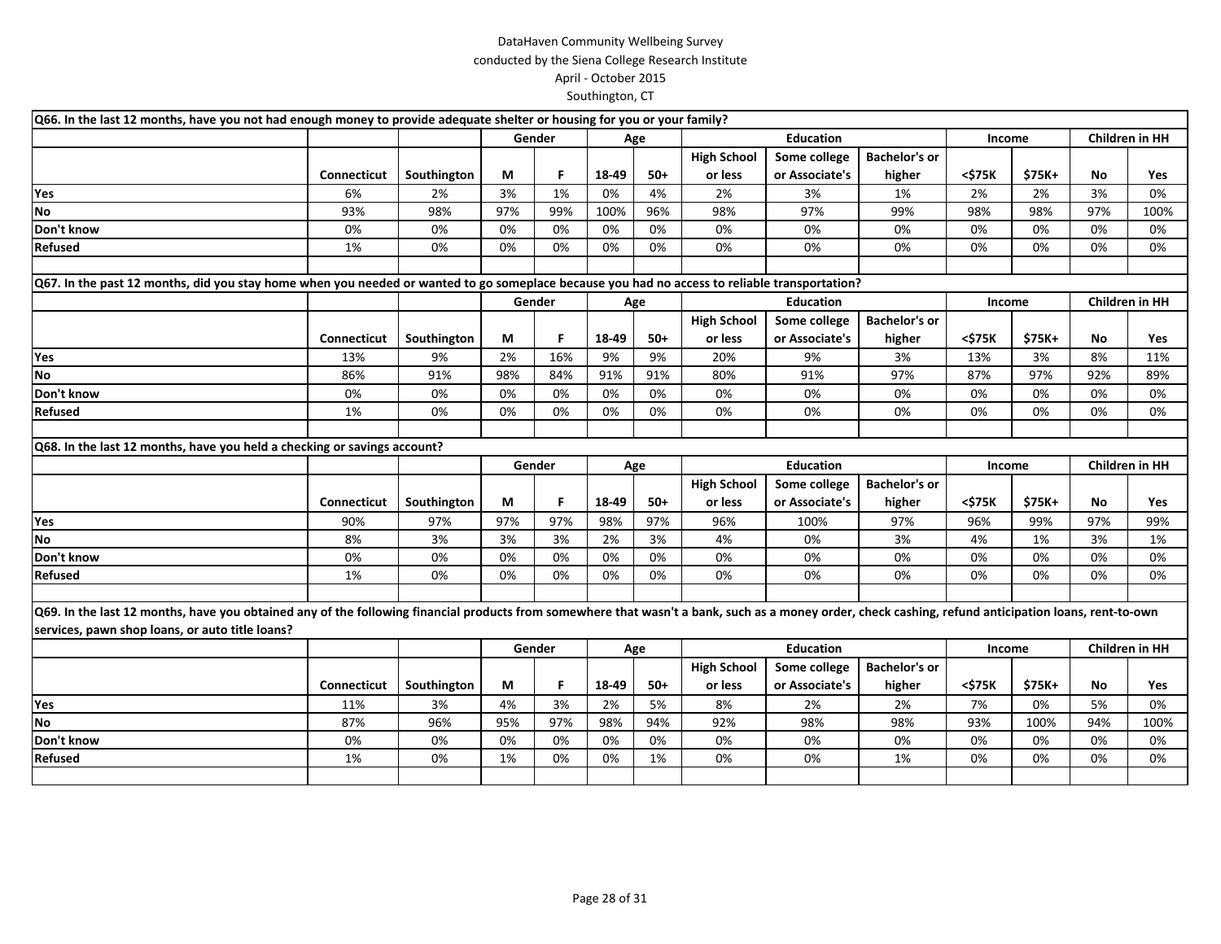DataHaven Community Wellbeing Survey
conducted by the Siena College Research Institute
April - October 2015
Southington, CT

**Q66. In the last 12 months, have you not had enough money to provide adequate shelter or housing for you or your family?**

| | | | Gender | | Age | | Education | | | Income | | Children in HH | |
|---|---|---|---|---|---|---|---|---|---|---|---|---|---|
| | Connecticut | Southington | M | F | 18-49 | 50+ | High School or less | Some college or Associate's | Bachelor's or higher | <$75K | $75K+ | No | Yes |
| Yes | 6% | 2% | 3% | 1% | 0% | 4% | 2% | 3% | 1% | 2% | 2% | 3% | 0% |
| No | 93% | 98% | 97% | 99% | 100% | 96% | 98% | 97% | 99% | 98% | 98% | 97% | 100% |
| Don't know | 0% | 0% | 0% | 0% | 0% | 0% | 0% | 0% | 0% | 0% | 0% | 0% | 0% |
| Refused | 1% | 0% | 0% | 0% | 0% | 0% | 0% | 0% | 0% | 0% | 0% | 0% | 0% |

**Q67. In the past 12 months, did you stay home when you needed or wanted to go someplace because you had no access to reliable transportation?**

| | | | Gender | | Age | | Education | | | Income | | Children in HH | |
|---|---|---|---|---|---|---|---|---|---|---|---|---|---|
| | Connecticut | Southington | M | F | 18-49 | 50+ | High School or less | Some college or Associate's | Bachelor's or higher | <$75K | $75K+ | No | Yes |
| Yes | 13% | 9% | 2% | 16% | 9% | 9% | 20% | 9% | 3% | 13% | 3% | 8% | 11% |
| No | 86% | 91% | 98% | 84% | 91% | 91% | 80% | 91% | 97% | 87% | 97% | 92% | 89% |
| Don't know | 0% | 0% | 0% | 0% | 0% | 0% | 0% | 0% | 0% | 0% | 0% | 0% | 0% |
| Refused | 1% | 0% | 0% | 0% | 0% | 0% | 0% | 0% | 0% | 0% | 0% | 0% | 0% |

**Q68. In the last 12 months, have you held a checking or savings account?**

| | | | Gender | | Age | | Education | | | Income | | Children in HH | |
|---|---|---|---|---|---|---|---|---|---|---|---|---|---|
| | Connecticut | Southington | M | F | 18-49 | 50+ | High School or less | Some college or Associate's | Bachelor's or higher | <$75K | $75K+ | No | Yes |
| Yes | 90% | 97% | 97% | 97% | 98% | 97% | 96% | 100% | 97% | 96% | 99% | 97% | 99% |
| No | 8% | 3% | 3% | 3% | 2% | 3% | 4% | 0% | 3% | 4% | 1% | 3% | 1% |
| Don't know | 0% | 0% | 0% | 0% | 0% | 0% | 0% | 0% | 0% | 0% | 0% | 0% | 0% |
| Refused | 1% | 0% | 0% | 0% | 0% | 0% | 0% | 0% | 0% | 0% | 0% | 0% | 0% |

**Q69. In the last 12 months, have you obtained any of the following financial products from somewhere that wasn't a bank, such as a money order, check cashing, refund anticipation loans, rent-to-own services, pawn shop loans, or auto title loans?**

| | | | Gender | | Age | | Education | | | Income | | Children in HH | |
|---|---|---|---|---|---|---|---|---|---|---|---|---|---|
| | Connecticut | Southington | M | F | 18-49 | 50+ | High School or less | Some college or Associate's | Bachelor's or higher | <$75K | $75K+ | No | Yes |
| Yes | 11% | 3% | 4% | 3% | 2% | 5% | 8% | 2% | 2% | 7% | 0% | 5% | 0% |
| No | 87% | 96% | 95% | 97% | 98% | 94% | 92% | 98% | 98% | 93% | 100% | 94% | 100% |
| Don't know | 0% | 0% | 0% | 0% | 0% | 0% | 0% | 0% | 0% | 0% | 0% | 0% | 0% |
| Refused | 1% | 0% | 1% | 0% | 0% | 1% | 0% | 0% | 1% | 0% | 0% | 0% | 0% |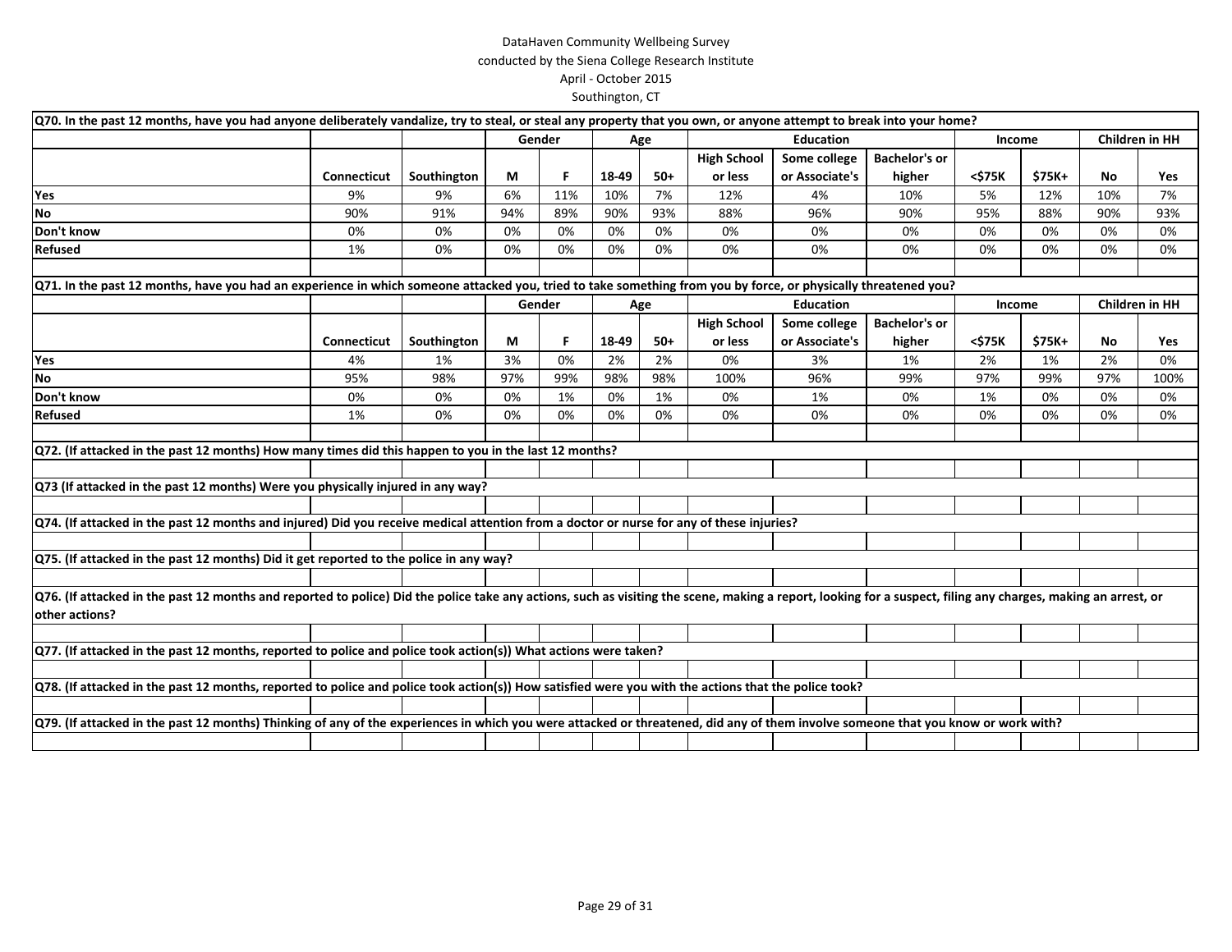DataHaven Community Wellbeing Survey
conducted by the Siena College Research Institute
April - October 2015
Southington, CT

**Q70. In the past 12 months, have you had anyone deliberately vandalize, try to steal, or steal any property that you own, or anyone attempt to break into your home?**

| | | | Gender | | Age | | Education | | | Income | | Children in HH | |
|---|---|---|---|---|---|---|---|---|---|---|---|---|---|
| | Connecticut | Southington | M | F | 18-49 | 50+ | High School or less | Some college or Associate's | Bachelor's or higher | <$75K | $75K+ | No | Yes |
| **Yes** | 9% | 9% | 6% | 11% | 10% | 7% | 12% | 4% | 10% | 5% | 12% | 10% | 7% |
| **No** | 90% | 91% | 94% | 89% | 90% | 93% | 88% | 96% | 90% | 95% | 88% | 90% | 93% |
| **Don't know** | 0% | 0% | 0% | 0% | 0% | 0% | 0% | 0% | 0% | 0% | 0% | 0% | 0% |
| **Refused** | 1% | 0% | 0% | 0% | 0% | 0% | 0% | 0% | 0% | 0% | 0% | 0% | 0% |

**Q71. In the past 12 months, have you had an experience in which someone attacked you, tried to take something from you by force, or physically threatened you?**

| | | | Gender | | Age | | Education | | | Income | | Children in HH | |
|---|---|---|---|---|---|---|---|---|---|---|---|---|---|
| | Connecticut | Southington | M | F | 18-49 | 50+ | High School or less | Some college or Associate's | Bachelor's or higher | <$75K | $75K+ | No | Yes |
| **Yes** | 4% | 1% | 3% | 0% | 2% | 2% | 0% | 3% | 1% | 2% | 1% | 2% | 0% |
| **No** | 95% | 98% | 97% | 99% | 98% | 98% | 100% | 96% | 99% | 97% | 99% | 97% | 100% |
| **Don't know** | 0% | 0% | 0% | 1% | 0% | 1% | 0% | 1% | 0% | 1% | 0% | 0% | 0% |
| **Refused** | 1% | 0% | 0% | 0% | 0% | 0% | 0% | 0% | 0% | 0% | 0% | 0% | 0% |

**Q72. (If attacked in the past 12 months) How many times did this happen to you in the last 12 months?**

**Q73 (If attacked in the past 12 months) Were you physically injured in any way?**

**Q74. (If attacked in the past 12 months and injured) Did you receive medical attention from a doctor or nurse for any of these injuries?**

**Q75. (If attacked in the past 12 months) Did it get reported to the police in any way?**

**Q76. (If attacked in the past 12 months and reported to police) Did the police take any actions, such as visiting the scene, making a report, looking for a suspect, filing any charges, making an arrest, or other actions?**

**Q77. (If attacked in the past 12 months, reported to police and police took action(s)) What actions were taken?**

**Q78. (If attacked in the past 12 months, reported to police and police took action(s)) How satisfied were you with the actions that the police took?**

**Q79. (If attacked in the past 12 months) Thinking of any of the experiences in which you were attacked or threatened, did any of them involve someone that you know or work with?**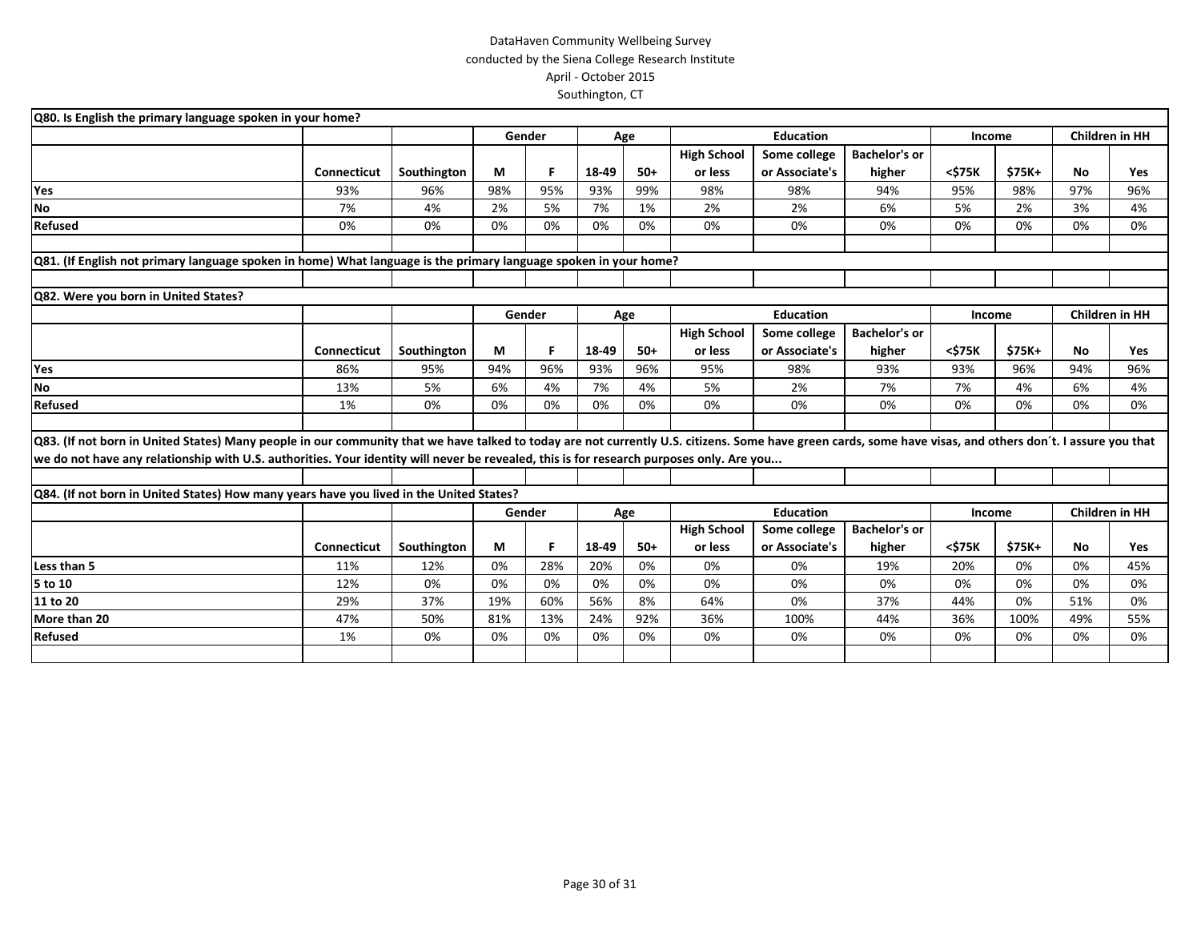DataHaven Community Wellbeing Survey
conducted by the Siena College Research Institute
April - October 2015
Southington, CT

**Q80. Is English the primary language spoken in your home?**

| | Connecticut | Southington | Gender | | Age | | Education | | | Income | | Children in HH | |
|---|---|---|---|---|---|---|---|---|---|---|---|---|---|
| | | | M | F | 18-49 | 50+ | High School or less | Some college or Associate's | Bachelor's or higher | <$75K | $75K+ | No | Yes |
| **Yes** | 93% | 96% | 98% | 95% | 93% | 99% | 98% | 98% | 94% | 95% | 98% | 97% | 96% |
| **No** | 7% | 4% | 2% | 5% | 7% | 1% | 2% | 2% | 6% | 5% | 2% | 3% | 4% |
| **Refused** | 0% | 0% | 0% | 0% | 0% | 0% | 0% | 0% | 0% | 0% | 0% | 0% | 0% |

**Q81. (If English not primary language spoken in home) What language is the primary language spoken in your home?**

**Q82. Were you born in United States?**

| | Connecticut | Southington | Gender | | Age | | Education | | | Income | | Children in HH | |
|---|---|---|---|---|---|---|---|---|---|---|---|---|---|
| | | | M | F | 18-49 | 50+ | High School or less | Some college or Associate's | Bachelor's or higher | <$75K | $75K+ | No | Yes |
| **Yes** | 86% | 95% | 94% | 96% | 93% | 96% | 95% | 98% | 93% | 93% | 96% | 94% | 96% |
| **No** | 13% | 5% | 6% | 4% | 7% | 4% | 5% | 2% | 7% | 7% | 4% | 6% | 4% |
| **Refused** | 1% | 0% | 0% | 0% | 0% | 0% | 0% | 0% | 0% | 0% | 0% | 0% | 0% |

**Q83. (If not born in United States) Many people in our community that we have talked to today are not currently U.S. citizens. Some have green cards, some have visas, and others don´t. I assure you that we do not have any relationship with U.S. authorities. Your identity will never be revealed, this is for research purposes only. Are you...**

**Q84. (If not born in United States) How many years have you lived in the United States?**

| | Connecticut | Southington | Gender | | Age | | Education | | | Income | | Children in HH | |
|---|---|---|---|---|---|---|---|---|---|---|---|---|---|
| | | | M | F | 18-49 | 50+ | High School or less | Some college or Associate's | Bachelor's or higher | <$75K | $75K+ | No | Yes |
| **Less than 5** | 11% | 12% | 0% | 28% | 20% | 0% | 0% | 0% | 19% | 20% | 0% | 0% | 45% |
| **5 to 10** | 12% | 0% | 0% | 0% | 0% | 0% | 0% | 0% | 0% | 0% | 0% | 0% | 0% |
| **11 to 20** | 29% | 37% | 19% | 60% | 56% | 8% | 64% | 0% | 37% | 44% | 0% | 51% | 0% |
| **More than 20** | 47% | 50% | 81% | 13% | 24% | 92% | 36% | 100% | 44% | 36% | 100% | 49% | 55% |
| **Refused** | 1% | 0% | 0% | 0% | 0% | 0% | 0% | 0% | 0% | 0% | 0% | 0% | 0% |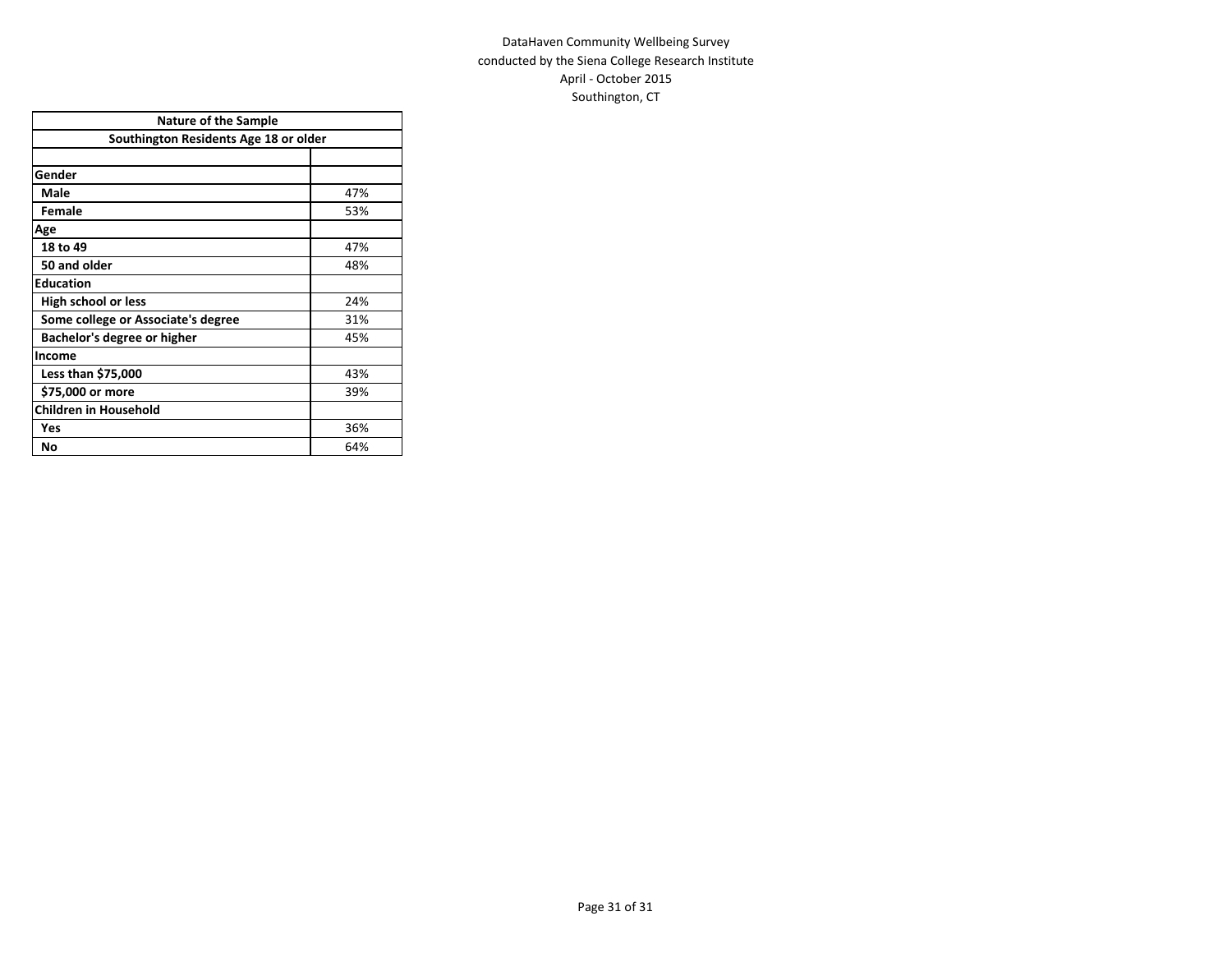DataHaven Community Wellbeing Survey
conducted by the Siena College Research Institute
April - October 2015
Southington, CT

| Nature of the Sample | |
|---|---|
| **Southington Residents Age 18 or older** | |
| | |
| **Gender** | |
| **Male** | 47% |
| **Female** | 53% |
| **Age** | |
| **18 to 49** | 47% |
| **50 and older** | 48% |
| **Education** | |
| **High school or less** | 24% |
| **Some college or Associate's degree** | 31% |
| **Bachelor's degree or higher** | 45% |
| **Income** | |
| **Less than $75,000** | 43% |
| **$75,000 or more** | 39% |
| **Children in Household** | |
| **Yes** | 36% |
| **No** | 64% |